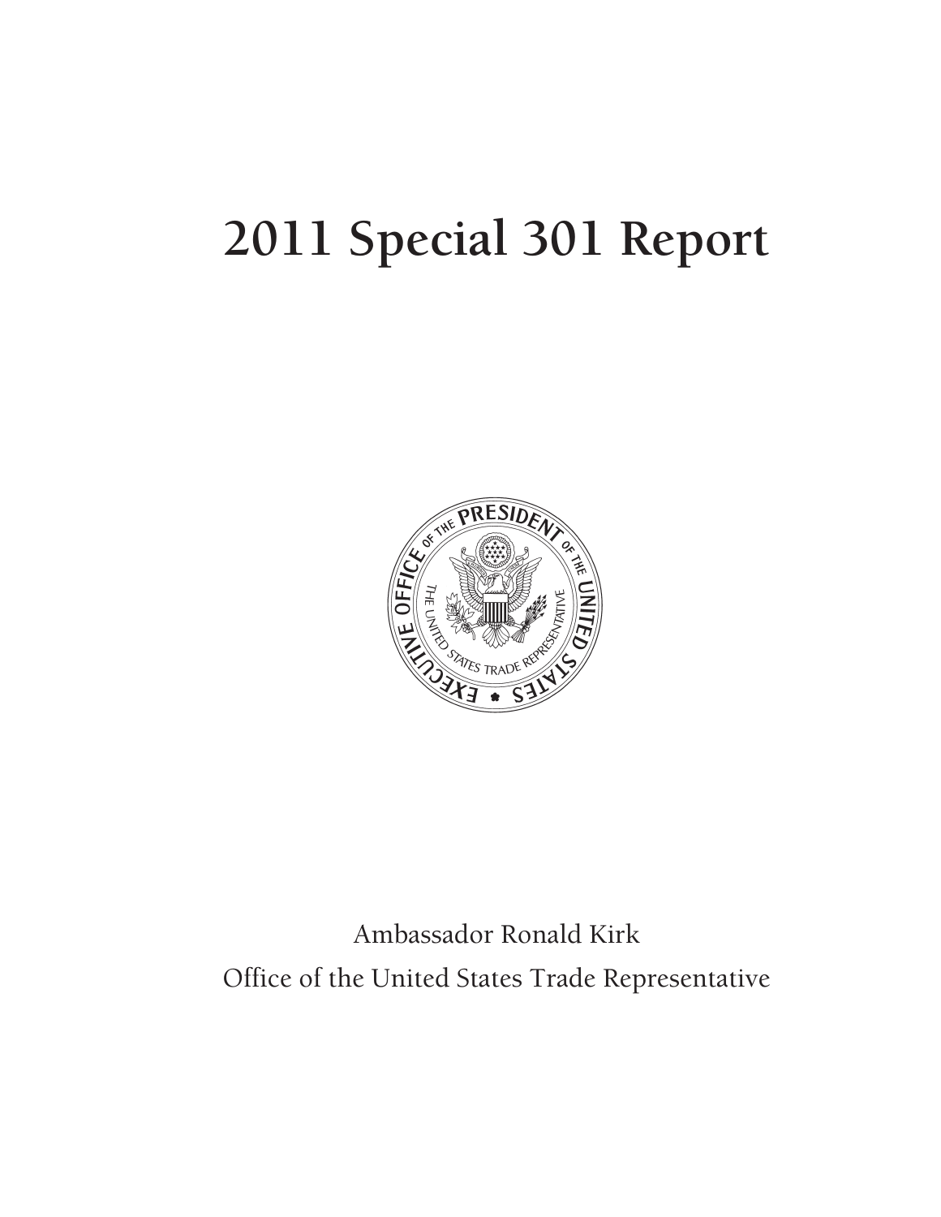# 2011 Special 301 Report

Ambassador Ronald Kirk

Office of the United States Trade Representative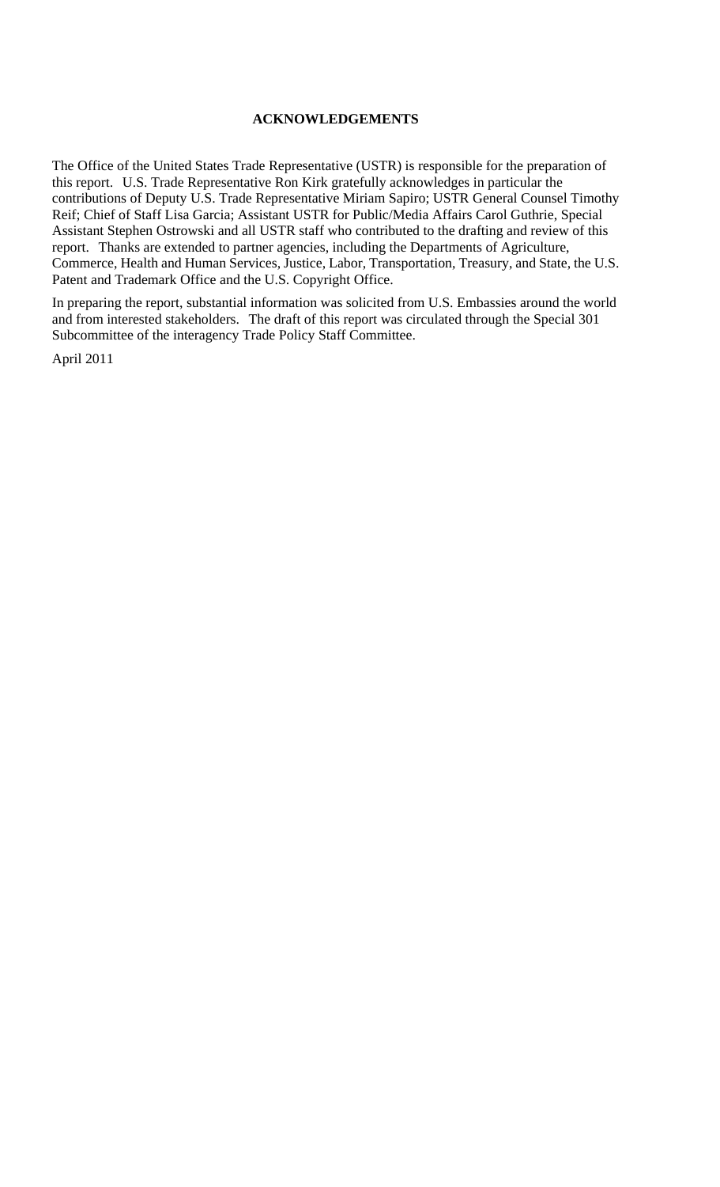# ACKNOWLEDGEMENTS

The Office of the United States Trade Representative (USTR) is responsible for the preparation of this report. U.S. Trade Representative Ron Kirk gratefully acknowledges in particular the contributions of Deputy U.S. Trade Representative Miriam Sapiro; USTR General Counsel Timothy Reif; Chief of Staff Lisa Garcia; Assistant USTR for Public/Media Affairs Carol Guthrie, Special Assistant Stephen Ostrowski and all USTR staff who contributed to the drafting and review of this report. Thanks are extended to partner agencies, including the Departments of Agriculture, Commerce, Health and Human Services, Justice, Labor, Transportation, Treasury, and State, the U.S. Patent and Trademark Office and the U.S. Copyright Office.

In preparing the report, substantial information was solicited from U.S. Embassies around the world and from interested stakeholders. The draft of this report was circulated through the Special 301 Subcommittee of the interagency Trade Policy Staff Committee.

April 2011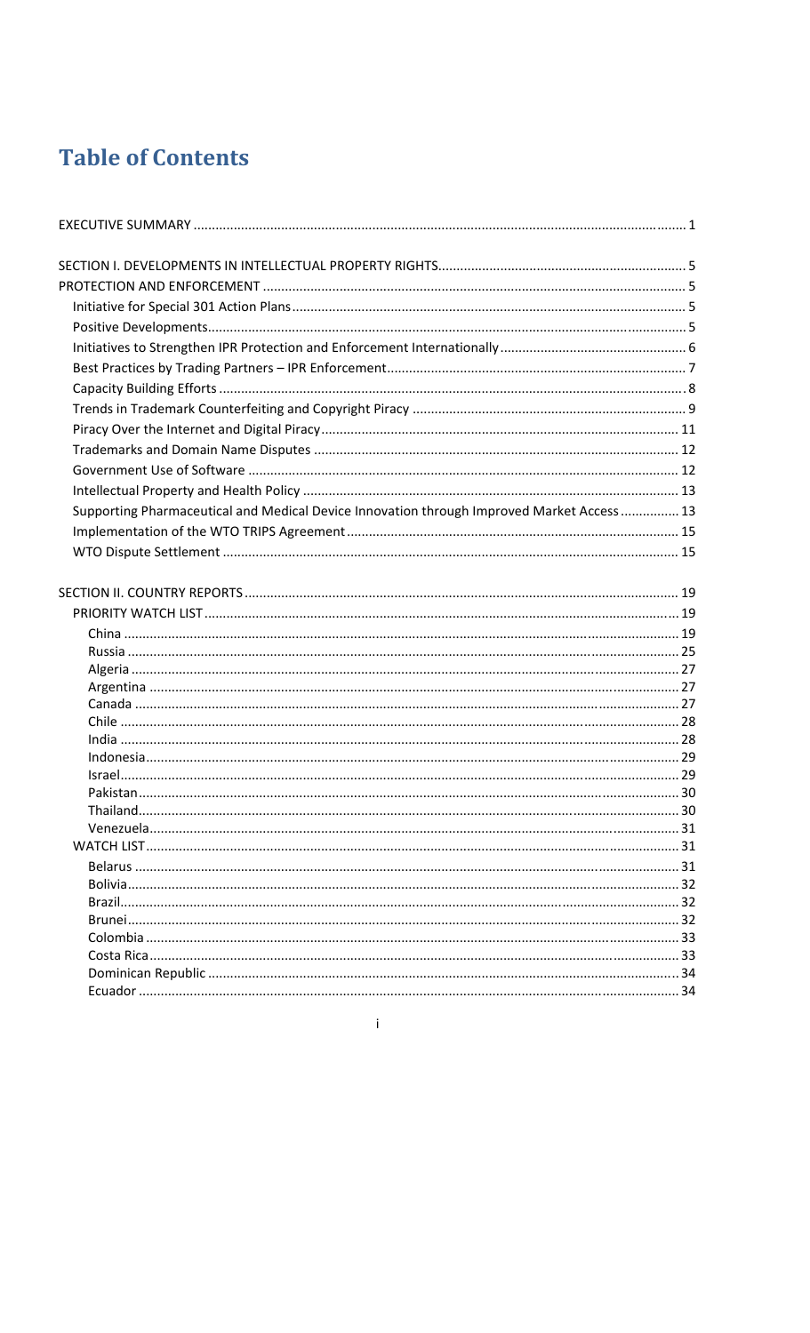# Table of Contents

EXECUTIVE SUMMARY ........................................................ 1

SECTION I. DEVELOPMENTS IN INTELLECTUAL PROPERTY RIGHTS ........................................................ 5
PROTECTION AND ENFORCEMENT ........................................................ 5
- Initiative for Special 301 Action Plans ........................................................ 5
- Positive Developments ........................................................ 5
- Initiatives to Strengthen IPR Protection and Enforcement Internationally ........................................................ 6
- Best Practices by Trading Partners – IPR Enforcement ........................................................ 7
- Capacity Building Efforts ........................................................ 8
- Trends in Trademark Counterfeiting and Copyright Piracy ........................................................ 9
- Piracy Over the Internet and Digital Piracy ........................................................ 11
- Trademarks and Domain Name Disputes ........................................................ 12
- Government Use of Software ........................................................ 12
- Intellectual Property and Health Policy ........................................................ 13
- Supporting Pharmaceutical and Medical Device Innovation through Improved Market Access ........................................................ 13
- Implementation of the WTO TRIPS Agreement ........................................................ 15
- WTO Dispute Settlement ........................................................ 15

SECTION II. COUNTRY REPORTS ........................................................ 19
- PRIORITY WATCH LIST ........................................................ 19
  - China ........................................................ 19
  - Russia ........................................................ 25
  - Algeria ........................................................ 27
  - Argentina ........................................................ 27
  - Canada ........................................................ 27
  - Chile ........................................................ 28
  - India ........................................................ 28
  - Indonesia ........................................................ 29
  - Israel ........................................................ 29
  - Pakistan ........................................................ 30
  - Thailand ........................................................ 30
  - Venezuela ........................................................ 31
- WATCH LIST ........................................................ 31
  - Belarus ........................................................ 31
  - Bolivia ........................................................ 32
  - Brazil ........................................................ 32
  - Brunei ........................................................ 32
  - Colombia ........................................................ 33
  - Costa Rica ........................................................ 33
  - Dominican Republic ........................................................ 34
  - Ecuador ........................................................ 34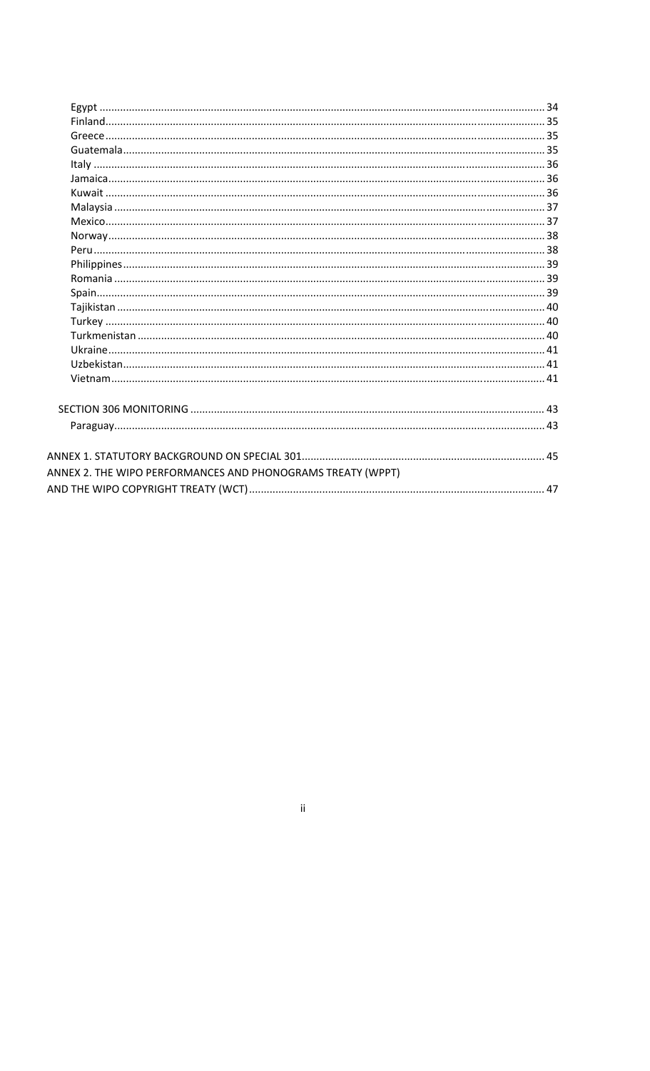Egypt ........................................................................................................................................................ 34
Finland ...................................................................................................................................................... 35
Greece ...................................................................................................................................................... 35
Guatemala ................................................................................................................................................ 35
Italy .......................................................................................................................................................... 36
Jamaica ..................................................................................................................................................... 36
Kuwait ...................................................................................................................................................... 36
Malaysia ................................................................................................................................................... 37
Mexico ...................................................................................................................................................... 37
Norway ..................................................................................................................................................... 38
Peru .......................................................................................................................................................... 38
Philippines ................................................................................................................................................ 39
Romania ................................................................................................................................................... 39
Spain ......................................................................................................................................................... 39
Tajikistan .................................................................................................................................................. 40
Turkey ...................................................................................................................................................... 40
Turkmenistan ........................................................................................................................................... 40
Ukraine ..................................................................................................................................................... 41
Uzbekistan ................................................................................................................................................ 41
Vietnam .................................................................................................................................................... 41

SECTION 306 MONITORING ........................................................................................................................ 43
Paraguay ................................................................................................................................................... 43

ANNEX 1. STATUTORY BACKGROUND ON SPECIAL 301 ................................................................................ 45
ANNEX 2. THE WIPO PERFORMANCES AND PHONOGRAMS TREATY (WPPT)
AND THE WIPO COPYRIGHT TREATY (WCT) ................................................................................................. 47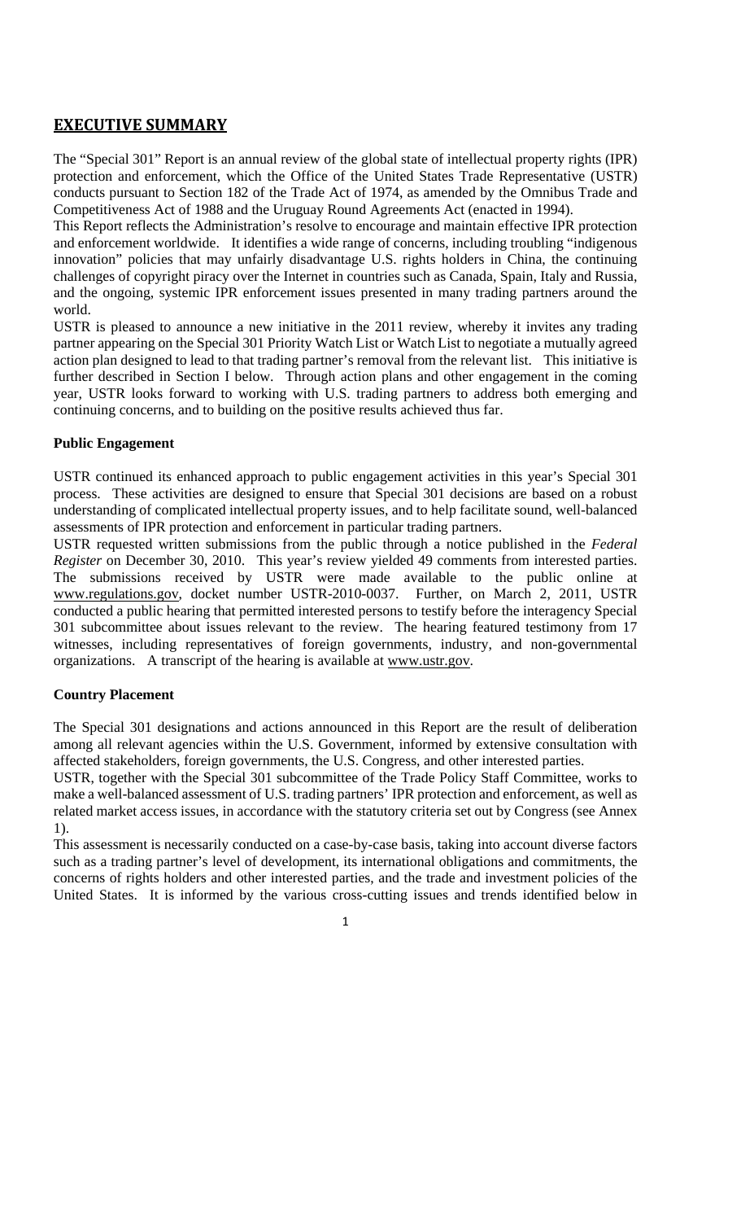## EXECUTIVE SUMMARY

The "Special 301" Report is an annual review of the global state of intellectual property rights (IPR) protection and enforcement, which the Office of the United States Trade Representative (USTR) conducts pursuant to Section 182 of the Trade Act of 1974, as amended by the Omnibus Trade and Competitiveness Act of 1988 and the Uruguay Round Agreements Act (enacted in 1994).

This Report reflects the Administration's resolve to encourage and maintain effective IPR protection and enforcement worldwide. It identifies a wide range of concerns, including troubling "indigenous innovation" policies that may unfairly disadvantage U.S. rights holders in China, the continuing challenges of copyright piracy over the Internet in countries such as Canada, Spain, Italy and Russia, and the ongoing, systemic IPR enforcement issues presented in many trading partners around the world.

USTR is pleased to announce a new initiative in the 2011 review, whereby it invites any trading partner appearing on the Special 301 Priority Watch List or Watch List to negotiate a mutually agreed action plan designed to lead to that trading partner's removal from the relevant list. This initiative is further described in Section I below. Through action plans and other engagement in the coming year, USTR looks forward to working with U.S. trading partners to address both emerging and continuing concerns, and to building on the positive results achieved thus far.

**Public Engagement**

USTR continued its enhanced approach to public engagement activities in this year's Special 301 process. These activities are designed to ensure that Special 301 decisions are based on a robust understanding of complicated intellectual property issues, and to help facilitate sound, well-balanced assessments of IPR protection and enforcement in particular trading partners.

USTR requested written submissions from the public through a notice published in the *Federal Register* on December 30, 2010. This year's review yielded 49 comments from interested parties. The submissions received by USTR were made available to the public online at www.regulations.gov, docket number USTR-2010-0037. Further, on March 2, 2011, USTR conducted a public hearing that permitted interested persons to testify before the interagency Special 301 subcommittee about issues relevant to the review. The hearing featured testimony from 17 witnesses, including representatives of foreign governments, industry, and non-governmental organizations. A transcript of the hearing is available at www.ustr.gov.

**Country Placement**

The Special 301 designations and actions announced in this Report are the result of deliberation among all relevant agencies within the U.S. Government, informed by extensive consultation with affected stakeholders, foreign governments, the U.S. Congress, and other interested parties.

USTR, together with the Special 301 subcommittee of the Trade Policy Staff Committee, works to make a well-balanced assessment of U.S. trading partners' IPR protection and enforcement, as well as related market access issues, in accordance with the statutory criteria set out by Congress (see Annex 1).

This assessment is necessarily conducted on a case-by-case basis, taking into account diverse factors such as a trading partner's level of development, its international obligations and commitments, the concerns of rights holders and other interested parties, and the trade and investment policies of the United States. It is informed by the various cross-cutting issues and trends identified below in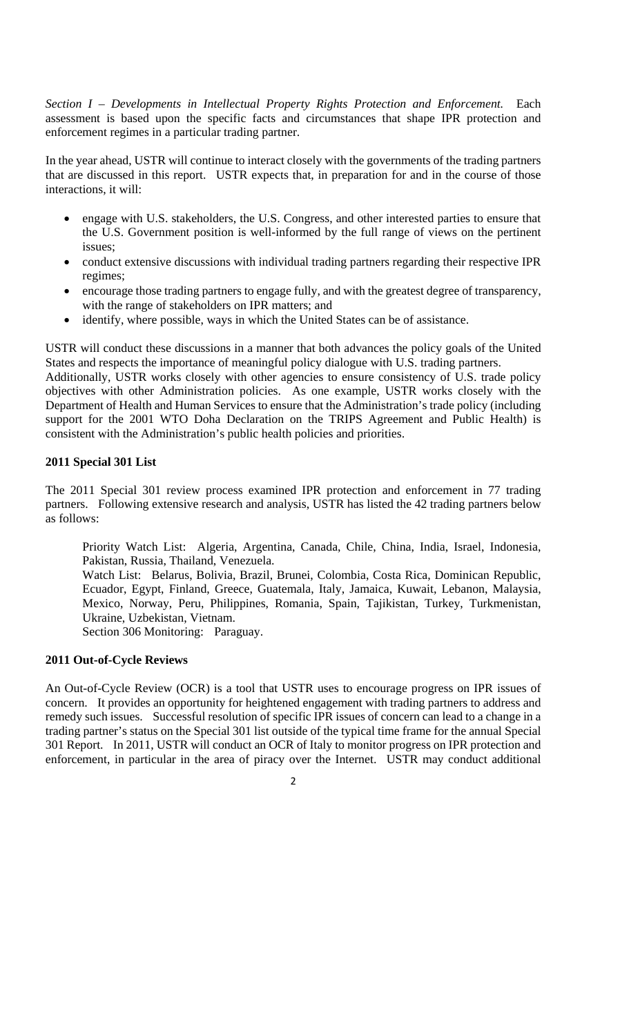*Section I – Developments in Intellectual Property Rights Protection and Enforcement.* Each assessment is based upon the specific facts and circumstances that shape IPR protection and enforcement regimes in a particular trading partner.

In the year ahead, USTR will continue to interact closely with the governments of the trading partners that are discussed in this report. USTR expects that, in preparation for and in the course of those interactions, it will:

- engage with U.S. stakeholders, the U.S. Congress, and other interested parties to ensure that the U.S. Government position is well-informed by the full range of views on the pertinent issues;
- conduct extensive discussions with individual trading partners regarding their respective IPR regimes;
- encourage those trading partners to engage fully, and with the greatest degree of transparency, with the range of stakeholders on IPR matters; and
- identify, where possible, ways in which the United States can be of assistance.

USTR will conduct these discussions in a manner that both advances the policy goals of the United States and respects the importance of meaningful policy dialogue with U.S. trading partners.
Additionally, USTR works closely with other agencies to ensure consistency of U.S. trade policy objectives with other Administration policies. As one example, USTR works closely with the Department of Health and Human Services to ensure that the Administration's trade policy (including support for the 2001 WTO Doha Declaration on the TRIPS Agreement and Public Health) is consistent with the Administration's public health policies and priorities.

**2011 Special 301 List**

The 2011 Special 301 review process examined IPR protection and enforcement in 77 trading partners. Following extensive research and analysis, USTR has listed the 42 trading partners below as follows:

> Priority Watch List: Algeria, Argentina, Canada, Chile, China, India, Israel, Indonesia, Pakistan, Russia, Thailand, Venezuela.
> Watch List: Belarus, Bolivia, Brazil, Brunei, Colombia, Costa Rica, Dominican Republic, Ecuador, Egypt, Finland, Greece, Guatemala, Italy, Jamaica, Kuwait, Lebanon, Malaysia, Mexico, Norway, Peru, Philippines, Romania, Spain, Tajikistan, Turkey, Turkmenistan, Ukraine, Uzbekistan, Vietnam.
> Section 306 Monitoring: Paraguay.

**2011 Out-of-Cycle Reviews**

An Out-of-Cycle Review (OCR) is a tool that USTR uses to encourage progress on IPR issues of concern. It provides an opportunity for heightened engagement with trading partners to address and remedy such issues. Successful resolution of specific IPR issues of concern can lead to a change in a trading partner's status on the Special 301 list outside of the typical time frame for the annual Special 301 Report. In 2011, USTR will conduct an OCR of Italy to monitor progress on IPR protection and enforcement, in particular in the area of piracy over the Internet. USTR may conduct additional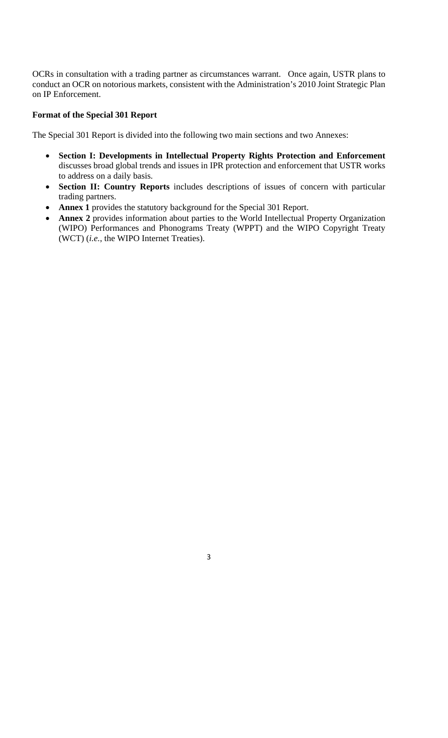OCRs in consultation with a trading partner as circumstances warrant. Once again, USTR plans to conduct an OCR on notorious markets, consistent with the Administration's 2010 Joint Strategic Plan on IP Enforcement.

**Format of the Special 301 Report**

The Special 301 Report is divided into the following two main sections and two Annexes:

- **Section I: Developments in Intellectual Property Rights Protection and Enforcement** discusses broad global trends and issues in IPR protection and enforcement that USTR works to address on a daily basis.
- **Section II: Country Reports** includes descriptions of issues of concern with particular trading partners.
- **Annex 1** provides the statutory background for the Special 301 Report.
- **Annex 2** provides information about parties to the World Intellectual Property Organization (WIPO) Performances and Phonograms Treaty (WPPT) and the WIPO Copyright Treaty (WCT) (*i.e.*, the WIPO Internet Treaties).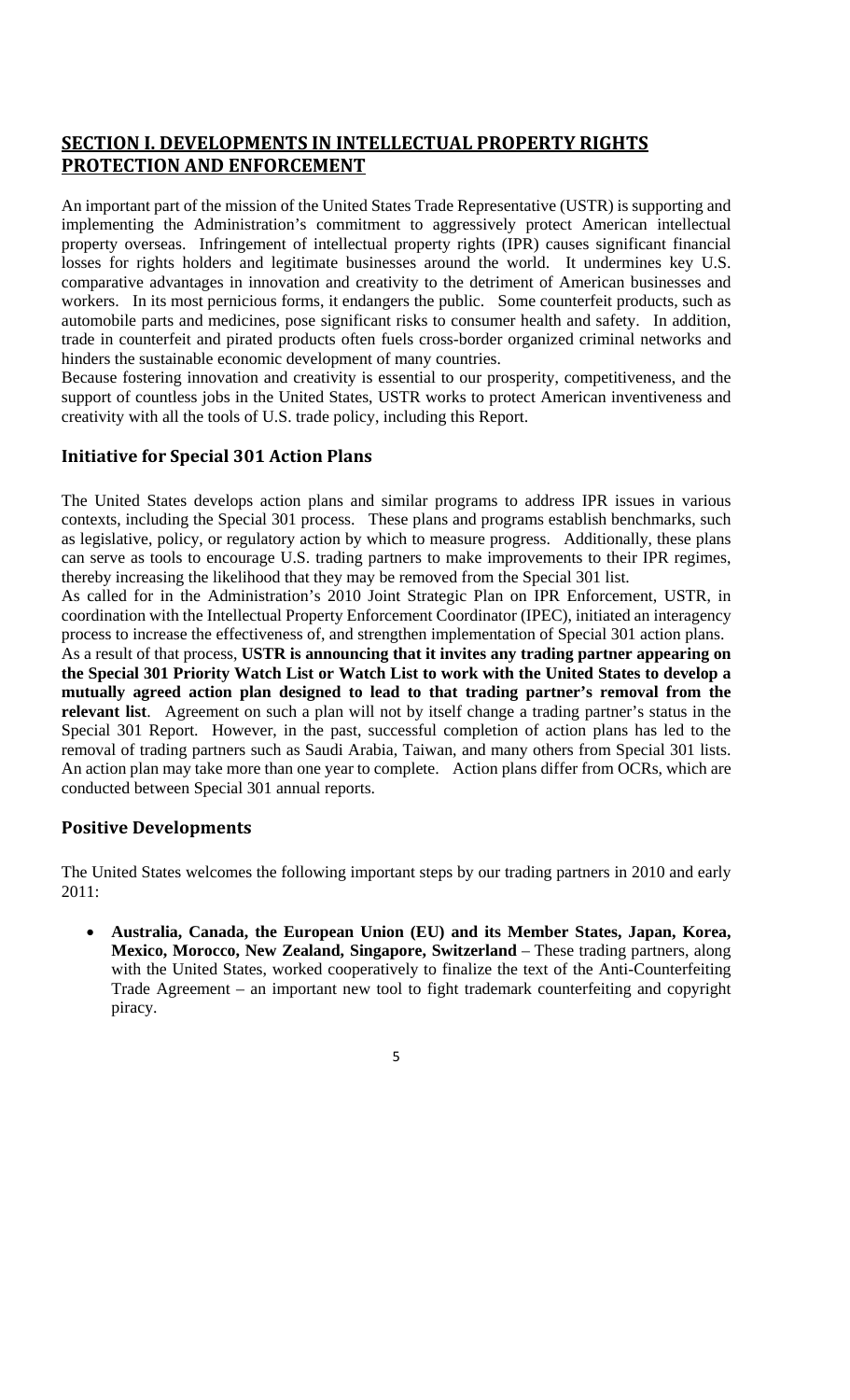## SECTION I. DEVELOPMENTS IN INTELLECTUAL PROPERTY RIGHTS PROTECTION AND ENFORCEMENT

An important part of the mission of the United States Trade Representative (USTR) is supporting and implementing the Administration's commitment to aggressively protect American intellectual property overseas. Infringement of intellectual property rights (IPR) causes significant financial losses for rights holders and legitimate businesses around the world. It undermines key U.S. comparative advantages in innovation and creativity to the detriment of American businesses and workers. In its most pernicious forms, it endangers the public. Some counterfeit products, such as automobile parts and medicines, pose significant risks to consumer health and safety. In addition, trade in counterfeit and pirated products often fuels cross-border organized criminal networks and hinders the sustainable economic development of many countries.

Because fostering innovation and creativity is essential to our prosperity, competitiveness, and the support of countless jobs in the United States, USTR works to protect American inventiveness and creativity with all the tools of U.S. trade policy, including this Report.

### Initiative for Special 301 Action Plans

The United States develops action plans and similar programs to address IPR issues in various contexts, including the Special 301 process. These plans and programs establish benchmarks, such as legislative, policy, or regulatory action by which to measure progress. Additionally, these plans can serve as tools to encourage U.S. trading partners to make improvements to their IPR regimes, thereby increasing the likelihood that they may be removed from the Special 301 list.

As called for in the Administration's 2010 Joint Strategic Plan on IPR Enforcement, USTR, in coordination with the Intellectual Property Enforcement Coordinator (IPEC), initiated an interagency process to increase the effectiveness of, and strengthen implementation of Special 301 action plans.

As a result of that process, **USTR is announcing that it invites any trading partner appearing on the Special 301 Priority Watch List or Watch List to work with the United States to develop a mutually agreed action plan designed to lead to that trading partner's removal from the relevant list**. Agreement on such a plan will not by itself change a trading partner's status in the Special 301 Report. However, in the past, successful completion of action plans has led to the removal of trading partners such as Saudi Arabia, Taiwan, and many others from Special 301 lists. An action plan may take more than one year to complete. Action plans differ from OCRs, which are conducted between Special 301 annual reports.

### Positive Developments

The United States welcomes the following important steps by our trading partners in 2010 and early 2011:

- **Australia, Canada, the European Union (EU) and its Member States, Japan, Korea, Mexico, Morocco, New Zealand, Singapore, Switzerland** – These trading partners, along with the United States, worked cooperatively to finalize the text of the Anti-Counterfeiting Trade Agreement – an important new tool to fight trademark counterfeiting and copyright piracy.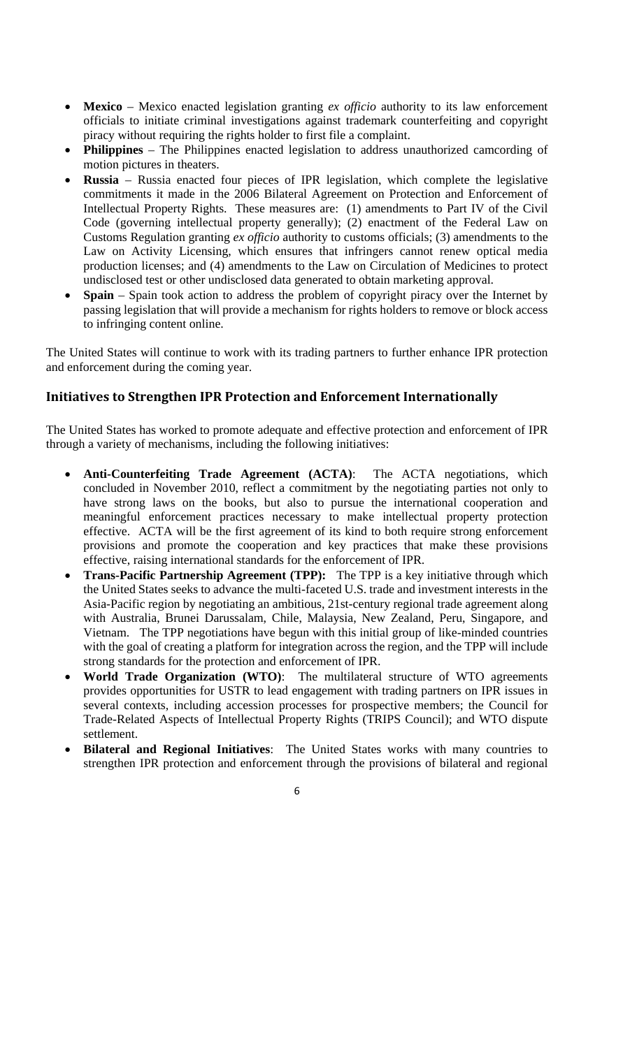- **Mexico** – Mexico enacted legislation granting *ex officio* authority to its law enforcement officials to initiate criminal investigations against trademark counterfeiting and copyright piracy without requiring the rights holder to first file a complaint.
- **Philippines** – The Philippines enacted legislation to address unauthorized camcording of motion pictures in theaters.
- **Russia** – Russia enacted four pieces of IPR legislation, which complete the legislative commitments it made in the 2006 Bilateral Agreement on Protection and Enforcement of Intellectual Property Rights. These measures are: (1) amendments to Part IV of the Civil Code (governing intellectual property generally); (2) enactment of the Federal Law on Customs Regulation granting *ex officio* authority to customs officials; (3) amendments to the Law on Activity Licensing, which ensures that infringers cannot renew optical media production licenses; and (4) amendments to the Law on Circulation of Medicines to protect undisclosed test or other undisclosed data generated to obtain marketing approval.
- **Spain** – Spain took action to address the problem of copyright piracy over the Internet by passing legislation that will provide a mechanism for rights holders to remove or block access to infringing content online.

The United States will continue to work with its trading partners to further enhance IPR protection and enforcement during the coming year.

## Initiatives to Strengthen IPR Protection and Enforcement Internationally

The United States has worked to promote adequate and effective protection and enforcement of IPR through a variety of mechanisms, including the following initiatives:

- **Anti-Counterfeiting Trade Agreement (ACTA)**: The ACTA negotiations, which concluded in November 2010, reflect a commitment by the negotiating parties not only to have strong laws on the books, but also to pursue the international cooperation and meaningful enforcement practices necessary to make intellectual property protection effective. ACTA will be the first agreement of its kind to both require strong enforcement provisions and promote the cooperation and key practices that make these provisions effective, raising international standards for the enforcement of IPR.
- **Trans-Pacific Partnership Agreement (TPP):** The TPP is a key initiative through which the United States seeks to advance the multi-faceted U.S. trade and investment interests in the Asia-Pacific region by negotiating an ambitious, 21st-century regional trade agreement along with Australia, Brunei Darussalam, Chile, Malaysia, New Zealand, Peru, Singapore, and Vietnam. The TPP negotiations have begun with this initial group of like-minded countries with the goal of creating a platform for integration across the region, and the TPP will include strong standards for the protection and enforcement of IPR.
- **World Trade Organization (WTO)**: The multilateral structure of WTO agreements provides opportunities for USTR to lead engagement with trading partners on IPR issues in several contexts, including accession processes for prospective members; the Council for Trade-Related Aspects of Intellectual Property Rights (TRIPS Council); and WTO dispute settlement.
- **Bilateral and Regional Initiatives**: The United States works with many countries to strengthen IPR protection and enforcement through the provisions of bilateral and regional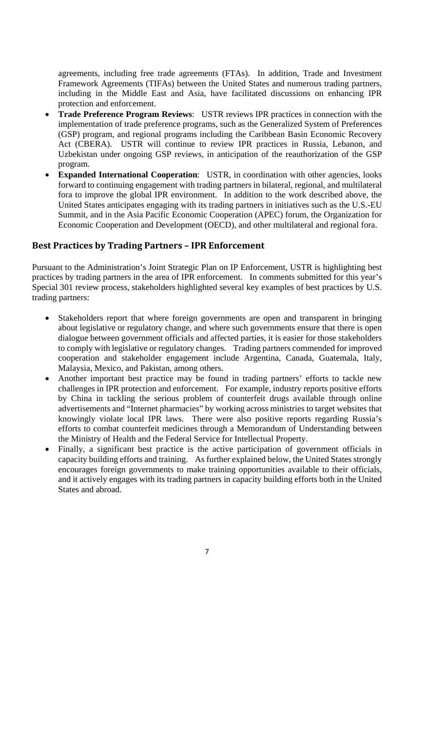agreements, including free trade agreements (FTAs). In addition, Trade and Investment Framework Agreements (TIFAs) between the United States and numerous trading partners, including in the Middle East and Asia, have facilitated discussions on enhancing IPR protection and enforcement.

- **Trade Preference Program Reviews**: USTR reviews IPR practices in connection with the implementation of trade preference programs, such as the Generalized System of Preferences (GSP) program, and regional programs including the Caribbean Basin Economic Recovery Act (CBERA). USTR will continue to review IPR practices in Russia, Lebanon, and Uzbekistan under ongoing GSP reviews, in anticipation of the reauthorization of the GSP program.
- **Expanded International Cooperation**: USTR, in coordination with other agencies, looks forward to continuing engagement with trading partners in bilateral, regional, and multilateral fora to improve the global IPR environment. In addition to the work described above, the United States anticipates engaging with its trading partners in initiatives such as the U.S.-EU Summit, and in the Asia Pacific Economic Cooperation (APEC) forum, the Organization for Economic Cooperation and Development (OECD), and other multilateral and regional fora.

## Best Practices by Trading Partners – IPR Enforcement

Pursuant to the Administration's Joint Strategic Plan on IP Enforcement, USTR is highlighting best practices by trading partners in the area of IPR enforcement. In comments submitted for this year's Special 301 review process, stakeholders highlighted several key examples of best practices by U.S. trading partners:

- Stakeholders report that where foreign governments are open and transparent in bringing about legislative or regulatory change, and where such governments ensure that there is open dialogue between government officials and affected parties, it is easier for those stakeholders to comply with legislative or regulatory changes. Trading partners commended for improved cooperation and stakeholder engagement include Argentina, Canada, Guatemala, Italy, Malaysia, Mexico, and Pakistan, among others.
- Another important best practice may be found in trading partners' efforts to tackle new challenges in IPR protection and enforcement. For example, industry reports positive efforts by China in tackling the serious problem of counterfeit drugs available through online advertisements and "Internet pharmacies" by working across ministries to target websites that knowingly violate local IPR laws. There were also positive reports regarding Russia's efforts to combat counterfeit medicines through a Memorandum of Understanding between the Ministry of Health and the Federal Service for Intellectual Property.
- Finally, a significant best practice is the active participation of government officials in capacity building efforts and training. As further explained below, the United States strongly encourages foreign governments to make training opportunities available to their officials, and it actively engages with its trading partners in capacity building efforts both in the United States and abroad.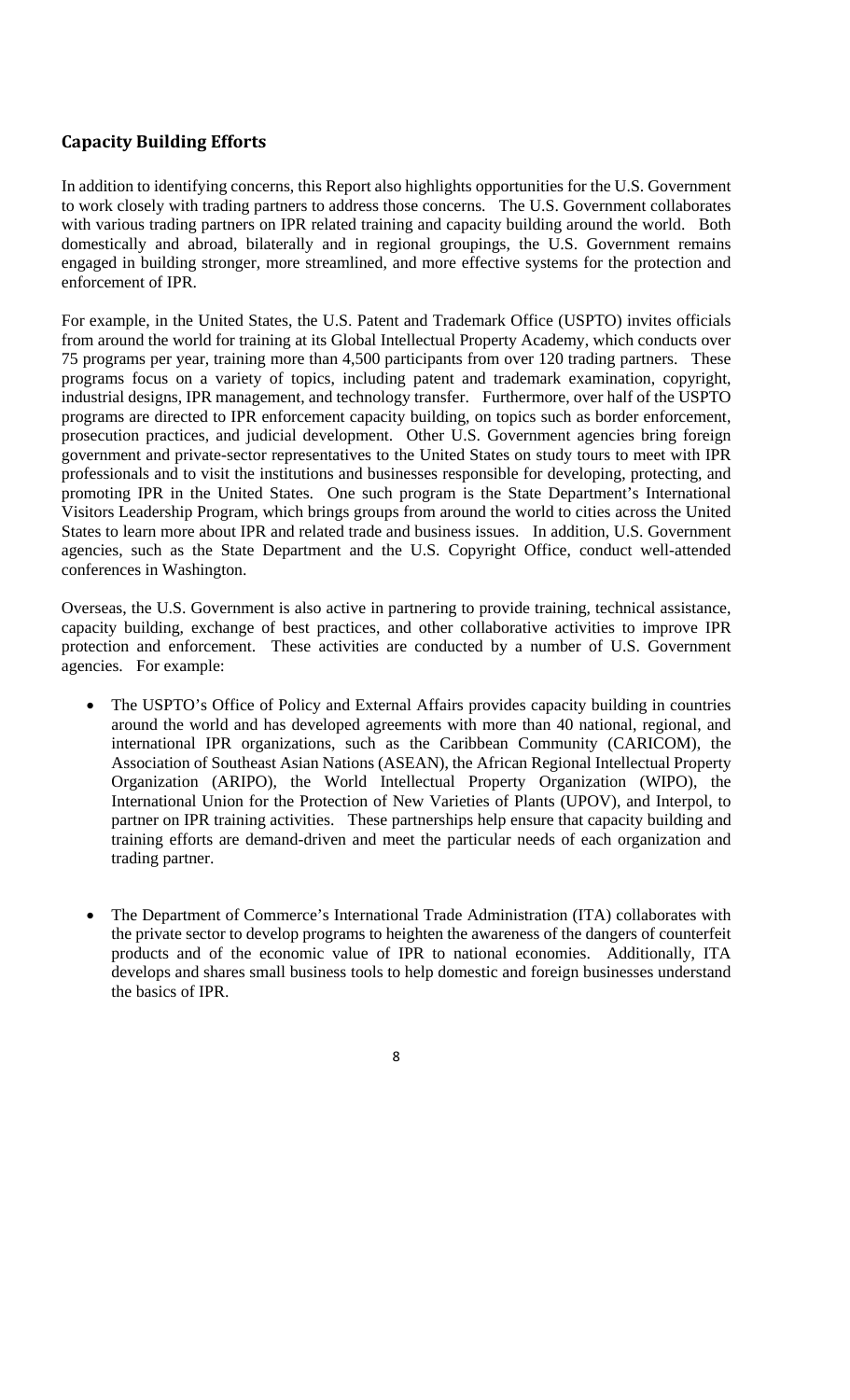## Capacity Building Efforts

In addition to identifying concerns, this Report also highlights opportunities for the U.S. Government to work closely with trading partners to address those concerns. The U.S. Government collaborates with various trading partners on IPR related training and capacity building around the world. Both domestically and abroad, bilaterally and in regional groupings, the U.S. Government remains engaged in building stronger, more streamlined, and more effective systems for the protection and enforcement of IPR.

For example, in the United States, the U.S. Patent and Trademark Office (USPTO) invites officials from around the world for training at its Global Intellectual Property Academy, which conducts over 75 programs per year, training more than 4,500 participants from over 120 trading partners. These programs focus on a variety of topics, including patent and trademark examination, copyright, industrial designs, IPR management, and technology transfer. Furthermore, over half of the USPTO programs are directed to IPR enforcement capacity building, on topics such as border enforcement, prosecution practices, and judicial development. Other U.S. Government agencies bring foreign government and private-sector representatives to the United States on study tours to meet with IPR professionals and to visit the institutions and businesses responsible for developing, protecting, and promoting IPR in the United States. One such program is the State Department's International Visitors Leadership Program, which brings groups from around the world to cities across the United States to learn more about IPR and related trade and business issues. In addition, U.S. Government agencies, such as the State Department and the U.S. Copyright Office, conduct well-attended conferences in Washington.

Overseas, the U.S. Government is also active in partnering to provide training, technical assistance, capacity building, exchange of best practices, and other collaborative activities to improve IPR protection and enforcement. These activities are conducted by a number of U.S. Government agencies. For example:

- The USPTO's Office of Policy and External Affairs provides capacity building in countries around the world and has developed agreements with more than 40 national, regional, and international IPR organizations, such as the Caribbean Community (CARICOM), the Association of Southeast Asian Nations (ASEAN), the African Regional Intellectual Property Organization (ARIPO), the World Intellectual Property Organization (WIPO), the International Union for the Protection of New Varieties of Plants (UPOV), and Interpol, to partner on IPR training activities. These partnerships help ensure that capacity building and training efforts are demand-driven and meet the particular needs of each organization and trading partner.

- The Department of Commerce's International Trade Administration (ITA) collaborates with the private sector to develop programs to heighten the awareness of the dangers of counterfeit products and of the economic value of IPR to national economies. Additionally, ITA develops and shares small business tools to help domestic and foreign businesses understand the basics of IPR.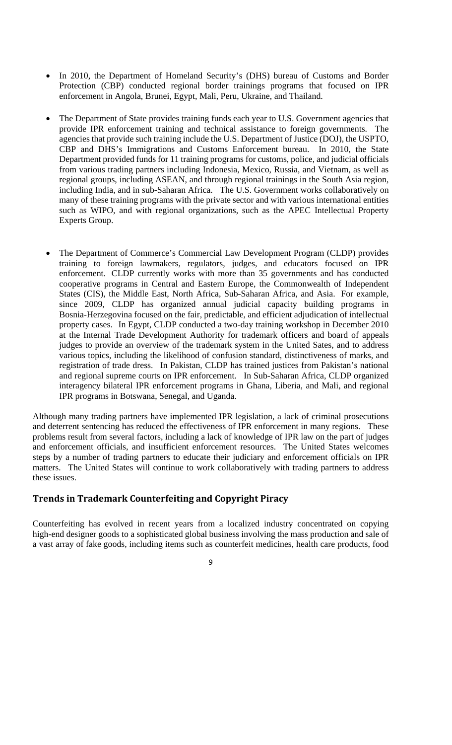- In 2010, the Department of Homeland Security's (DHS) bureau of Customs and Border Protection (CBP) conducted regional border trainings programs that focused on IPR enforcement in Angola, Brunei, Egypt, Mali, Peru, Ukraine, and Thailand.

- The Department of State provides training funds each year to U.S. Government agencies that provide IPR enforcement training and technical assistance to foreign governments. The agencies that provide such training include the U.S. Department of Justice (DOJ), the USPTO, CBP and DHS's Immigrations and Customs Enforcement bureau. In 2010, the State Department provided funds for 11 training programs for customs, police, and judicial officials from various trading partners including Indonesia, Mexico, Russia, and Vietnam, as well as regional groups, including ASEAN, and through regional trainings in the South Asia region, including India, and in sub-Saharan Africa. The U.S. Government works collaboratively on many of these training programs with the private sector and with various international entities such as WIPO, and with regional organizations, such as the APEC Intellectual Property Experts Group.

- The Department of Commerce's Commercial Law Development Program (CLDP) provides training to foreign lawmakers, regulators, judges, and educators focused on IPR enforcement. CLDP currently works with more than 35 governments and has conducted cooperative programs in Central and Eastern Europe, the Commonwealth of Independent States (CIS), the Middle East, North Africa, Sub-Saharan Africa, and Asia. For example, since 2009, CLDP has organized annual judicial capacity building programs in Bosnia-Herzegovina focused on the fair, predictable, and efficient adjudication of intellectual property cases. In Egypt, CLDP conducted a two-day training workshop in December 2010 at the Internal Trade Development Authority for trademark officers and board of appeals judges to provide an overview of the trademark system in the United Sates, and to address various topics, including the likelihood of confusion standard, distinctiveness of marks, and registration of trade dress. In Pakistan, CLDP has trained justices from Pakistan's national and regional supreme courts on IPR enforcement. In Sub-Saharan Africa, CLDP organized interagency bilateral IPR enforcement programs in Ghana, Liberia, and Mali, and regional IPR programs in Botswana, Senegal, and Uganda.

Although many trading partners have implemented IPR legislation, a lack of criminal prosecutions and deterrent sentencing has reduced the effectiveness of IPR enforcement in many regions. These problems result from several factors, including a lack of knowledge of IPR law on the part of judges and enforcement officials, and insufficient enforcement resources. The United States welcomes steps by a number of trading partners to educate their judiciary and enforcement officials on IPR matters. The United States will continue to work collaboratively with trading partners to address these issues.

## Trends in Trademark Counterfeiting and Copyright Piracy

Counterfeiting has evolved in recent years from a localized industry concentrated on copying high-end designer goods to a sophisticated global business involving the mass production and sale of a vast array of fake goods, including items such as counterfeit medicines, health care products, food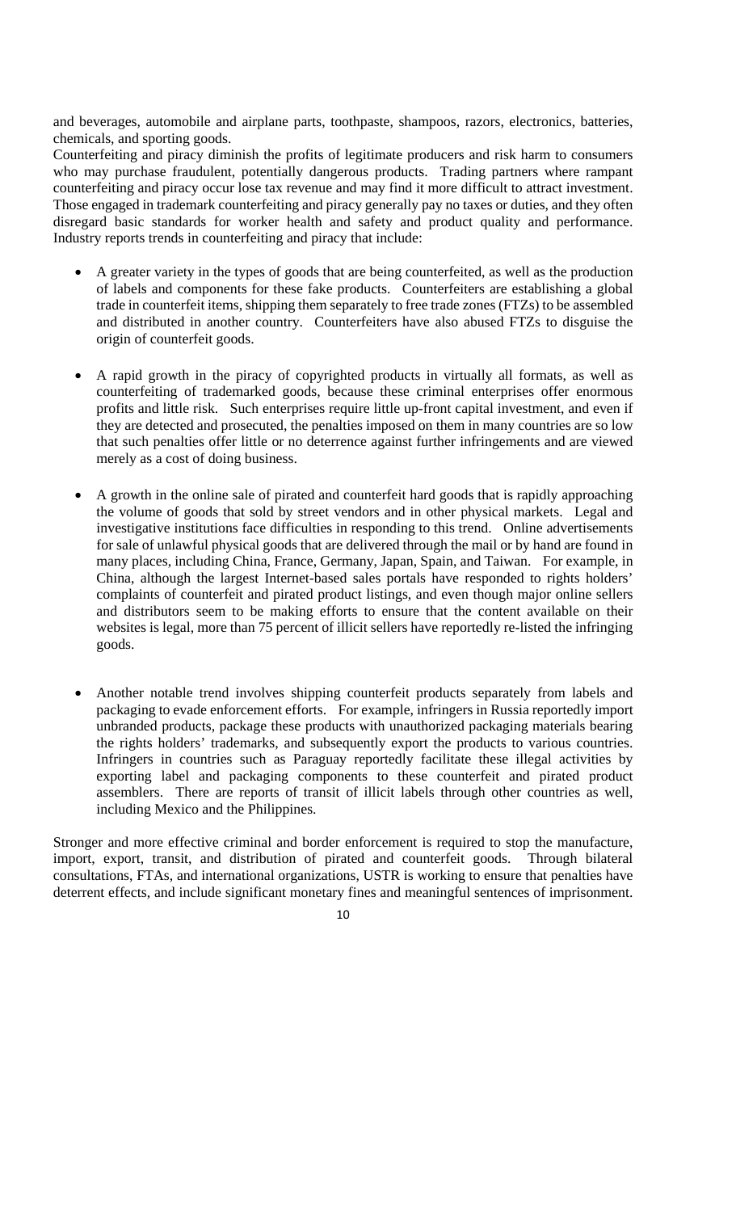and beverages, automobile and airplane parts, toothpaste, shampoos, razors, electronics, batteries, chemicals, and sporting goods.

Counterfeiting and piracy diminish the profits of legitimate producers and risk harm to consumers who may purchase fraudulent, potentially dangerous products. Trading partners where rampant counterfeiting and piracy occur lose tax revenue and may find it more difficult to attract investment. Those engaged in trademark counterfeiting and piracy generally pay no taxes or duties, and they often disregard basic standards for worker health and safety and product quality and performance. Industry reports trends in counterfeiting and piracy that include:

- A greater variety in the types of goods that are being counterfeited, as well as the production of labels and components for these fake products. Counterfeiters are establishing a global trade in counterfeit items, shipping them separately to free trade zones (FTZs) to be assembled and distributed in another country. Counterfeiters have also abused FTZs to disguise the origin of counterfeit goods.

- A rapid growth in the piracy of copyrighted products in virtually all formats, as well as counterfeiting of trademarked goods, because these criminal enterprises offer enormous profits and little risk. Such enterprises require little up-front capital investment, and even if they are detected and prosecuted, the penalties imposed on them in many countries are so low that such penalties offer little or no deterrence against further infringements and are viewed merely as a cost of doing business.

- A growth in the online sale of pirated and counterfeit hard goods that is rapidly approaching the volume of goods that sold by street vendors and in other physical markets. Legal and investigative institutions face difficulties in responding to this trend. Online advertisements for sale of unlawful physical goods that are delivered through the mail or by hand are found in many places, including China, France, Germany, Japan, Spain, and Taiwan. For example, in China, although the largest Internet-based sales portals have responded to rights holders' complaints of counterfeit and pirated product listings, and even though major online sellers and distributors seem to be making efforts to ensure that the content available on their websites is legal, more than 75 percent of illicit sellers have reportedly re-listed the infringing goods.

- Another notable trend involves shipping counterfeit products separately from labels and packaging to evade enforcement efforts. For example, infringers in Russia reportedly import unbranded products, package these products with unauthorized packaging materials bearing the rights holders' trademarks, and subsequently export the products to various countries. Infringers in countries such as Paraguay reportedly facilitate these illegal activities by exporting label and packaging components to these counterfeit and pirated product assemblers. There are reports of transit of illicit labels through other countries as well, including Mexico and the Philippines.

Stronger and more effective criminal and border enforcement is required to stop the manufacture, import, export, transit, and distribution of pirated and counterfeit goods. Through bilateral consultations, FTAs, and international organizations, USTR is working to ensure that penalties have deterrent effects, and include significant monetary fines and meaningful sentences of imprisonment.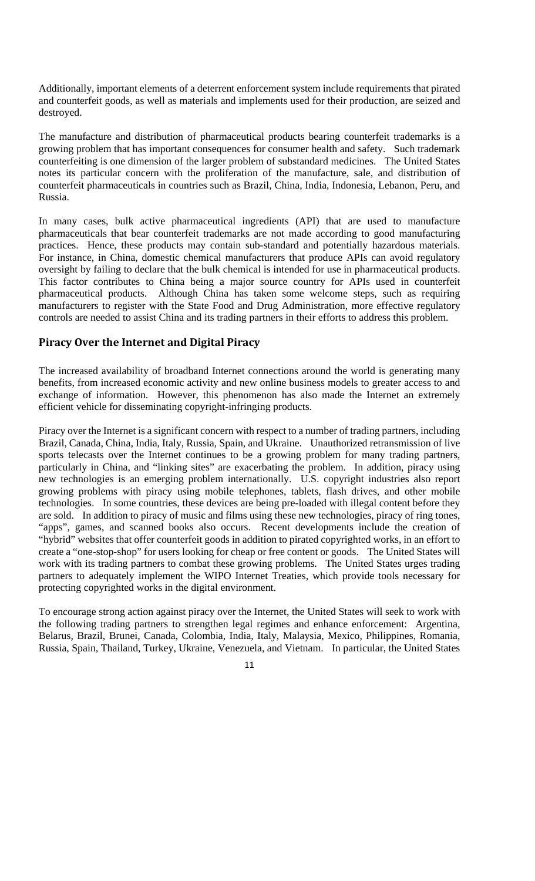Additionally, important elements of a deterrent enforcement system include requirements that pirated and counterfeit goods, as well as materials and implements used for their production, are seized and destroyed.

The manufacture and distribution of pharmaceutical products bearing counterfeit trademarks is a growing problem that has important consequences for consumer health and safety. Such trademark counterfeiting is one dimension of the larger problem of substandard medicines. The United States notes its particular concern with the proliferation of the manufacture, sale, and distribution of counterfeit pharmaceuticals in countries such as Brazil, China, India, Indonesia, Lebanon, Peru, and Russia.

In many cases, bulk active pharmaceutical ingredients (API) that are used to manufacture pharmaceuticals that bear counterfeit trademarks are not made according to good manufacturing practices. Hence, these products may contain sub-standard and potentially hazardous materials. For instance, in China, domestic chemical manufacturers that produce APIs can avoid regulatory oversight by failing to declare that the bulk chemical is intended for use in pharmaceutical products. This factor contributes to China being a major source country for APIs used in counterfeit pharmaceutical products. Although China has taken some welcome steps, such as requiring manufacturers to register with the State Food and Drug Administration, more effective regulatory controls are needed to assist China and its trading partners in their efforts to address this problem.

## Piracy Over the Internet and Digital Piracy

The increased availability of broadband Internet connections around the world is generating many benefits, from increased economic activity and new online business models to greater access to and exchange of information. However, this phenomenon has also made the Internet an extremely efficient vehicle for disseminating copyright-infringing products.

Piracy over the Internet is a significant concern with respect to a number of trading partners, including Brazil, Canada, China, India, Italy, Russia, Spain, and Ukraine. Unauthorized retransmission of live sports telecasts over the Internet continues to be a growing problem for many trading partners, particularly in China, and "linking sites" are exacerbating the problem. In addition, piracy using new technologies is an emerging problem internationally. U.S. copyright industries also report growing problems with piracy using mobile telephones, tablets, flash drives, and other mobile technologies. In some countries, these devices are being pre-loaded with illegal content before they are sold. In addition to piracy of music and films using these new technologies, piracy of ring tones, "apps", games, and scanned books also occurs. Recent developments include the creation of "hybrid" websites that offer counterfeit goods in addition to pirated copyrighted works, in an effort to create a "one-stop-shop" for users looking for cheap or free content or goods. The United States will work with its trading partners to combat these growing problems. The United States urges trading partners to adequately implement the WIPO Internet Treaties, which provide tools necessary for protecting copyrighted works in the digital environment.

To encourage strong action against piracy over the Internet, the United States will seek to work with the following trading partners to strengthen legal regimes and enhance enforcement: Argentina, Belarus, Brazil, Brunei, Canada, Colombia, India, Italy, Malaysia, Mexico, Philippines, Romania, Russia, Spain, Thailand, Turkey, Ukraine, Venezuela, and Vietnam. In particular, the United States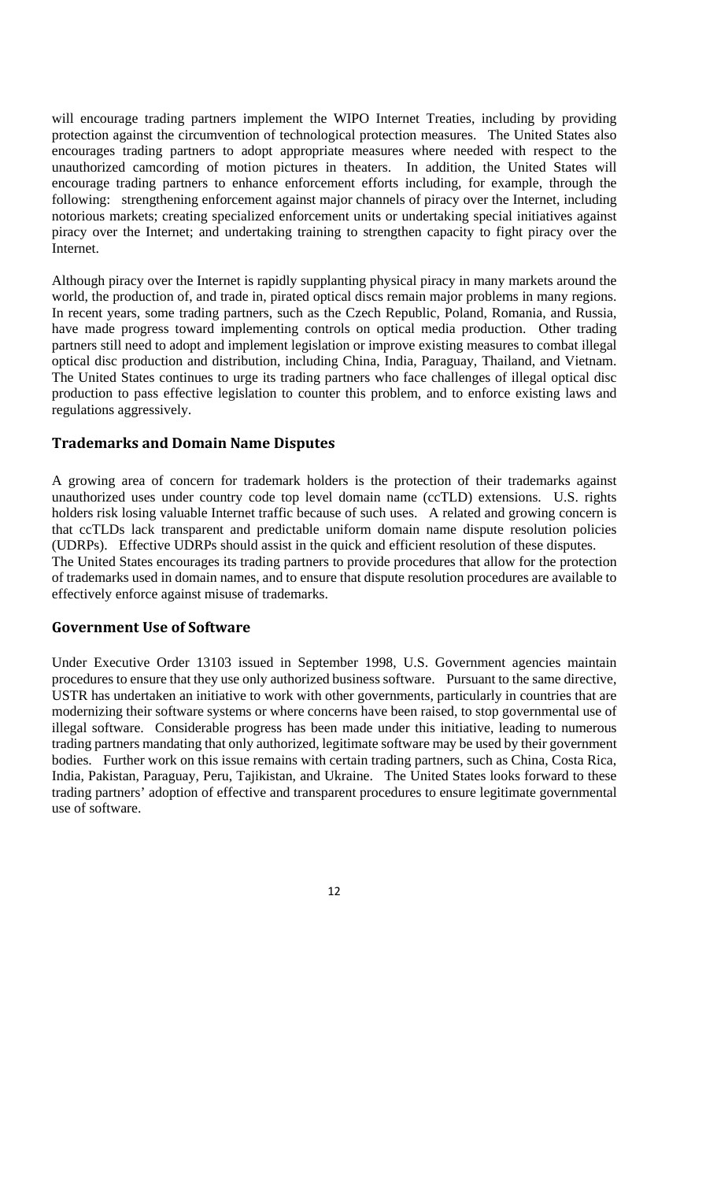will encourage trading partners implement the WIPO Internet Treaties, including by providing protection against the circumvention of technological protection measures. The United States also encourages trading partners to adopt appropriate measures where needed with respect to the unauthorized camcording of motion pictures in theaters. In addition, the United States will encourage trading partners to enhance enforcement efforts including, for example, through the following: strengthening enforcement against major channels of piracy over the Internet, including notorious markets; creating specialized enforcement units or undertaking special initiatives against piracy over the Internet; and undertaking training to strengthen capacity to fight piracy over the Internet.

Although piracy over the Internet is rapidly supplanting physical piracy in many markets around the world, the production of, and trade in, pirated optical discs remain major problems in many regions. In recent years, some trading partners, such as the Czech Republic, Poland, Romania, and Russia, have made progress toward implementing controls on optical media production. Other trading partners still need to adopt and implement legislation or improve existing measures to combat illegal optical disc production and distribution, including China, India, Paraguay, Thailand, and Vietnam. The United States continues to urge its trading partners who face challenges of illegal optical disc production to pass effective legislation to counter this problem, and to enforce existing laws and regulations aggressively.

## Trademarks and Domain Name Disputes

A growing area of concern for trademark holders is the protection of their trademarks against unauthorized uses under country code top level domain name (ccTLD) extensions. U.S. rights holders risk losing valuable Internet traffic because of such uses. A related and growing concern is that ccTLDs lack transparent and predictable uniform domain name dispute resolution policies (UDRPs). Effective UDRPs should assist in the quick and efficient resolution of these disputes. The United States encourages its trading partners to provide procedures that allow for the protection of trademarks used in domain names, and to ensure that dispute resolution procedures are available to effectively enforce against misuse of trademarks.

## Government Use of Software

Under Executive Order 13103 issued in September 1998, U.S. Government agencies maintain procedures to ensure that they use only authorized business software. Pursuant to the same directive, USTR has undertaken an initiative to work with other governments, particularly in countries that are modernizing their software systems or where concerns have been raised, to stop governmental use of illegal software. Considerable progress has been made under this initiative, leading to numerous trading partners mandating that only authorized, legitimate software may be used by their government bodies. Further work on this issue remains with certain trading partners, such as China, Costa Rica, India, Pakistan, Paraguay, Peru, Tajikistan, and Ukraine. The United States looks forward to these trading partners' adoption of effective and transparent procedures to ensure legitimate governmental use of software.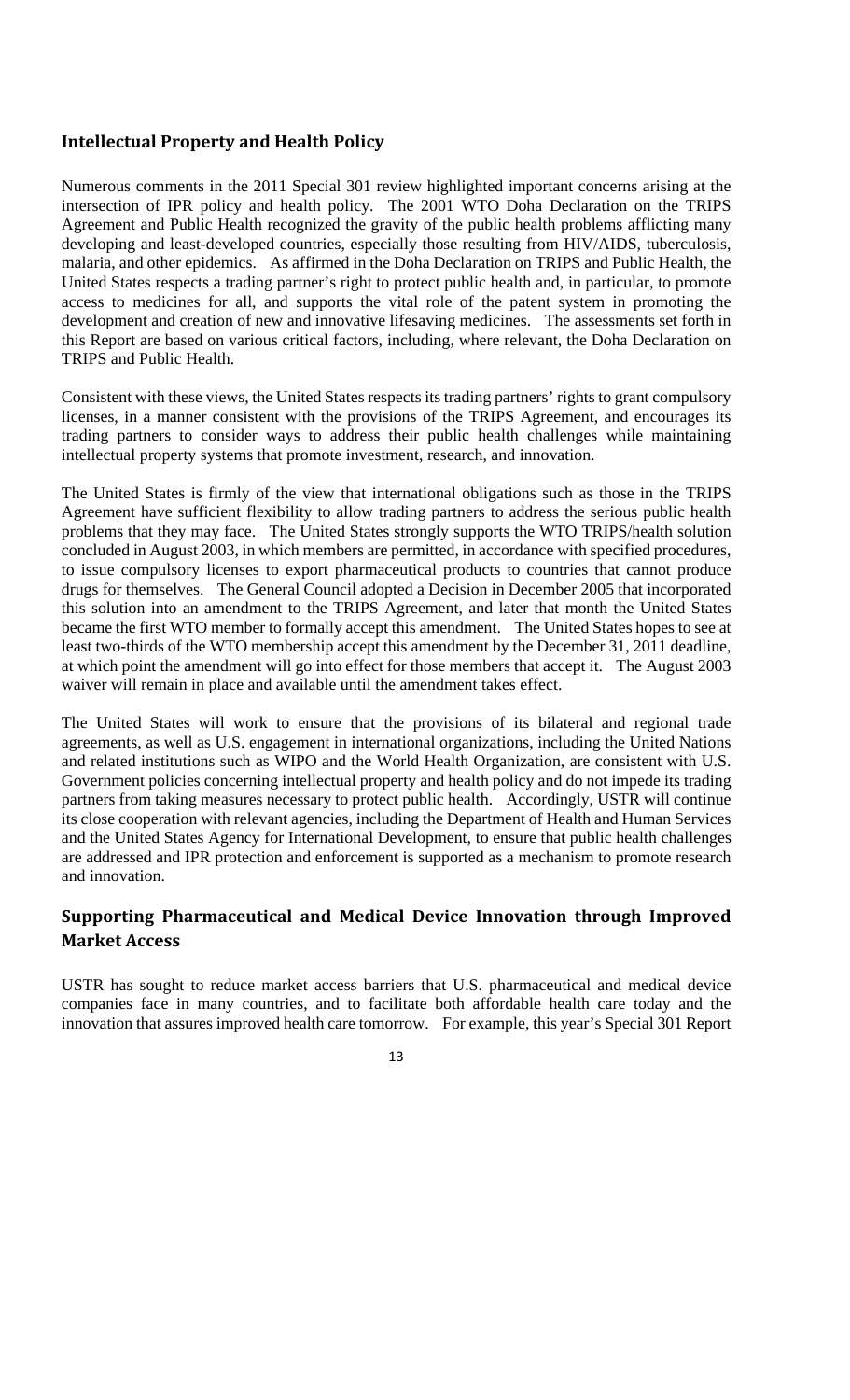## Intellectual Property and Health Policy

Numerous comments in the 2011 Special 301 review highlighted important concerns arising at the intersection of IPR policy and health policy. The 2001 WTO Doha Declaration on the TRIPS Agreement and Public Health recognized the gravity of the public health problems afflicting many developing and least-developed countries, especially those resulting from HIV/AIDS, tuberculosis, malaria, and other epidemics. As affirmed in the Doha Declaration on TRIPS and Public Health, the United States respects a trading partner's right to protect public health and, in particular, to promote access to medicines for all, and supports the vital role of the patent system in promoting the development and creation of new and innovative lifesaving medicines. The assessments set forth in this Report are based on various critical factors, including, where relevant, the Doha Declaration on TRIPS and Public Health.

Consistent with these views, the United States respects its trading partners' rights to grant compulsory licenses, in a manner consistent with the provisions of the TRIPS Agreement, and encourages its trading partners to consider ways to address their public health challenges while maintaining intellectual property systems that promote investment, research, and innovation.

The United States is firmly of the view that international obligations such as those in the TRIPS Agreement have sufficient flexibility to allow trading partners to address the serious public health problems that they may face. The United States strongly supports the WTO TRIPS/health solution concluded in August 2003, in which members are permitted, in accordance with specified procedures, to issue compulsory licenses to export pharmaceutical products to countries that cannot produce drugs for themselves. The General Council adopted a Decision in December 2005 that incorporated this solution into an amendment to the TRIPS Agreement, and later that month the United States became the first WTO member to formally accept this amendment. The United States hopes to see at least two-thirds of the WTO membership accept this amendment by the December 31, 2011 deadline, at which point the amendment will go into effect for those members that accept it. The August 2003 waiver will remain in place and available until the amendment takes effect.

The United States will work to ensure that the provisions of its bilateral and regional trade agreements, as well as U.S. engagement in international organizations, including the United Nations and related institutions such as WIPO and the World Health Organization, are consistent with U.S. Government policies concerning intellectual property and health policy and do not impede its trading partners from taking measures necessary to protect public health. Accordingly, USTR will continue its close cooperation with relevant agencies, including the Department of Health and Human Services and the United States Agency for International Development, to ensure that public health challenges are addressed and IPR protection and enforcement is supported as a mechanism to promote research and innovation.

## Supporting Pharmaceutical and Medical Device Innovation through Improved Market Access

USTR has sought to reduce market access barriers that U.S. pharmaceutical and medical device companies face in many countries, and to facilitate both affordable health care today and the innovation that assures improved health care tomorrow. For example, this year's Special 301 Report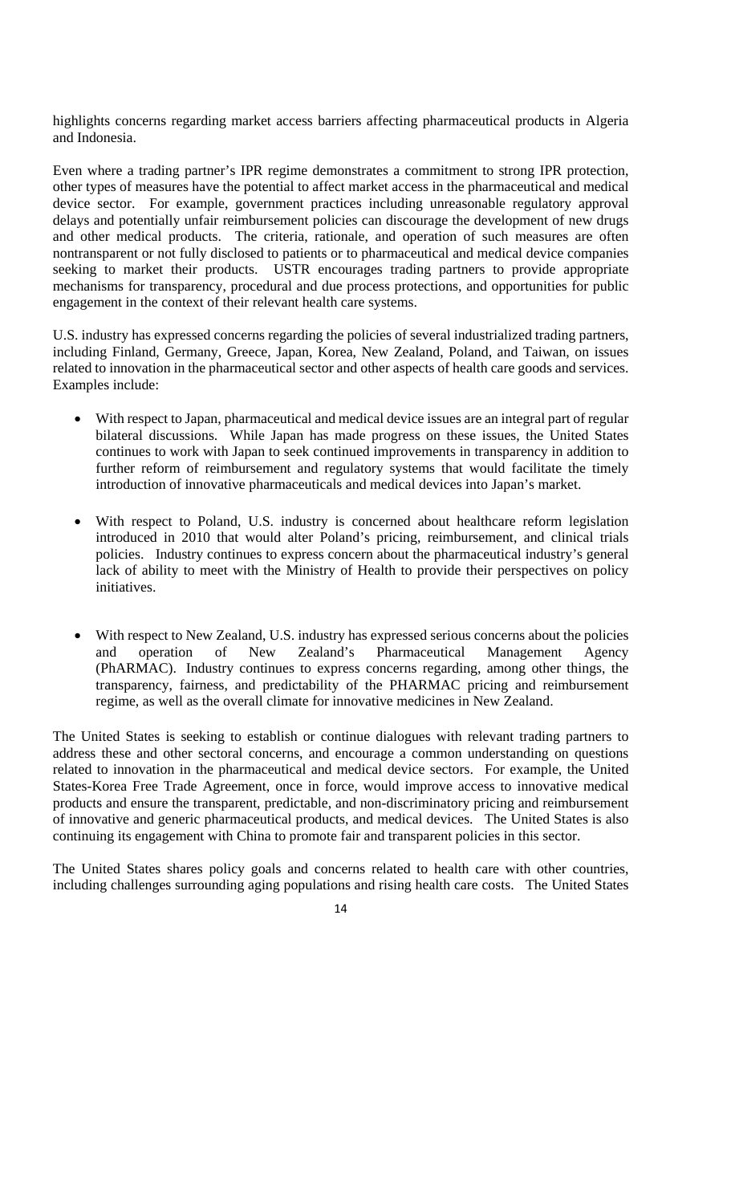highlights concerns regarding market access barriers affecting pharmaceutical products in Algeria and Indonesia.

Even where a trading partner's IPR regime demonstrates a commitment to strong IPR protection, other types of measures have the potential to affect market access in the pharmaceutical and medical device sector. For example, government practices including unreasonable regulatory approval delays and potentially unfair reimbursement policies can discourage the development of new drugs and other medical products. The criteria, rationale, and operation of such measures are often nontransparent or not fully disclosed to patients or to pharmaceutical and medical device companies seeking to market their products. USTR encourages trading partners to provide appropriate mechanisms for transparency, procedural and due process protections, and opportunities for public engagement in the context of their relevant health care systems.

U.S. industry has expressed concerns regarding the policies of several industrialized trading partners, including Finland, Germany, Greece, Japan, Korea, New Zealand, Poland, and Taiwan, on issues related to innovation in the pharmaceutical sector and other aspects of health care goods and services. Examples include:

- With respect to Japan, pharmaceutical and medical device issues are an integral part of regular bilateral discussions. While Japan has made progress on these issues, the United States continues to work with Japan to seek continued improvements in transparency in addition to further reform of reimbursement and regulatory systems that would facilitate the timely introduction of innovative pharmaceuticals and medical devices into Japan's market.

- With respect to Poland, U.S. industry is concerned about healthcare reform legislation introduced in 2010 that would alter Poland's pricing, reimbursement, and clinical trials policies. Industry continues to express concern about the pharmaceutical industry's general lack of ability to meet with the Ministry of Health to provide their perspectives on policy initiatives.

- With respect to New Zealand, U.S. industry has expressed serious concerns about the policies and operation of New Zealand's Pharmaceutical Management Agency (PhARMAC). Industry continues to express concerns regarding, among other things, the transparency, fairness, and predictability of the PHARMAC pricing and reimbursement regime, as well as the overall climate for innovative medicines in New Zealand.

The United States is seeking to establish or continue dialogues with relevant trading partners to address these and other sectoral concerns, and encourage a common understanding on questions related to innovation in the pharmaceutical and medical device sectors. For example, the United States-Korea Free Trade Agreement, once in force, would improve access to innovative medical products and ensure the transparent, predictable, and non-discriminatory pricing and reimbursement of innovative and generic pharmaceutical products, and medical devices. The United States is also continuing its engagement with China to promote fair and transparent policies in this sector.

The United States shares policy goals and concerns related to health care with other countries, including challenges surrounding aging populations and rising health care costs. The United States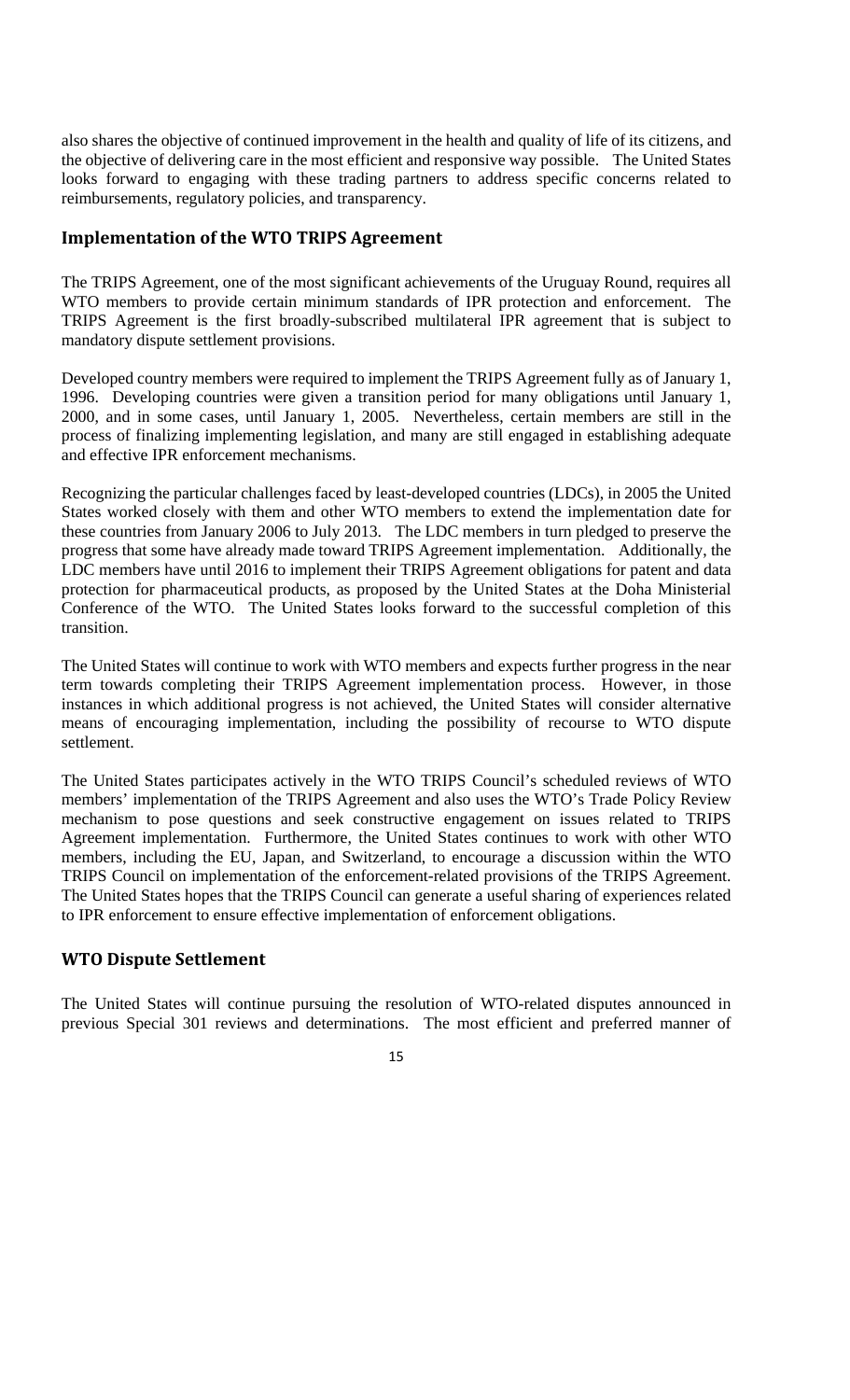also shares the objective of continued improvement in the health and quality of life of its citizens, and the objective of delivering care in the most efficient and responsive way possible. The United States looks forward to engaging with these trading partners to address specific concerns related to reimbursements, regulatory policies, and transparency.

## Implementation of the WTO TRIPS Agreement

The TRIPS Agreement, one of the most significant achievements of the Uruguay Round, requires all WTO members to provide certain minimum standards of IPR protection and enforcement. The TRIPS Agreement is the first broadly-subscribed multilateral IPR agreement that is subject to mandatory dispute settlement provisions.

Developed country members were required to implement the TRIPS Agreement fully as of January 1, 1996. Developing countries were given a transition period for many obligations until January 1, 2000, and in some cases, until January 1, 2005. Nevertheless, certain members are still in the process of finalizing implementing legislation, and many are still engaged in establishing adequate and effective IPR enforcement mechanisms.

Recognizing the particular challenges faced by least-developed countries (LDCs), in 2005 the United States worked closely with them and other WTO members to extend the implementation date for these countries from January 2006 to July 2013. The LDC members in turn pledged to preserve the progress that some have already made toward TRIPS Agreement implementation. Additionally, the LDC members have until 2016 to implement their TRIPS Agreement obligations for patent and data protection for pharmaceutical products, as proposed by the United States at the Doha Ministerial Conference of the WTO. The United States looks forward to the successful completion of this transition.

The United States will continue to work with WTO members and expects further progress in the near term towards completing their TRIPS Agreement implementation process. However, in those instances in which additional progress is not achieved, the United States will consider alternative means of encouraging implementation, including the possibility of recourse to WTO dispute settlement.

The United States participates actively in the WTO TRIPS Council's scheduled reviews of WTO members' implementation of the TRIPS Agreement and also uses the WTO's Trade Policy Review mechanism to pose questions and seek constructive engagement on issues related to TRIPS Agreement implementation. Furthermore, the United States continues to work with other WTO members, including the EU, Japan, and Switzerland, to encourage a discussion within the WTO TRIPS Council on implementation of the enforcement-related provisions of the TRIPS Agreement. The United States hopes that the TRIPS Council can generate a useful sharing of experiences related to IPR enforcement to ensure effective implementation of enforcement obligations.

## WTO Dispute Settlement

The United States will continue pursuing the resolution of WTO-related disputes announced in previous Special 301 reviews and determinations. The most efficient and preferred manner of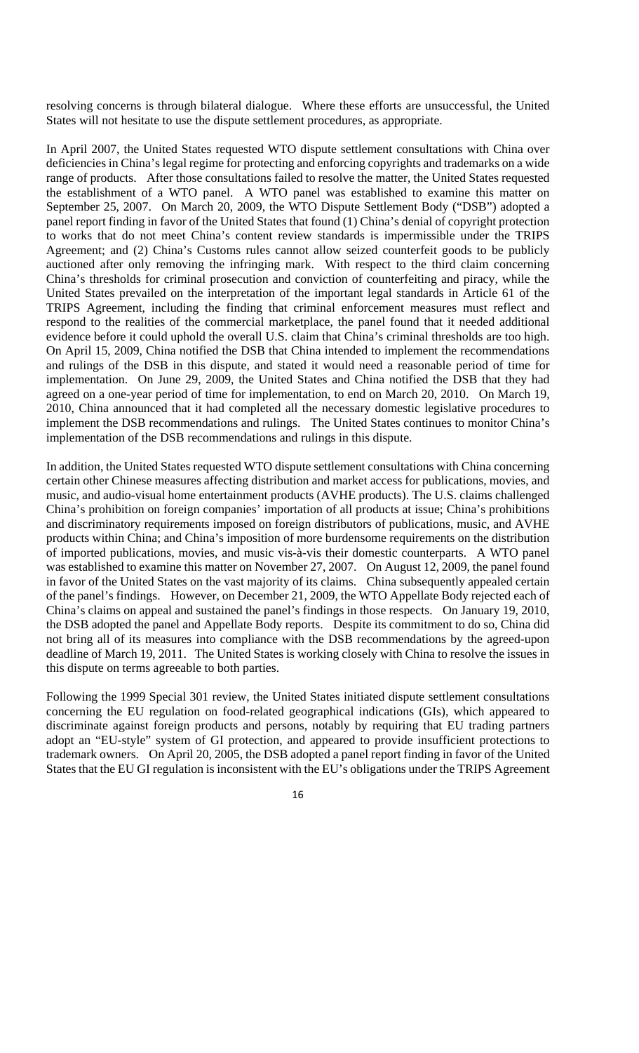resolving concerns is through bilateral dialogue. Where these efforts are unsuccessful, the United States will not hesitate to use the dispute settlement procedures, as appropriate.

In April 2007, the United States requested WTO dispute settlement consultations with China over deficiencies in China's legal regime for protecting and enforcing copyrights and trademarks on a wide range of products. After those consultations failed to resolve the matter, the United States requested the establishment of a WTO panel. A WTO panel was established to examine this matter on September 25, 2007. On March 20, 2009, the WTO Dispute Settlement Body ("DSB") adopted a panel report finding in favor of the United States that found (1) China's denial of copyright protection to works that do not meet China's content review standards is impermissible under the TRIPS Agreement; and (2) China's Customs rules cannot allow seized counterfeit goods to be publicly auctioned after only removing the infringing mark. With respect to the third claim concerning China's thresholds for criminal prosecution and conviction of counterfeiting and piracy, while the United States prevailed on the interpretation of the important legal standards in Article 61 of the TRIPS Agreement, including the finding that criminal enforcement measures must reflect and respond to the realities of the commercial marketplace, the panel found that it needed additional evidence before it could uphold the overall U.S. claim that China's criminal thresholds are too high. On April 15, 2009, China notified the DSB that China intended to implement the recommendations and rulings of the DSB in this dispute, and stated it would need a reasonable period of time for implementation. On June 29, 2009, the United States and China notified the DSB that they had agreed on a one-year period of time for implementation, to end on March 20, 2010. On March 19, 2010, China announced that it had completed all the necessary domestic legislative procedures to implement the DSB recommendations and rulings. The United States continues to monitor China's implementation of the DSB recommendations and rulings in this dispute.

In addition, the United States requested WTO dispute settlement consultations with China concerning certain other Chinese measures affecting distribution and market access for publications, movies, and music, and audio-visual home entertainment products (AVHE products). The U.S. claims challenged China's prohibition on foreign companies' importation of all products at issue; China's prohibitions and discriminatory requirements imposed on foreign distributors of publications, music, and AVHE products within China; and China's imposition of more burdensome requirements on the distribution of imported publications, movies, and music vis-à-vis their domestic counterparts. A WTO panel was established to examine this matter on November 27, 2007. On August 12, 2009, the panel found in favor of the United States on the vast majority of its claims. China subsequently appealed certain of the panel's findings. However, on December 21, 2009, the WTO Appellate Body rejected each of China's claims on appeal and sustained the panel's findings in those respects. On January 19, 2010, the DSB adopted the panel and Appellate Body reports. Despite its commitment to do so, China did not bring all of its measures into compliance with the DSB recommendations by the agreed-upon deadline of March 19, 2011. The United States is working closely with China to resolve the issues in this dispute on terms agreeable to both parties.

Following the 1999 Special 301 review, the United States initiated dispute settlement consultations concerning the EU regulation on food-related geographical indications (GIs), which appeared to discriminate against foreign products and persons, notably by requiring that EU trading partners adopt an "EU-style" system of GI protection, and appeared to provide insufficient protections to trademark owners. On April 20, 2005, the DSB adopted a panel report finding in favor of the United States that the EU GI regulation is inconsistent with the EU's obligations under the TRIPS Agreement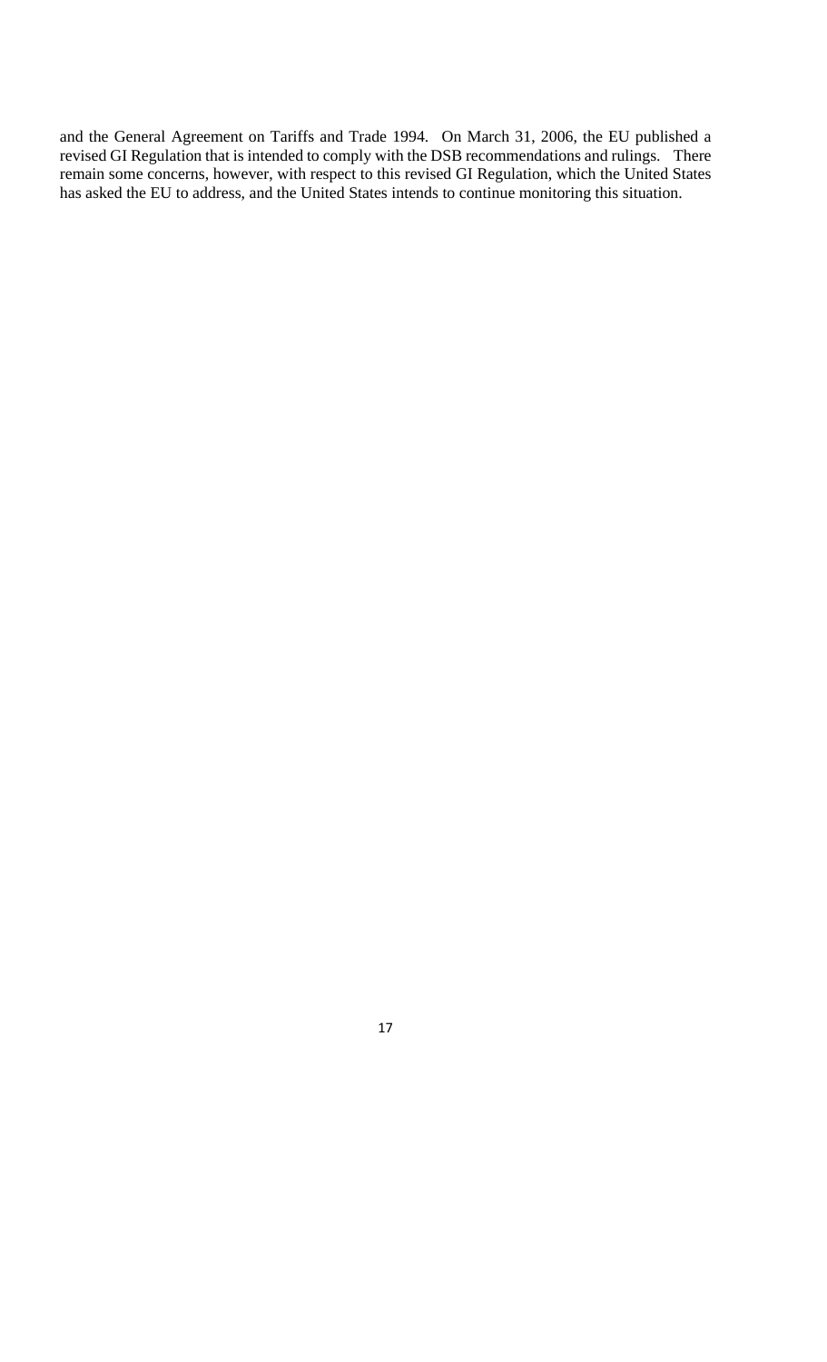and the General Agreement on Tariffs and Trade 1994. On March 31, 2006, the EU published a revised GI Regulation that is intended to comply with the DSB recommendations and rulings. There remain some concerns, however, with respect to this revised GI Regulation, which the United States has asked the EU to address, and the United States intends to continue monitoring this situation.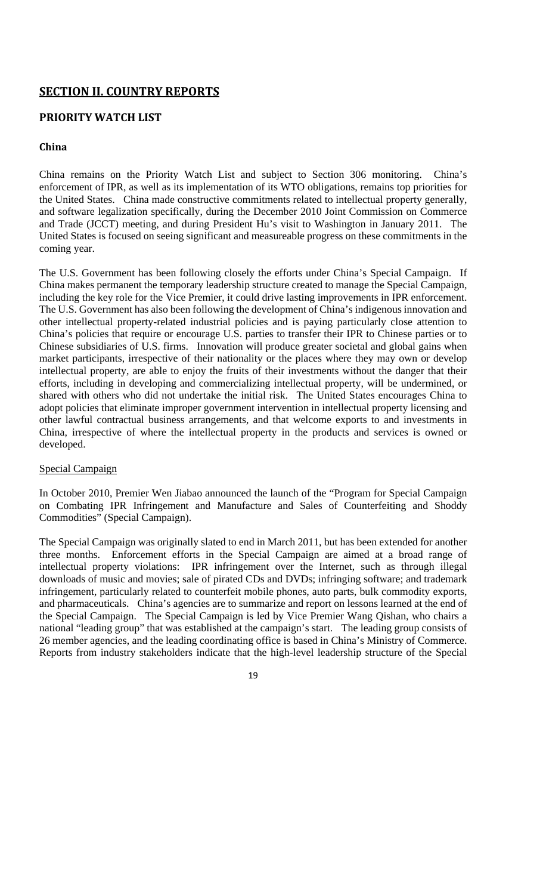# SECTION II. COUNTRY REPORTS

## PRIORITY WATCH LIST

### China

China remains on the Priority Watch List and subject to Section 306 monitoring. China's enforcement of IPR, as well as its implementation of its WTO obligations, remains top priorities for the United States. China made constructive commitments related to intellectual property generally, and software legalization specifically, during the December 2010 Joint Commission on Commerce and Trade (JCCT) meeting, and during President Hu's visit to Washington in January 2011. The United States is focused on seeing significant and measureable progress on these commitments in the coming year.

The U.S. Government has been following closely the efforts under China's Special Campaign. If China makes permanent the temporary leadership structure created to manage the Special Campaign, including the key role for the Vice Premier, it could drive lasting improvements in IPR enforcement. The U.S. Government has also been following the development of China's indigenous innovation and other intellectual property-related industrial policies and is paying particularly close attention to China's policies that require or encourage U.S. parties to transfer their IPR to Chinese parties or to Chinese subsidiaries of U.S. firms. Innovation will produce greater societal and global gains when market participants, irrespective of their nationality or the places where they may own or develop intellectual property, are able to enjoy the fruits of their investments without the danger that their efforts, including in developing and commercializing intellectual property, will be undermined, or shared with others who did not undertake the initial risk. The United States encourages China to adopt policies that eliminate improper government intervention in intellectual property licensing and other lawful contractual business arrangements, and that welcome exports to and investments in China, irrespective of where the intellectual property in the products and services is owned or developed.

Special Campaign

In October 2010, Premier Wen Jiabao announced the launch of the "Program for Special Campaign on Combating IPR Infringement and Manufacture and Sales of Counterfeiting and Shoddy Commodities" (Special Campaign).

The Special Campaign was originally slated to end in March 2011, but has been extended for another three months. Enforcement efforts in the Special Campaign are aimed at a broad range of intellectual property violations: IPR infringement over the Internet, such as through illegal downloads of music and movies; sale of pirated CDs and DVDs; infringing software; and trademark infringement, particularly related to counterfeit mobile phones, auto parts, bulk commodity exports, and pharmaceuticals. China's agencies are to summarize and report on lessons learned at the end of the Special Campaign. The Special Campaign is led by Vice Premier Wang Qishan, who chairs a national "leading group" that was established at the campaign's start. The leading group consists of 26 member agencies, and the leading coordinating office is based in China's Ministry of Commerce. Reports from industry stakeholders indicate that the high-level leadership structure of the Special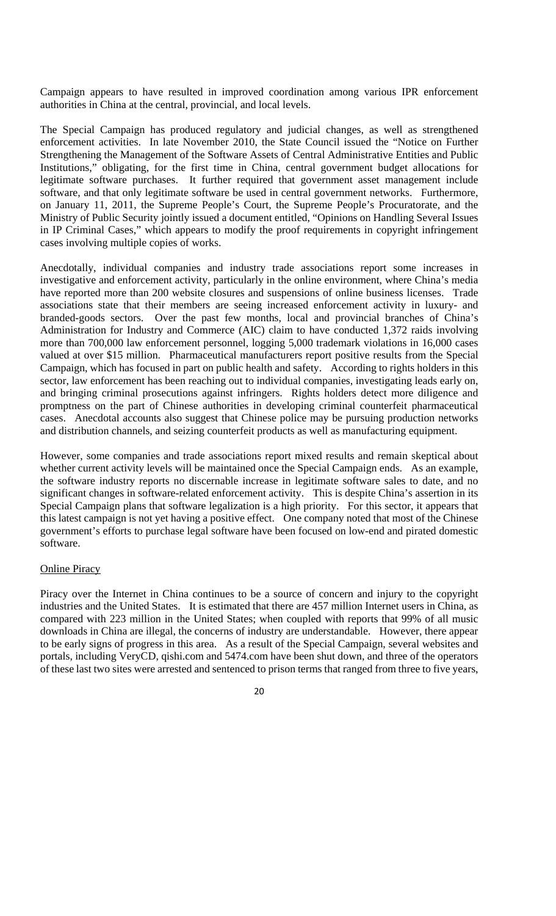Campaign appears to have resulted in improved coordination among various IPR enforcement authorities in China at the central, provincial, and local levels.

The Special Campaign has produced regulatory and judicial changes, as well as strengthened enforcement activities. In late November 2010, the State Council issued the "Notice on Further Strengthening the Management of the Software Assets of Central Administrative Entities and Public Institutions," obligating, for the first time in China, central government budget allocations for legitimate software purchases. It further required that government asset management include software, and that only legitimate software be used in central government networks. Furthermore, on January 11, 2011, the Supreme People's Court, the Supreme People's Procuratorate, and the Ministry of Public Security jointly issued a document entitled, "Opinions on Handling Several Issues in IP Criminal Cases," which appears to modify the proof requirements in copyright infringement cases involving multiple copies of works.

Anecdotally, individual companies and industry trade associations report some increases in investigative and enforcement activity, particularly in the online environment, where China's media have reported more than 200 website closures and suspensions of online business licenses. Trade associations state that their members are seeing increased enforcement activity in luxury- and branded-goods sectors. Over the past few months, local and provincial branches of China's Administration for Industry and Commerce (AIC) claim to have conducted 1,372 raids involving more than 700,000 law enforcement personnel, logging 5,000 trademark violations in 16,000 cases valued at over $15 million. Pharmaceutical manufacturers report positive results from the Special Campaign, which has focused in part on public health and safety. According to rights holders in this sector, law enforcement has been reaching out to individual companies, investigating leads early on, and bringing criminal prosecutions against infringers. Rights holders detect more diligence and promptness on the part of Chinese authorities in developing criminal counterfeit pharmaceutical cases. Anecdotal accounts also suggest that Chinese police may be pursuing production networks and distribution channels, and seizing counterfeit products as well as manufacturing equipment.

However, some companies and trade associations report mixed results and remain skeptical about whether current activity levels will be maintained once the Special Campaign ends. As an example, the software industry reports no discernable increase in legitimate software sales to date, and no significant changes in software-related enforcement activity. This is despite China's assertion in its Special Campaign plans that software legalization is a high priority. For this sector, it appears that this latest campaign is not yet having a positive effect. One company noted that most of the Chinese government's efforts to purchase legal software have been focused on low-end and pirated domestic software.

### Online Piracy

Piracy over the Internet in China continues to be a source of concern and injury to the copyright industries and the United States. It is estimated that there are 457 million Internet users in China, as compared with 223 million in the United States; when coupled with reports that 99% of all music downloads in China are illegal, the concerns of industry are understandable. However, there appear to be early signs of progress in this area. As a result of the Special Campaign, several websites and portals, including VeryCD, qishi.com and 5474.com have been shut down, and three of the operators of these last two sites were arrested and sentenced to prison terms that ranged from three to five years,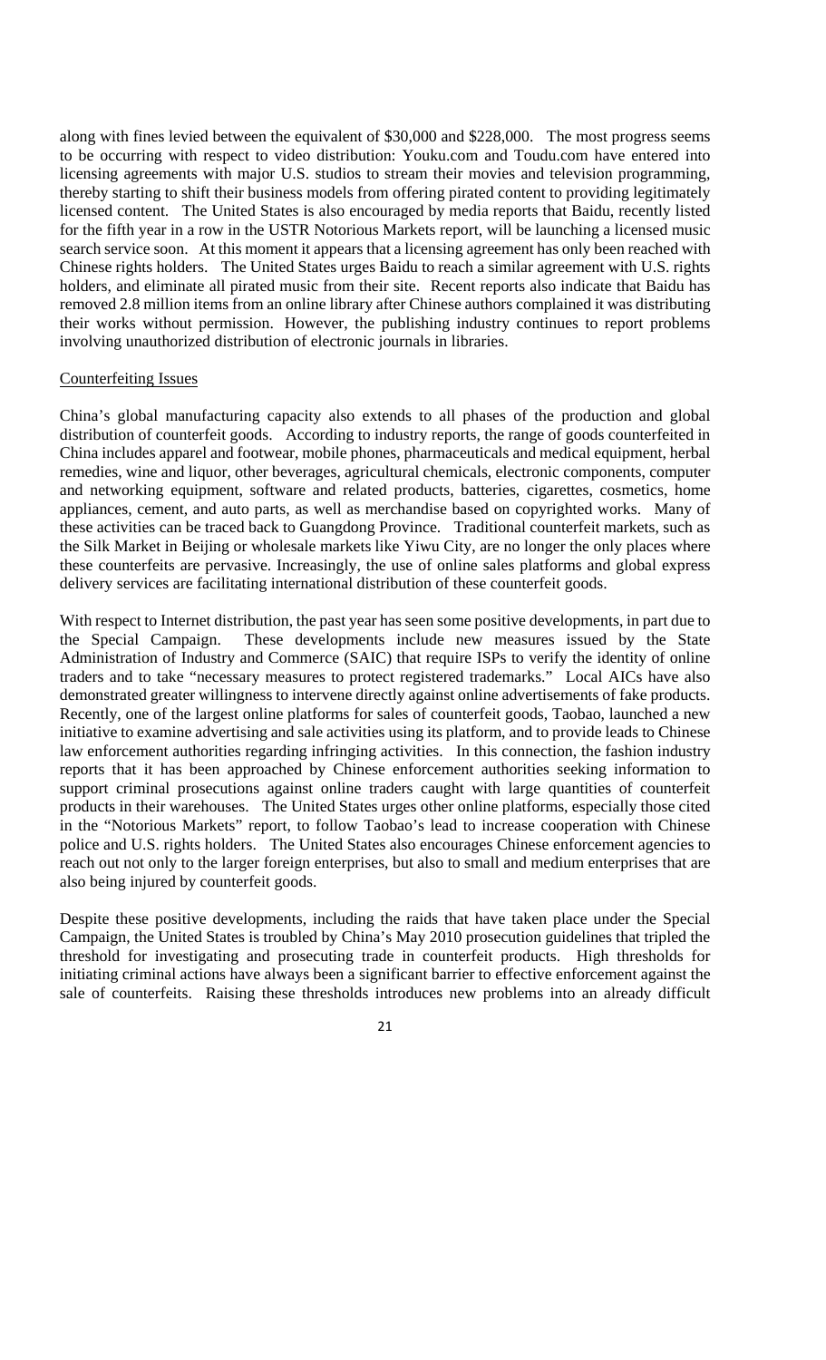along with fines levied between the equivalent of $30,000 and $228,000. The most progress seems to be occurring with respect to video distribution: Youku.com and Toudu.com have entered into licensing agreements with major U.S. studios to stream their movies and television programming, thereby starting to shift their business models from offering pirated content to providing legitimately licensed content. The United States is also encouraged by media reports that Baidu, recently listed for the fifth year in a row in the USTR Notorious Markets report, will be launching a licensed music search service soon. At this moment it appears that a licensing agreement has only been reached with Chinese rights holders. The United States urges Baidu to reach a similar agreement with U.S. rights holders, and eliminate all pirated music from their site. Recent reports also indicate that Baidu has removed 2.8 million items from an online library after Chinese authors complained it was distributing their works without permission. However, the publishing industry continues to report problems involving unauthorized distribution of electronic journals in libraries.

## Counterfeiting Issues

China's global manufacturing capacity also extends to all phases of the production and global distribution of counterfeit goods. According to industry reports, the range of goods counterfeited in China includes apparel and footwear, mobile phones, pharmaceuticals and medical equipment, herbal remedies, wine and liquor, other beverages, agricultural chemicals, electronic components, computer and networking equipment, software and related products, batteries, cigarettes, cosmetics, home appliances, cement, and auto parts, as well as merchandise based on copyrighted works. Many of these activities can be traced back to Guangdong Province. Traditional counterfeit markets, such as the Silk Market in Beijing or wholesale markets like Yiwu City, are no longer the only places where these counterfeits are pervasive. Increasingly, the use of online sales platforms and global express delivery services are facilitating international distribution of these counterfeit goods.

With respect to Internet distribution, the past year has seen some positive developments, in part due to the Special Campaign. These developments include new measures issued by the State Administration of Industry and Commerce (SAIC) that require ISPs to verify the identity of online traders and to take "necessary measures to protect registered trademarks." Local AICs have also demonstrated greater willingness to intervene directly against online advertisements of fake products. Recently, one of the largest online platforms for sales of counterfeit goods, Taobao, launched a new initiative to examine advertising and sale activities using its platform, and to provide leads to Chinese law enforcement authorities regarding infringing activities. In this connection, the fashion industry reports that it has been approached by Chinese enforcement authorities seeking information to support criminal prosecutions against online traders caught with large quantities of counterfeit products in their warehouses. The United States urges other online platforms, especially those cited in the "Notorious Markets" report, to follow Taobao's lead to increase cooperation with Chinese police and U.S. rights holders. The United States also encourages Chinese enforcement agencies to reach out not only to the larger foreign enterprises, but also to small and medium enterprises that are also being injured by counterfeit goods.

Despite these positive developments, including the raids that have taken place under the Special Campaign, the United States is troubled by China's May 2010 prosecution guidelines that tripled the threshold for investigating and prosecuting trade in counterfeit products. High thresholds for initiating criminal actions have always been a significant barrier to effective enforcement against the sale of counterfeits. Raising these thresholds introduces new problems into an already difficult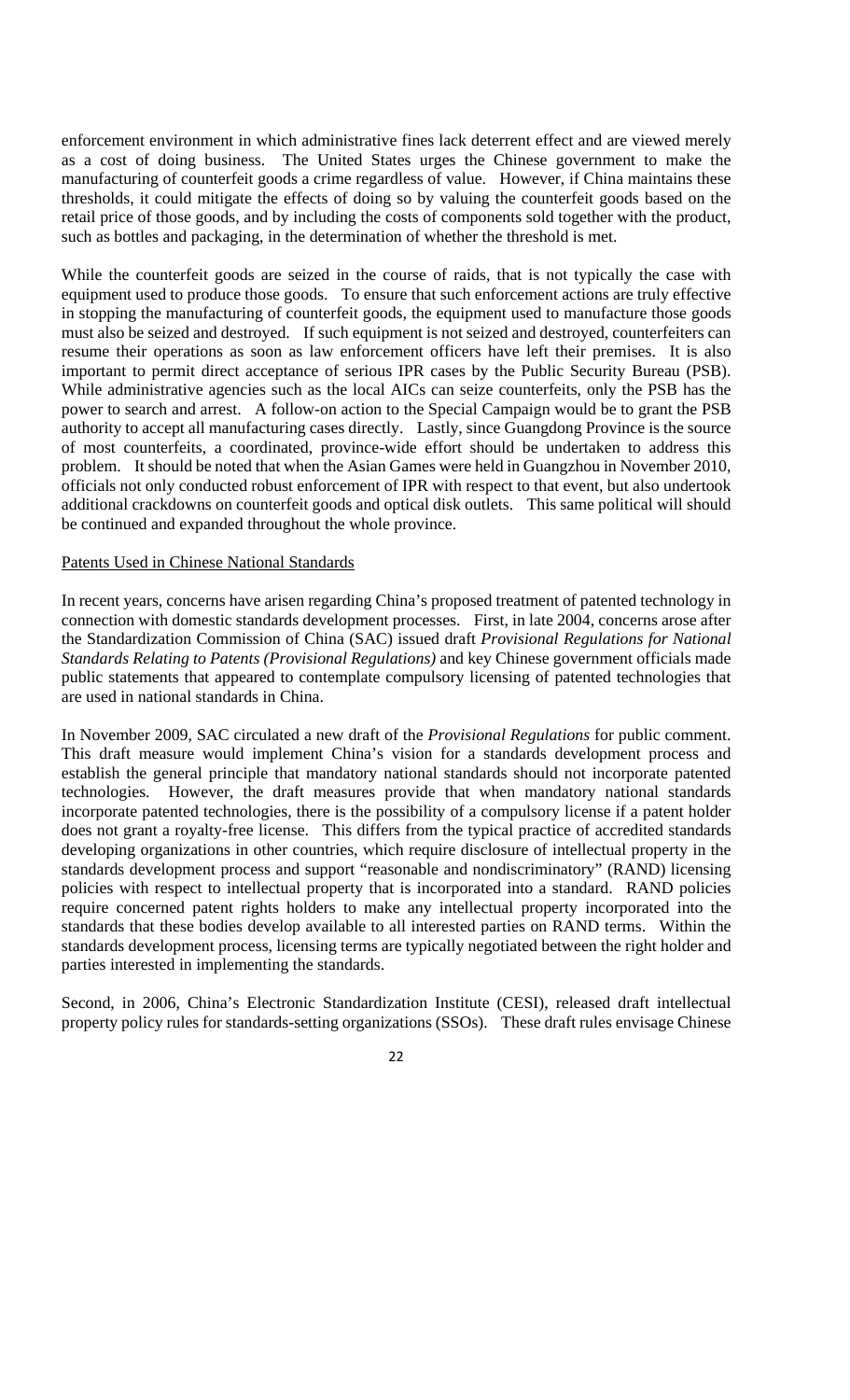enforcement environment in which administrative fines lack deterrent effect and are viewed merely as a cost of doing business. The United States urges the Chinese government to make the manufacturing of counterfeit goods a crime regardless of value. However, if China maintains these thresholds, it could mitigate the effects of doing so by valuing the counterfeit goods based on the retail price of those goods, and by including the costs of components sold together with the product, such as bottles and packaging, in the determination of whether the threshold is met.

While the counterfeit goods are seized in the course of raids, that is not typically the case with equipment used to produce those goods. To ensure that such enforcement actions are truly effective in stopping the manufacturing of counterfeit goods, the equipment used to manufacture those goods must also be seized and destroyed. If such equipment is not seized and destroyed, counterfeiters can resume their operations as soon as law enforcement officers have left their premises. It is also important to permit direct acceptance of serious IPR cases by the Public Security Bureau (PSB). While administrative agencies such as the local AICs can seize counterfeits, only the PSB has the power to search and arrest. A follow-on action to the Special Campaign would be to grant the PSB authority to accept all manufacturing cases directly. Lastly, since Guangdong Province is the source of most counterfeits, a coordinated, province-wide effort should be undertaken to address this problem. It should be noted that when the Asian Games were held in Guangzhou in November 2010, officials not only conducted robust enforcement of IPR with respect to that event, but also undertook additional crackdowns on counterfeit goods and optical disk outlets. This same political will should be continued and expanded throughout the whole province.

## Patents Used in Chinese National Standards

In recent years, concerns have arisen regarding China's proposed treatment of patented technology in connection with domestic standards development processes. First, in late 2004, concerns arose after the Standardization Commission of China (SAC) issued draft *Provisional Regulations for National Standards Relating to Patents (Provisional Regulations)* and key Chinese government officials made public statements that appeared to contemplate compulsory licensing of patented technologies that are used in national standards in China.

In November 2009, SAC circulated a new draft of the *Provisional Regulations* for public comment. This draft measure would implement China's vision for a standards development process and establish the general principle that mandatory national standards should not incorporate patented technologies. However, the draft measures provide that when mandatory national standards incorporate patented technologies, there is the possibility of a compulsory license if a patent holder does not grant a royalty-free license. This differs from the typical practice of accredited standards developing organizations in other countries, which require disclosure of intellectual property in the standards development process and support "reasonable and nondiscriminatory" (RAND) licensing policies with respect to intellectual property that is incorporated into a standard. RAND policies require concerned patent rights holders to make any intellectual property incorporated into the standards that these bodies develop available to all interested parties on RAND terms. Within the standards development process, licensing terms are typically negotiated between the right holder and parties interested in implementing the standards.

Second, in 2006, China's Electronic Standardization Institute (CESI), released draft intellectual property policy rules for standards-setting organizations (SSOs). These draft rules envisage Chinese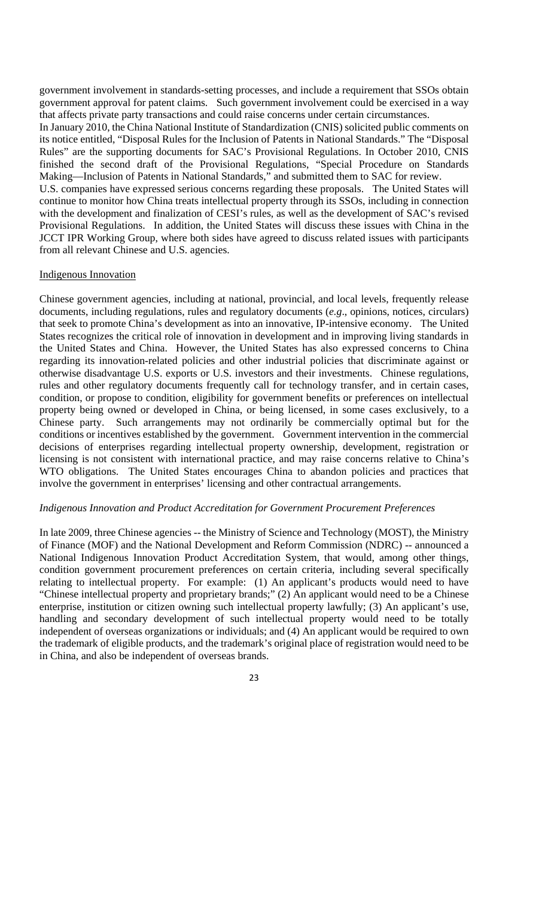government involvement in standards-setting processes, and include a requirement that SSOs obtain government approval for patent claims. Such government involvement could be exercised in a way that affects private party transactions and could raise concerns under certain circumstances.

In January 2010, the China National Institute of Standardization (CNIS) solicited public comments on its notice entitled, "Disposal Rules for the Inclusion of Patents in National Standards." The "Disposal Rules" are the supporting documents for SAC's Provisional Regulations. In October 2010, CNIS finished the second draft of the Provisional Regulations, "Special Procedure on Standards Making—Inclusion of Patents in National Standards," and submitted them to SAC for review.

U.S. companies have expressed serious concerns regarding these proposals. The United States will continue to monitor how China treats intellectual property through its SSOs, including in connection with the development and finalization of CESI's rules, as well as the development of SAC's revised Provisional Regulations. In addition, the United States will discuss these issues with China in the JCCT IPR Working Group, where both sides have agreed to discuss related issues with participants from all relevant Chinese and U.S. agencies.

## Indigenous Innovation

Chinese government agencies, including at national, provincial, and local levels, frequently release documents, including regulations, rules and regulatory documents (*e.g*., opinions, notices, circulars) that seek to promote China's development as into an innovative, IP-intensive economy. The United States recognizes the critical role of innovation in development and in improving living standards in the United States and China. However, the United States has also expressed concerns to China regarding its innovation-related policies and other industrial policies that discriminate against or otherwise disadvantage U.S. exports or U.S. investors and their investments. Chinese regulations, rules and other regulatory documents frequently call for technology transfer, and in certain cases, condition, or propose to condition, eligibility for government benefits or preferences on intellectual property being owned or developed in China, or being licensed, in some cases exclusively, to a Chinese party. Such arrangements may not ordinarily be commercially optimal but for the conditions or incentives established by the government. Government intervention in the commercial decisions of enterprises regarding intellectual property ownership, development, registration or licensing is not consistent with international practice, and may raise concerns relative to China's WTO obligations. The United States encourages China to abandon policies and practices that involve the government in enterprises' licensing and other contractual arrangements.

### *Indigenous Innovation and Product Accreditation for Government Procurement Preferences*

In late 2009, three Chinese agencies -- the Ministry of Science and Technology (MOST), the Ministry of Finance (MOF) and the National Development and Reform Commission (NDRC) -- announced a National Indigenous Innovation Product Accreditation System, that would, among other things, condition government procurement preferences on certain criteria, including several specifically relating to intellectual property. For example: (1) An applicant's products would need to have "Chinese intellectual property and proprietary brands;" (2) An applicant would need to be a Chinese enterprise, institution or citizen owning such intellectual property lawfully; (3) An applicant's use, handling and secondary development of such intellectual property would need to be totally independent of overseas organizations or individuals; and (4) An applicant would be required to own the trademark of eligible products, and the trademark's original place of registration would need to be in China, and also be independent of overseas brands.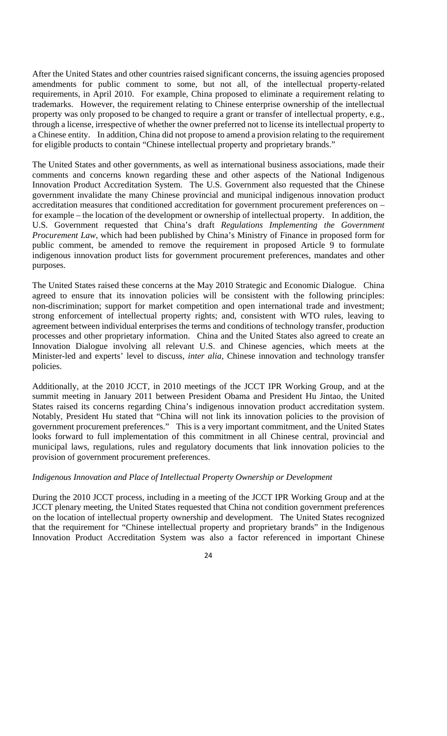After the United States and other countries raised significant concerns, the issuing agencies proposed amendments for public comment to some, but not all, of the intellectual property-related requirements, in April 2010. For example, China proposed to eliminate a requirement relating to trademarks. However, the requirement relating to Chinese enterprise ownership of the intellectual property was only proposed to be changed to require a grant or transfer of intellectual property, e.g., through a license, irrespective of whether the owner preferred not to license its intellectual property to a Chinese entity. In addition, China did not propose to amend a provision relating to the requirement for eligible products to contain "Chinese intellectual property and proprietary brands."

The United States and other governments, as well as international business associations, made their comments and concerns known regarding these and other aspects of the National Indigenous Innovation Product Accreditation System. The U.S. Government also requested that the Chinese government invalidate the many Chinese provincial and municipal indigenous innovation product accreditation measures that conditioned accreditation for government procurement preferences on – for example – the location of the development or ownership of intellectual property. In addition, the U.S. Government requested that China's draft *Regulations Implementing the Government Procurement Law*, which had been published by China's Ministry of Finance in proposed form for public comment, be amended to remove the requirement in proposed Article 9 to formulate indigenous innovation product lists for government procurement preferences, mandates and other purposes.

The United States raised these concerns at the May 2010 Strategic and Economic Dialogue. China agreed to ensure that its innovation policies will be consistent with the following principles: non-discrimination; support for market competition and open international trade and investment; strong enforcement of intellectual property rights; and, consistent with WTO rules, leaving to agreement between individual enterprises the terms and conditions of technology transfer, production processes and other proprietary information. China and the United States also agreed to create an Innovation Dialogue involving all relevant U.S. and Chinese agencies, which meets at the Minister-led and experts' level to discuss, *inter alia*, Chinese innovation and technology transfer policies.

Additionally, at the 2010 JCCT, in 2010 meetings of the JCCT IPR Working Group, and at the summit meeting in January 2011 between President Obama and President Hu Jintao, the United States raised its concerns regarding China's indigenous innovation product accreditation system. Notably, President Hu stated that "China will not link its innovation policies to the provision of government procurement preferences." This is a very important commitment, and the United States looks forward to full implementation of this commitment in all Chinese central, provincial and municipal laws, regulations, rules and regulatory documents that link innovation policies to the provision of government procurement preferences.

*Indigenous Innovation and Place of Intellectual Property Ownership or Development*

During the 2010 JCCT process, including in a meeting of the JCCT IPR Working Group and at the JCCT plenary meeting, the United States requested that China not condition government preferences on the location of intellectual property ownership and development. The United States recognized that the requirement for "Chinese intellectual property and proprietary brands" in the Indigenous Innovation Product Accreditation System was also a factor referenced in important Chinese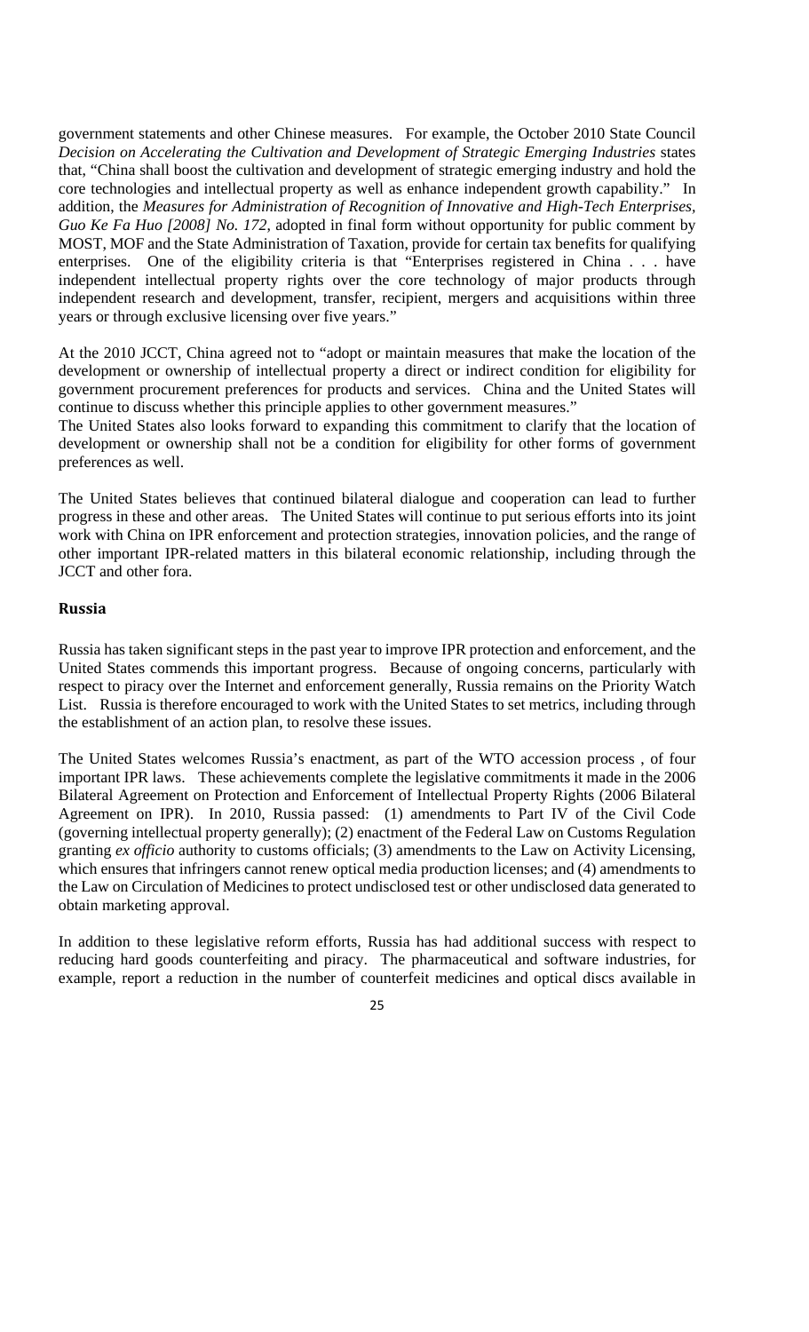government statements and other Chinese measures. For example, the October 2010 State Council *Decision on Accelerating the Cultivation and Development of Strategic Emerging Industries* states that, "China shall boost the cultivation and development of strategic emerging industry and hold the core technologies and intellectual property as well as enhance independent growth capability." In addition, the *Measures for Administration of Recognition of Innovative and High-Tech Enterprises, Guo Ke Fa Huo [2008] No. 172*, adopted in final form without opportunity for public comment by MOST, MOF and the State Administration of Taxation, provide for certain tax benefits for qualifying enterprises. One of the eligibility criteria is that "Enterprises registered in China . . . have independent intellectual property rights over the core technology of major products through independent research and development, transfer, recipient, mergers and acquisitions within three years or through exclusive licensing over five years."

At the 2010 JCCT, China agreed not to "adopt or maintain measures that make the location of the development or ownership of intellectual property a direct or indirect condition for eligibility for government procurement preferences for products and services. China and the United States will continue to discuss whether this principle applies to other government measures."

The United States also looks forward to expanding this commitment to clarify that the location of development or ownership shall not be a condition for eligibility for other forms of government preferences as well.

The United States believes that continued bilateral dialogue and cooperation can lead to further progress in these and other areas. The United States will continue to put serious efforts into its joint work with China on IPR enforcement and protection strategies, innovation policies, and the range of other important IPR-related matters in this bilateral economic relationship, including through the JCCT and other fora.

### Russia

Russia has taken significant steps in the past year to improve IPR protection and enforcement, and the United States commends this important progress. Because of ongoing concerns, particularly with respect to piracy over the Internet and enforcement generally, Russia remains on the Priority Watch List. Russia is therefore encouraged to work with the United States to set metrics, including through the establishment of an action plan, to resolve these issues.

The United States welcomes Russia's enactment, as part of the WTO accession process , of four important IPR laws. These achievements complete the legislative commitments it made in the 2006 Bilateral Agreement on Protection and Enforcement of Intellectual Property Rights (2006 Bilateral Agreement on IPR). In 2010, Russia passed: (1) amendments to Part IV of the Civil Code (governing intellectual property generally); (2) enactment of the Federal Law on Customs Regulation granting *ex officio* authority to customs officials; (3) amendments to the Law on Activity Licensing, which ensures that infringers cannot renew optical media production licenses; and (4) amendments to the Law on Circulation of Medicines to protect undisclosed test or other undisclosed data generated to obtain marketing approval.

In addition to these legislative reform efforts, Russia has had additional success with respect to reducing hard goods counterfeiting and piracy. The pharmaceutical and software industries, for example, report a reduction in the number of counterfeit medicines and optical discs available in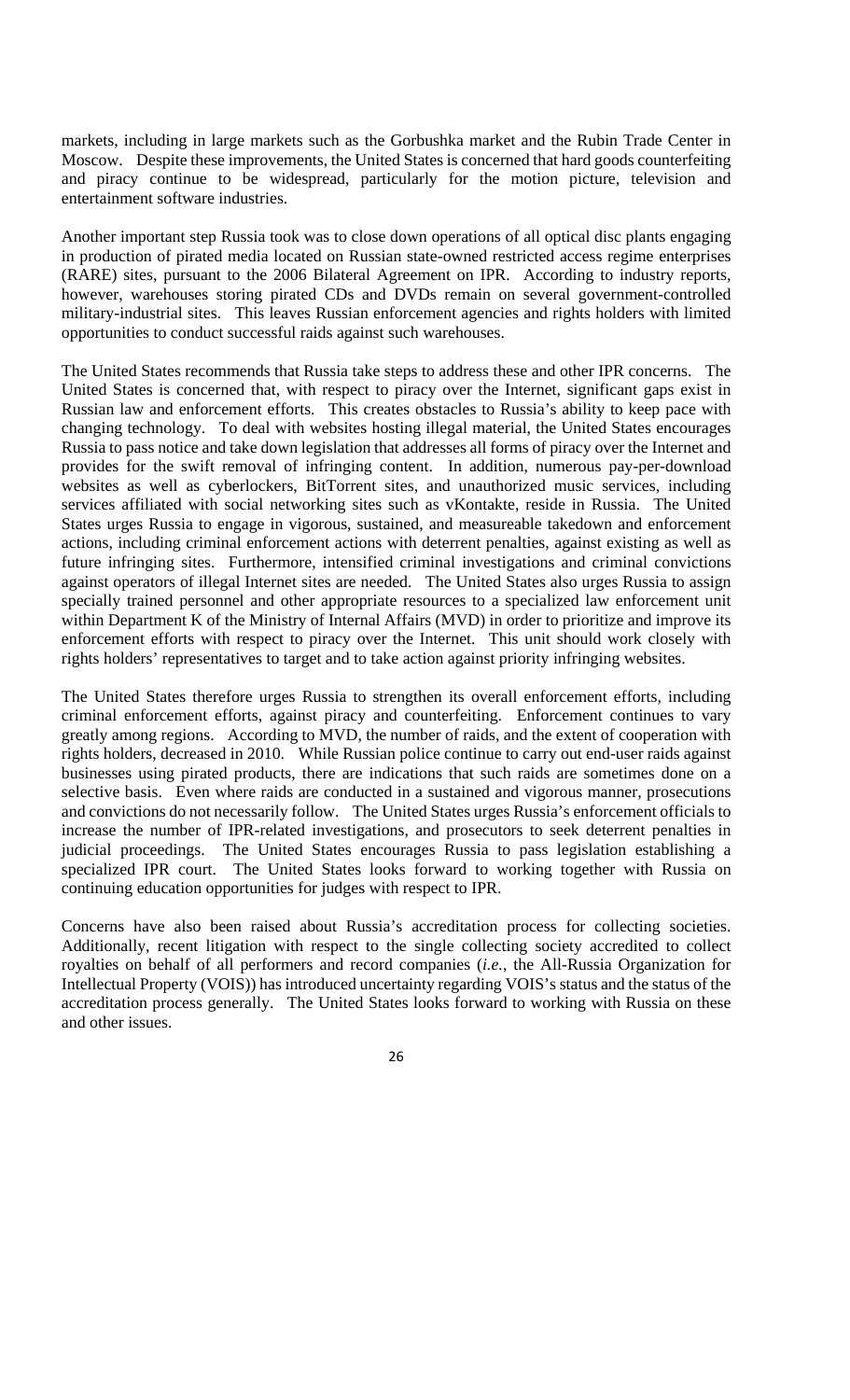markets, including in large markets such as the Gorbushka market and the Rubin Trade Center in Moscow. Despite these improvements, the United States is concerned that hard goods counterfeiting and piracy continue to be widespread, particularly for the motion picture, television and entertainment software industries.

Another important step Russia took was to close down operations of all optical disc plants engaging in production of pirated media located on Russian state-owned restricted access regime enterprises (RARE) sites, pursuant to the 2006 Bilateral Agreement on IPR. According to industry reports, however, warehouses storing pirated CDs and DVDs remain on several government-controlled military-industrial sites. This leaves Russian enforcement agencies and rights holders with limited opportunities to conduct successful raids against such warehouses.

The United States recommends that Russia take steps to address these and other IPR concerns. The United States is concerned that, with respect to piracy over the Internet, significant gaps exist in Russian law and enforcement efforts. This creates obstacles to Russia's ability to keep pace with changing technology. To deal with websites hosting illegal material, the United States encourages Russia to pass notice and take down legislation that addresses all forms of piracy over the Internet and provides for the swift removal of infringing content. In addition, numerous pay-per-download websites as well as cyberlockers, BitTorrent sites, and unauthorized music services, including services affiliated with social networking sites such as vKontakte, reside in Russia. The United States urges Russia to engage in vigorous, sustained, and measureable takedown and enforcement actions, including criminal enforcement actions with deterrent penalties, against existing as well as future infringing sites. Furthermore, intensified criminal investigations and criminal convictions against operators of illegal Internet sites are needed. The United States also urges Russia to assign specially trained personnel and other appropriate resources to a specialized law enforcement unit within Department K of the Ministry of Internal Affairs (MVD) in order to prioritize and improve its enforcement efforts with respect to piracy over the Internet. This unit should work closely with rights holders' representatives to target and to take action against priority infringing websites.

The United States therefore urges Russia to strengthen its overall enforcement efforts, including criminal enforcement efforts, against piracy and counterfeiting. Enforcement continues to vary greatly among regions. According to MVD, the number of raids, and the extent of cooperation with rights holders, decreased in 2010. While Russian police continue to carry out end-user raids against businesses using pirated products, there are indications that such raids are sometimes done on a selective basis. Even where raids are conducted in a sustained and vigorous manner, prosecutions and convictions do not necessarily follow. The United States urges Russia's enforcement officials to increase the number of IPR-related investigations, and prosecutors to seek deterrent penalties in judicial proceedings. The United States encourages Russia to pass legislation establishing a specialized IPR court. The United States looks forward to working together with Russia on continuing education opportunities for judges with respect to IPR.

Concerns have also been raised about Russia's accreditation process for collecting societies. Additionally, recent litigation with respect to the single collecting society accredited to collect royalties on behalf of all performers and record companies (*i.e.*, the All-Russia Organization for Intellectual Property (VOIS)) has introduced uncertainty regarding VOIS's status and the status of the accreditation process generally. The United States looks forward to working with Russia on these and other issues.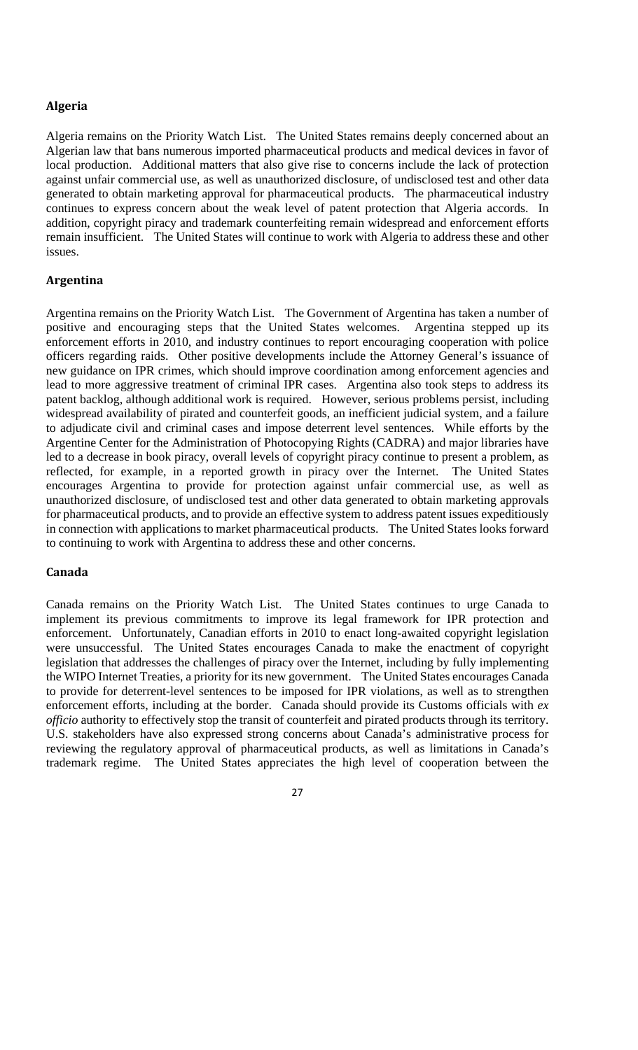### Algeria

Algeria remains on the Priority Watch List. The United States remains deeply concerned about an Algerian law that bans numerous imported pharmaceutical products and medical devices in favor of local production. Additional matters that also give rise to concerns include the lack of protection against unfair commercial use, as well as unauthorized disclosure, of undisclosed test and other data generated to obtain marketing approval for pharmaceutical products. The pharmaceutical industry continues to express concern about the weak level of patent protection that Algeria accords. In addition, copyright piracy and trademark counterfeiting remain widespread and enforcement efforts remain insufficient. The United States will continue to work with Algeria to address these and other issues.

### Argentina

Argentina remains on the Priority Watch List. The Government of Argentina has taken a number of positive and encouraging steps that the United States welcomes. Argentina stepped up its enforcement efforts in 2010, and industry continues to report encouraging cooperation with police officers regarding raids. Other positive developments include the Attorney General's issuance of new guidance on IPR crimes, which should improve coordination among enforcement agencies and lead to more aggressive treatment of criminal IPR cases. Argentina also took steps to address its patent backlog, although additional work is required. However, serious problems persist, including widespread availability of pirated and counterfeit goods, an inefficient judicial system, and a failure to adjudicate civil and criminal cases and impose deterrent level sentences. While efforts by the Argentine Center for the Administration of Photocopying Rights (CADRA) and major libraries have led to a decrease in book piracy, overall levels of copyright piracy continue to present a problem, as reflected, for example, in a reported growth in piracy over the Internet. The United States encourages Argentina to provide for protection against unfair commercial use, as well as unauthorized disclosure, of undisclosed test and other data generated to obtain marketing approvals for pharmaceutical products, and to provide an effective system to address patent issues expeditiously in connection with applications to market pharmaceutical products. The United States looks forward to continuing to work with Argentina to address these and other concerns.

### Canada

Canada remains on the Priority Watch List. The United States continues to urge Canada to implement its previous commitments to improve its legal framework for IPR protection and enforcement. Unfortunately, Canadian efforts in 2010 to enact long-awaited copyright legislation were unsuccessful. The United States encourages Canada to make the enactment of copyright legislation that addresses the challenges of piracy over the Internet, including by fully implementing the WIPO Internet Treaties, a priority for its new government. The United States encourages Canada to provide for deterrent-level sentences to be imposed for IPR violations, as well as to strengthen enforcement efforts, including at the border. Canada should provide its Customs officials with *ex officio* authority to effectively stop the transit of counterfeit and pirated products through its territory. U.S. stakeholders have also expressed strong concerns about Canada's administrative process for reviewing the regulatory approval of pharmaceutical products, as well as limitations in Canada's trademark regime. The United States appreciates the high level of cooperation between the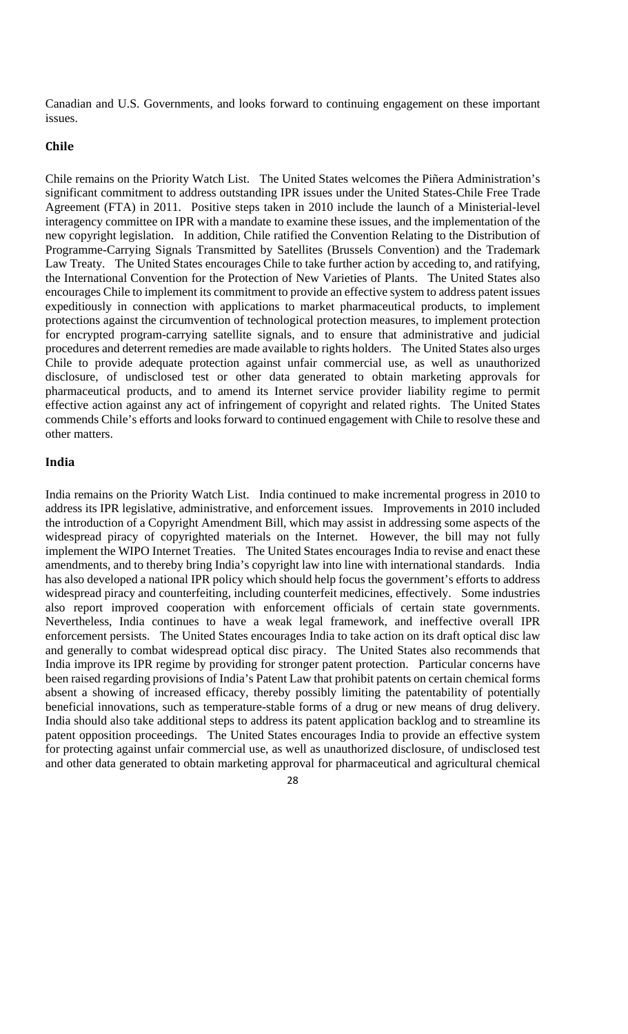Canadian and U.S. Governments, and looks forward to continuing engagement on these important issues.

### Chile

Chile remains on the Priority Watch List. The United States welcomes the Piñera Administration's significant commitment to address outstanding IPR issues under the United States-Chile Free Trade Agreement (FTA) in 2011. Positive steps taken in 2010 include the launch of a Ministerial-level interagency committee on IPR with a mandate to examine these issues, and the implementation of the new copyright legislation. In addition, Chile ratified the Convention Relating to the Distribution of Programme-Carrying Signals Transmitted by Satellites (Brussels Convention) and the Trademark Law Treaty. The United States encourages Chile to take further action by acceding to, and ratifying, the International Convention for the Protection of New Varieties of Plants. The United States also encourages Chile to implement its commitment to provide an effective system to address patent issues expeditiously in connection with applications to market pharmaceutical products, to implement protections against the circumvention of technological protection measures, to implement protection for encrypted program-carrying satellite signals, and to ensure that administrative and judicial procedures and deterrent remedies are made available to rights holders. The United States also urges Chile to provide adequate protection against unfair commercial use, as well as unauthorized disclosure, of undisclosed test or other data generated to obtain marketing approvals for pharmaceutical products, and to amend its Internet service provider liability regime to permit effective action against any act of infringement of copyright and related rights. The United States commends Chile's efforts and looks forward to continued engagement with Chile to resolve these and other matters.

### India

India remains on the Priority Watch List. India continued to make incremental progress in 2010 to address its IPR legislative, administrative, and enforcement issues. Improvements in 2010 included the introduction of a Copyright Amendment Bill, which may assist in addressing some aspects of the widespread piracy of copyrighted materials on the Internet. However, the bill may not fully implement the WIPO Internet Treaties. The United States encourages India to revise and enact these amendments, and to thereby bring India's copyright law into line with international standards. India has also developed a national IPR policy which should help focus the government's efforts to address widespread piracy and counterfeiting, including counterfeit medicines, effectively. Some industries also report improved cooperation with enforcement officials of certain state governments. Nevertheless, India continues to have a weak legal framework, and ineffective overall IPR enforcement persists. The United States encourages India to take action on its draft optical disc law and generally to combat widespread optical disc piracy. The United States also recommends that India improve its IPR regime by providing for stronger patent protection. Particular concerns have been raised regarding provisions of India's Patent Law that prohibit patents on certain chemical forms absent a showing of increased efficacy, thereby possibly limiting the patentability of potentially beneficial innovations, such as temperature-stable forms of a drug or new means of drug delivery. India should also take additional steps to address its patent application backlog and to streamline its patent opposition proceedings. The United States encourages India to provide an effective system for protecting against unfair commercial use, as well as unauthorized disclosure, of undisclosed test and other data generated to obtain marketing approval for pharmaceutical and agricultural chemical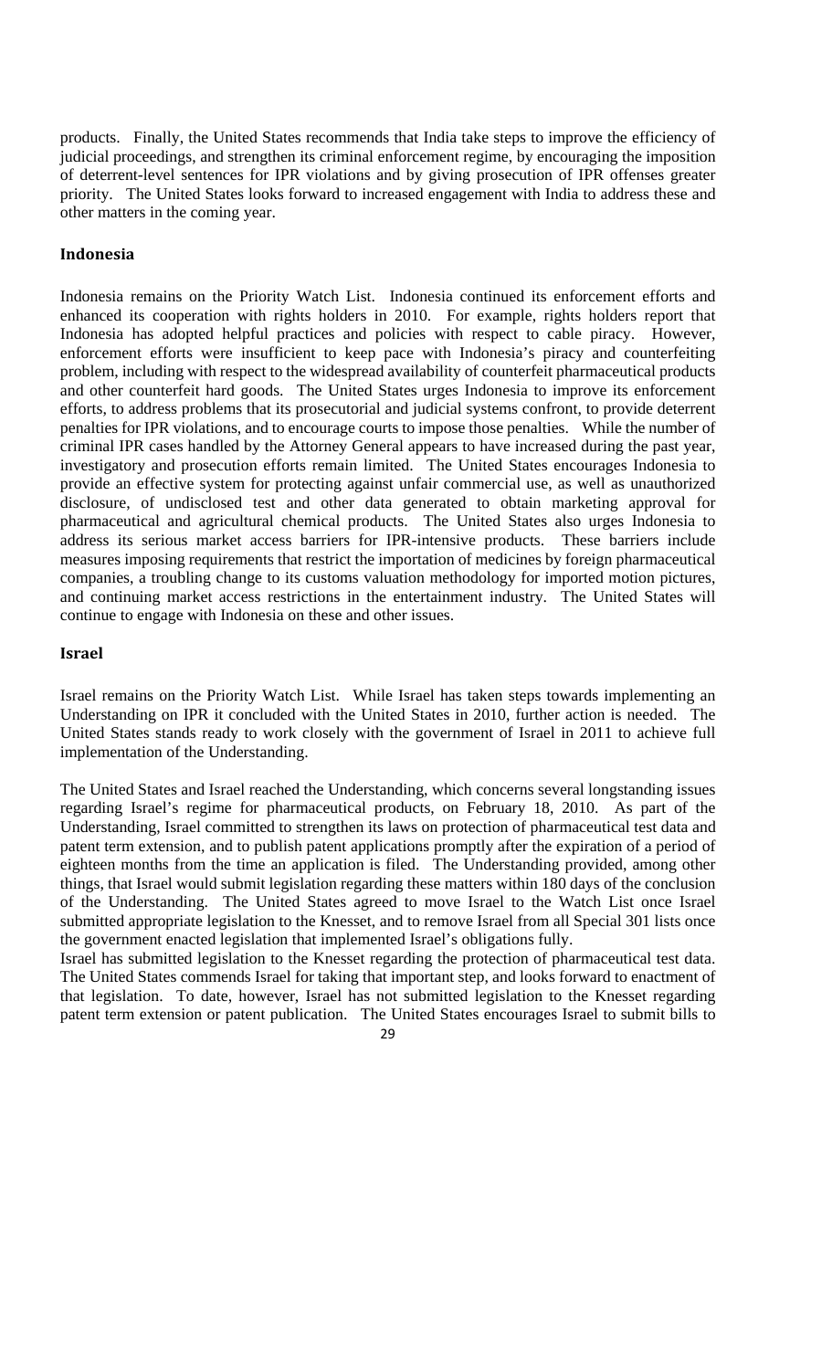products. Finally, the United States recommends that India take steps to improve the efficiency of judicial proceedings, and strengthen its criminal enforcement regime, by encouraging the imposition of deterrent-level sentences for IPR violations and by giving prosecution of IPR offenses greater priority. The United States looks forward to increased engagement with India to address these and other matters in the coming year.

### Indonesia

Indonesia remains on the Priority Watch List. Indonesia continued its enforcement efforts and enhanced its cooperation with rights holders in 2010. For example, rights holders report that Indonesia has adopted helpful practices and policies with respect to cable piracy. However, enforcement efforts were insufficient to keep pace with Indonesia's piracy and counterfeiting problem, including with respect to the widespread availability of counterfeit pharmaceutical products and other counterfeit hard goods. The United States urges Indonesia to improve its enforcement efforts, to address problems that its prosecutorial and judicial systems confront, to provide deterrent penalties for IPR violations, and to encourage courts to impose those penalties. While the number of criminal IPR cases handled by the Attorney General appears to have increased during the past year, investigatory and prosecution efforts remain limited. The United States encourages Indonesia to provide an effective system for protecting against unfair commercial use, as well as unauthorized disclosure, of undisclosed test and other data generated to obtain marketing approval for pharmaceutical and agricultural chemical products. The United States also urges Indonesia to address its serious market access barriers for IPR-intensive products. These barriers include measures imposing requirements that restrict the importation of medicines by foreign pharmaceutical companies, a troubling change to its customs valuation methodology for imported motion pictures, and continuing market access restrictions in the entertainment industry. The United States will continue to engage with Indonesia on these and other issues.

### Israel

Israel remains on the Priority Watch List. While Israel has taken steps towards implementing an Understanding on IPR it concluded with the United States in 2010, further action is needed. The United States stands ready to work closely with the government of Israel in 2011 to achieve full implementation of the Understanding.

The United States and Israel reached the Understanding, which concerns several longstanding issues regarding Israel's regime for pharmaceutical products, on February 18, 2010. As part of the Understanding, Israel committed to strengthen its laws on protection of pharmaceutical test data and patent term extension, and to publish patent applications promptly after the expiration of a period of eighteen months from the time an application is filed. The Understanding provided, among other things, that Israel would submit legislation regarding these matters within 180 days of the conclusion of the Understanding. The United States agreed to move Israel to the Watch List once Israel submitted appropriate legislation to the Knesset, and to remove Israel from all Special 301 lists once the government enacted legislation that implemented Israel's obligations fully.

Israel has submitted legislation to the Knesset regarding the protection of pharmaceutical test data. The United States commends Israel for taking that important step, and looks forward to enactment of that legislation. To date, however, Israel has not submitted legislation to the Knesset regarding patent term extension or patent publication. The United States encourages Israel to submit bills to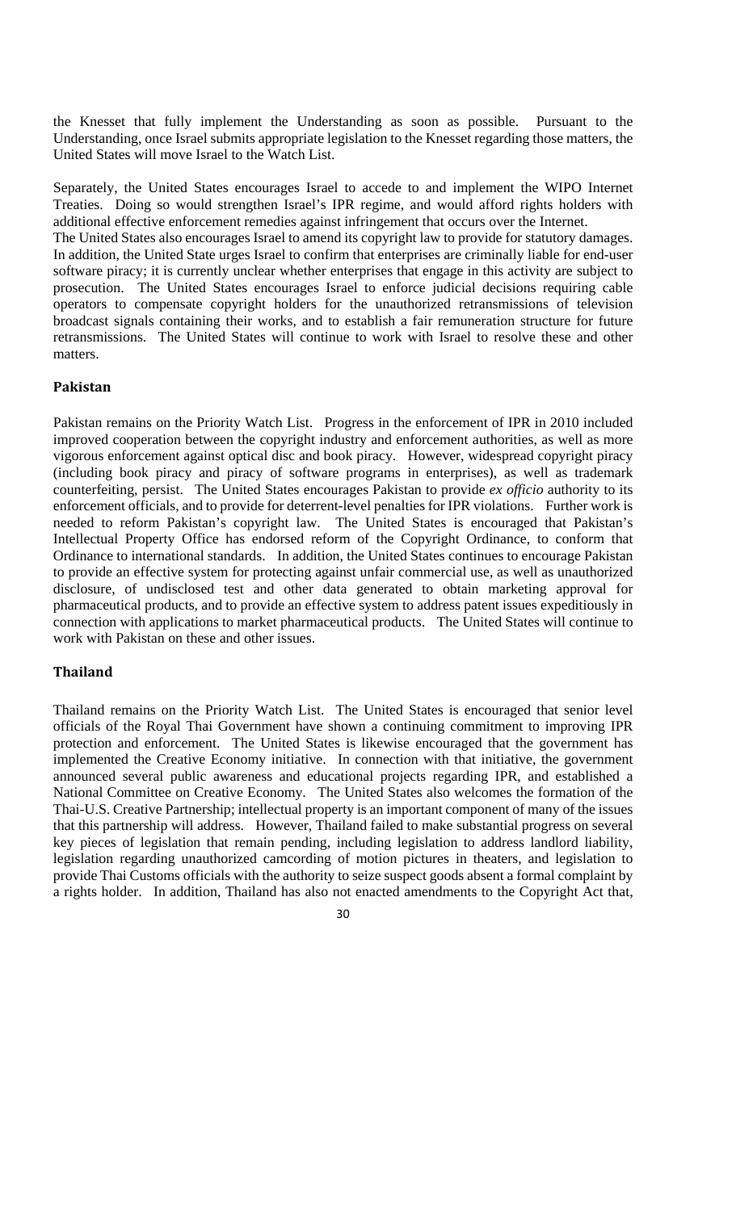the Knesset that fully implement the Understanding as soon as possible. Pursuant to the Understanding, once Israel submits appropriate legislation to the Knesset regarding those matters, the United States will move Israel to the Watch List.

Separately, the United States encourages Israel to accede to and implement the WIPO Internet Treaties. Doing so would strengthen Israel's IPR regime, and would afford rights holders with additional effective enforcement remedies against infringement that occurs over the Internet.
The United States also encourages Israel to amend its copyright law to provide for statutory damages. In addition, the United State urges Israel to confirm that enterprises are criminally liable for end-user software piracy; it is currently unclear whether enterprises that engage in this activity are subject to prosecution. The United States encourages Israel to enforce judicial decisions requiring cable operators to compensate copyright holders for the unauthorized retransmissions of television broadcast signals containing their works, and to establish a fair remuneration structure for future retransmissions. The United States will continue to work with Israel to resolve these and other matters.

### Pakistan

Pakistan remains on the Priority Watch List. Progress in the enforcement of IPR in 2010 included improved cooperation between the copyright industry and enforcement authorities, as well as more vigorous enforcement against optical disc and book piracy. However, widespread copyright piracy (including book piracy and piracy of software programs in enterprises), as well as trademark counterfeiting, persist. The United States encourages Pakistan to provide *ex officio* authority to its enforcement officials, and to provide for deterrent-level penalties for IPR violations. Further work is needed to reform Pakistan's copyright law. The United States is encouraged that Pakistan's Intellectual Property Office has endorsed reform of the Copyright Ordinance, to conform that Ordinance to international standards. In addition, the United States continues to encourage Pakistan to provide an effective system for protecting against unfair commercial use, as well as unauthorized disclosure, of undisclosed test and other data generated to obtain marketing approval for pharmaceutical products, and to provide an effective system to address patent issues expeditiously in connection with applications to market pharmaceutical products. The United States will continue to work with Pakistan on these and other issues.

### Thailand

Thailand remains on the Priority Watch List. The United States is encouraged that senior level officials of the Royal Thai Government have shown a continuing commitment to improving IPR protection and enforcement. The United States is likewise encouraged that the government has implemented the Creative Economy initiative. In connection with that initiative, the government announced several public awareness and educational projects regarding IPR, and established a National Committee on Creative Economy. The United States also welcomes the formation of the Thai-U.S. Creative Partnership; intellectual property is an important component of many of the issues that this partnership will address. However, Thailand failed to make substantial progress on several key pieces of legislation that remain pending, including legislation to address landlord liability, legislation regarding unauthorized camcording of motion pictures in theaters, and legislation to provide Thai Customs officials with the authority to seize suspect goods absent a formal complaint by a rights holder. In addition, Thailand has also not enacted amendments to the Copyright Act that,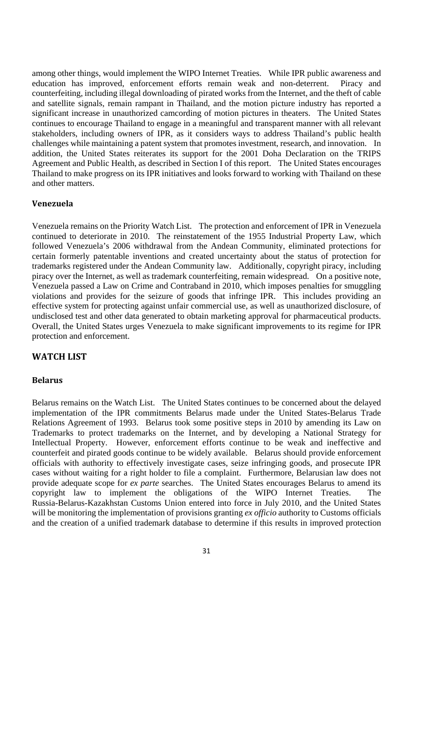among other things, would implement the WIPO Internet Treaties. While IPR public awareness and education has improved, enforcement efforts remain weak and non-deterrent. Piracy and counterfeiting, including illegal downloading of pirated works from the Internet, and the theft of cable and satellite signals, remain rampant in Thailand, and the motion picture industry has reported a significant increase in unauthorized camcording of motion pictures in theaters. The United States continues to encourage Thailand to engage in a meaningful and transparent manner with all relevant stakeholders, including owners of IPR, as it considers ways to address Thailand's public health challenges while maintaining a patent system that promotes investment, research, and innovation. In addition, the United States reiterates its support for the 2001 Doha Declaration on the TRIPS Agreement and Public Health, as described in Section I of this report. The United States encourages Thailand to make progress on its IPR initiatives and looks forward to working with Thailand on these and other matters.

### Venezuela

Venezuela remains on the Priority Watch List. The protection and enforcement of IPR in Venezuela continued to deteriorate in 2010. The reinstatement of the 1955 Industrial Property Law, which followed Venezuela's 2006 withdrawal from the Andean Community, eliminated protections for certain formerly patentable inventions and created uncertainty about the status of protection for trademarks registered under the Andean Community law. Additionally, copyright piracy, including piracy over the Internet, as well as trademark counterfeiting, remain widespread. On a positive note, Venezuela passed a Law on Crime and Contraband in 2010, which imposes penalties for smuggling violations and provides for the seizure of goods that infringe IPR. This includes providing an effective system for protecting against unfair commercial use, as well as unauthorized disclosure, of undisclosed test and other data generated to obtain marketing approval for pharmaceutical products. Overall, the United States urges Venezuela to make significant improvements to its regime for IPR protection and enforcement.

## WATCH LIST

### Belarus

Belarus remains on the Watch List. The United States continues to be concerned about the delayed implementation of the IPR commitments Belarus made under the United States-Belarus Trade Relations Agreement of 1993. Belarus took some positive steps in 2010 by amending its Law on Trademarks to protect trademarks on the Internet, and by developing a National Strategy for Intellectual Property. However, enforcement efforts continue to be weak and ineffective and counterfeit and pirated goods continue to be widely available. Belarus should provide enforcement officials with authority to effectively investigate cases, seize infringing goods, and prosecute IPR cases without waiting for a right holder to file a complaint. Furthermore, Belarusian law does not provide adequate scope for *ex parte* searches. The United States encourages Belarus to amend its copyright law to implement the obligations of the WIPO Internet Treaties. The Russia-Belarus-Kazakhstan Customs Union entered into force in July 2010, and the United States will be monitoring the implementation of provisions granting *ex officio* authority to Customs officials and the creation of a unified trademark database to determine if this results in improved protection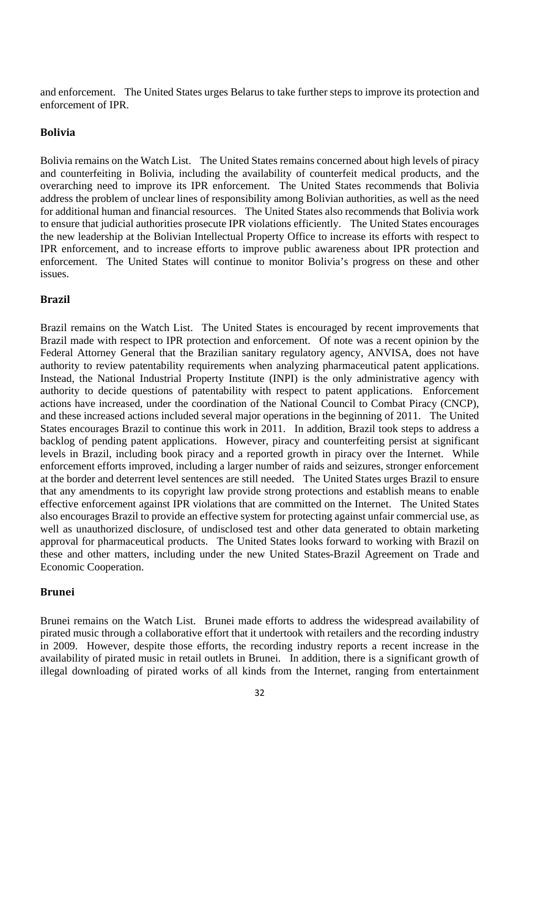and enforcement. The United States urges Belarus to take further steps to improve its protection and enforcement of IPR.

### Bolivia

Bolivia remains on the Watch List. The United States remains concerned about high levels of piracy and counterfeiting in Bolivia, including the availability of counterfeit medical products, and the overarching need to improve its IPR enforcement. The United States recommends that Bolivia address the problem of unclear lines of responsibility among Bolivian authorities, as well as the need for additional human and financial resources. The United States also recommends that Bolivia work to ensure that judicial authorities prosecute IPR violations efficiently. The United States encourages the new leadership at the Bolivian Intellectual Property Office to increase its efforts with respect to IPR enforcement, and to increase efforts to improve public awareness about IPR protection and enforcement. The United States will continue to monitor Bolivia's progress on these and other issues.

### Brazil

Brazil remains on the Watch List. The United States is encouraged by recent improvements that Brazil made with respect to IPR protection and enforcement. Of note was a recent opinion by the Federal Attorney General that the Brazilian sanitary regulatory agency, ANVISA, does not have authority to review patentability requirements when analyzing pharmaceutical patent applications. Instead, the National Industrial Property Institute (INPI) is the only administrative agency with authority to decide questions of patentability with respect to patent applications. Enforcement actions have increased, under the coordination of the National Council to Combat Piracy (CNCP), and these increased actions included several major operations in the beginning of 2011. The United States encourages Brazil to continue this work in 2011. In addition, Brazil took steps to address a backlog of pending patent applications. However, piracy and counterfeiting persist at significant levels in Brazil, including book piracy and a reported growth in piracy over the Internet. While enforcement efforts improved, including a larger number of raids and seizures, stronger enforcement at the border and deterrent level sentences are still needed. The United States urges Brazil to ensure that any amendments to its copyright law provide strong protections and establish means to enable effective enforcement against IPR violations that are committed on the Internet. The United States also encourages Brazil to provide an effective system for protecting against unfair commercial use, as well as unauthorized disclosure, of undisclosed test and other data generated to obtain marketing approval for pharmaceutical products. The United States looks forward to working with Brazil on these and other matters, including under the new United States-Brazil Agreement on Trade and Economic Cooperation.

### Brunei

Brunei remains on the Watch List. Brunei made efforts to address the widespread availability of pirated music through a collaborative effort that it undertook with retailers and the recording industry in 2009. However, despite those efforts, the recording industry reports a recent increase in the availability of pirated music in retail outlets in Brunei. In addition, there is a significant growth of illegal downloading of pirated works of all kinds from the Internet, ranging from entertainment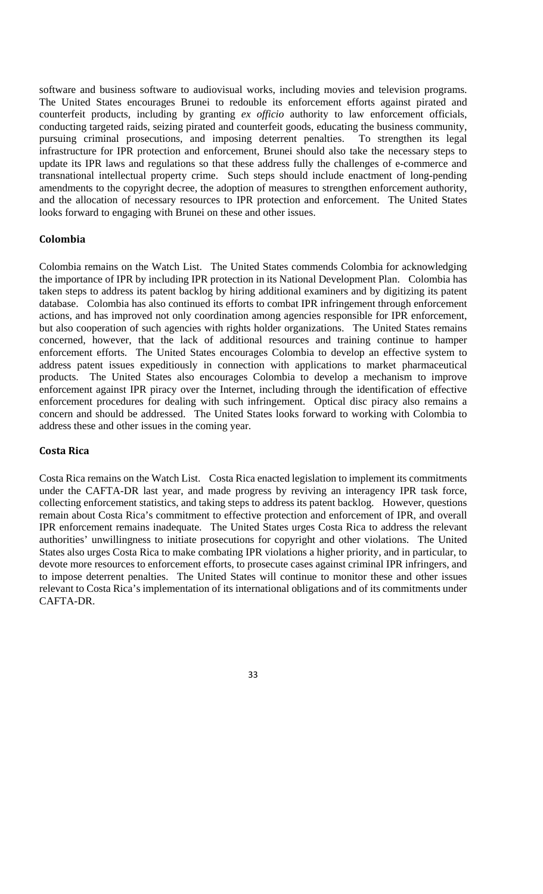software and business software to audiovisual works, including movies and television programs. The United States encourages Brunei to redouble its enforcement efforts against pirated and counterfeit products, including by granting *ex officio* authority to law enforcement officials, conducting targeted raids, seizing pirated and counterfeit goods, educating the business community, pursuing criminal prosecutions, and imposing deterrent penalties. To strengthen its legal infrastructure for IPR protection and enforcement, Brunei should also take the necessary steps to update its IPR laws and regulations so that these address fully the challenges of e-commerce and transnational intellectual property crime. Such steps should include enactment of long-pending amendments to the copyright decree, the adoption of measures to strengthen enforcement authority, and the allocation of necessary resources to IPR protection and enforcement. The United States looks forward to engaging with Brunei on these and other issues.

### Colombia

Colombia remains on the Watch List. The United States commends Colombia for acknowledging the importance of IPR by including IPR protection in its National Development Plan. Colombia has taken steps to address its patent backlog by hiring additional examiners and by digitizing its patent database. Colombia has also continued its efforts to combat IPR infringement through enforcement actions, and has improved not only coordination among agencies responsible for IPR enforcement, but also cooperation of such agencies with rights holder organizations. The United States remains concerned, however, that the lack of additional resources and training continue to hamper enforcement efforts. The United States encourages Colombia to develop an effective system to address patent issues expeditiously in connection with applications to market pharmaceutical products. The United States also encourages Colombia to develop a mechanism to improve enforcement against IPR piracy over the Internet, including through the identification of effective enforcement procedures for dealing with such infringement. Optical disc piracy also remains a concern and should be addressed. The United States looks forward to working with Colombia to address these and other issues in the coming year.

### Costa Rica

Costa Rica remains on the Watch List. Costa Rica enacted legislation to implement its commitments under the CAFTA-DR last year, and made progress by reviving an interagency IPR task force, collecting enforcement statistics, and taking steps to address its patent backlog. However, questions remain about Costa Rica's commitment to effective protection and enforcement of IPR, and overall IPR enforcement remains inadequate. The United States urges Costa Rica to address the relevant authorities' unwillingness to initiate prosecutions for copyright and other violations. The United States also urges Costa Rica to make combating IPR violations a higher priority, and in particular, to devote more resources to enforcement efforts, to prosecute cases against criminal IPR infringers, and to impose deterrent penalties. The United States will continue to monitor these and other issues relevant to Costa Rica's implementation of its international obligations and of its commitments under CAFTA-DR.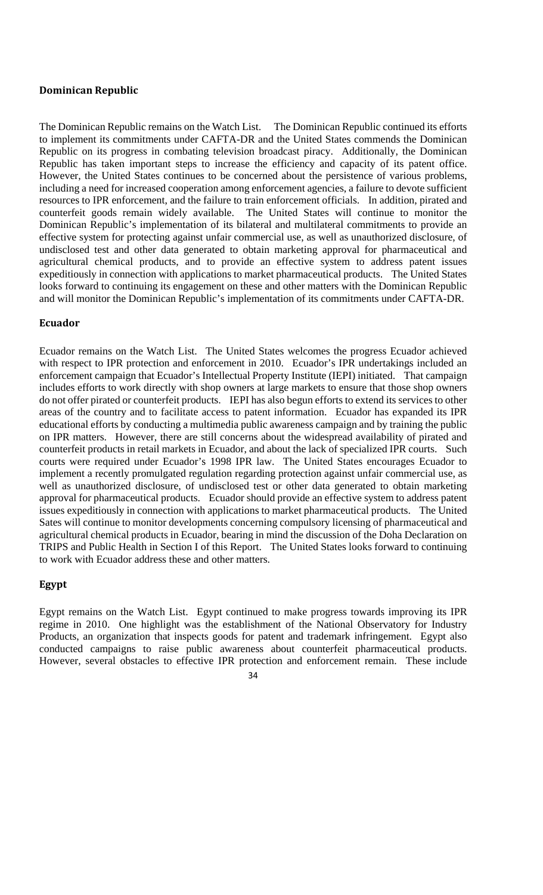### Dominican Republic

The Dominican Republic remains on the Watch List. The Dominican Republic continued its efforts to implement its commitments under CAFTA-DR and the United States commends the Dominican Republic on its progress in combating television broadcast piracy. Additionally, the Dominican Republic has taken important steps to increase the efficiency and capacity of its patent office. However, the United States continues to be concerned about the persistence of various problems, including a need for increased cooperation among enforcement agencies, a failure to devote sufficient resources to IPR enforcement, and the failure to train enforcement officials. In addition, pirated and counterfeit goods remain widely available. The United States will continue to monitor the Dominican Republic's implementation of its bilateral and multilateral commitments to provide an effective system for protecting against unfair commercial use, as well as unauthorized disclosure, of undisclosed test and other data generated to obtain marketing approval for pharmaceutical and agricultural chemical products, and to provide an effective system to address patent issues expeditiously in connection with applications to market pharmaceutical products. The United States looks forward to continuing its engagement on these and other matters with the Dominican Republic and will monitor the Dominican Republic's implementation of its commitments under CAFTA-DR.

### Ecuador

Ecuador remains on the Watch List. The United States welcomes the progress Ecuador achieved with respect to IPR protection and enforcement in 2010. Ecuador's IPR undertakings included an enforcement campaign that Ecuador's Intellectual Property Institute (IEPI) initiated. That campaign includes efforts to work directly with shop owners at large markets to ensure that those shop owners do not offer pirated or counterfeit products. IEPI has also begun efforts to extend its services to other areas of the country and to facilitate access to patent information. Ecuador has expanded its IPR educational efforts by conducting a multimedia public awareness campaign and by training the public on IPR matters. However, there are still concerns about the widespread availability of pirated and counterfeit products in retail markets in Ecuador, and about the lack of specialized IPR courts. Such courts were required under Ecuador's 1998 IPR law. The United States encourages Ecuador to implement a recently promulgated regulation regarding protection against unfair commercial use, as well as unauthorized disclosure, of undisclosed test or other data generated to obtain marketing approval for pharmaceutical products. Ecuador should provide an effective system to address patent issues expeditiously in connection with applications to market pharmaceutical products. The United Sates will continue to monitor developments concerning compulsory licensing of pharmaceutical and agricultural chemical products in Ecuador, bearing in mind the discussion of the Doha Declaration on TRIPS and Public Health in Section I of this Report. The United States looks forward to continuing to work with Ecuador address these and other matters.

### Egypt

Egypt remains on the Watch List. Egypt continued to make progress towards improving its IPR regime in 2010. One highlight was the establishment of the National Observatory for Industry Products, an organization that inspects goods for patent and trademark infringement. Egypt also conducted campaigns to raise public awareness about counterfeit pharmaceutical products. However, several obstacles to effective IPR protection and enforcement remain. These include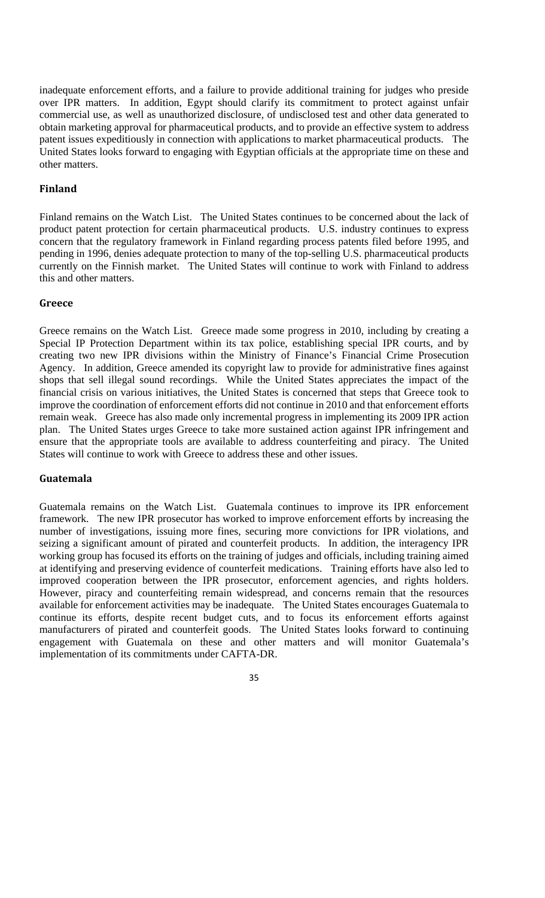inadequate enforcement efforts, and a failure to provide additional training for judges who preside over IPR matters. In addition, Egypt should clarify its commitment to protect against unfair commercial use, as well as unauthorized disclosure, of undisclosed test and other data generated to obtain marketing approval for pharmaceutical products, and to provide an effective system to address patent issues expeditiously in connection with applications to market pharmaceutical products. The United States looks forward to engaging with Egyptian officials at the appropriate time on these and other matters.

### Finland

Finland remains on the Watch List. The United States continues to be concerned about the lack of product patent protection for certain pharmaceutical products. U.S. industry continues to express concern that the regulatory framework in Finland regarding process patents filed before 1995, and pending in 1996, denies adequate protection to many of the top-selling U.S. pharmaceutical products currently on the Finnish market. The United States will continue to work with Finland to address this and other matters.

### Greece

Greece remains on the Watch List. Greece made some progress in 2010, including by creating a Special IP Protection Department within its tax police, establishing special IPR courts, and by creating two new IPR divisions within the Ministry of Finance's Financial Crime Prosecution Agency. In addition, Greece amended its copyright law to provide for administrative fines against shops that sell illegal sound recordings. While the United States appreciates the impact of the financial crisis on various initiatives, the United States is concerned that steps that Greece took to improve the coordination of enforcement efforts did not continue in 2010 and that enforcement efforts remain weak. Greece has also made only incremental progress in implementing its 2009 IPR action plan. The United States urges Greece to take more sustained action against IPR infringement and ensure that the appropriate tools are available to address counterfeiting and piracy. The United States will continue to work with Greece to address these and other issues.

### Guatemala

Guatemala remains on the Watch List. Guatemala continues to improve its IPR enforcement framework. The new IPR prosecutor has worked to improve enforcement efforts by increasing the number of investigations, issuing more fines, securing more convictions for IPR violations, and seizing a significant amount of pirated and counterfeit products. In addition, the interagency IPR working group has focused its efforts on the training of judges and officials, including training aimed at identifying and preserving evidence of counterfeit medications. Training efforts have also led to improved cooperation between the IPR prosecutor, enforcement agencies, and rights holders. However, piracy and counterfeiting remain widespread, and concerns remain that the resources available for enforcement activities may be inadequate. The United States encourages Guatemala to continue its efforts, despite recent budget cuts, and to focus its enforcement efforts against manufacturers of pirated and counterfeit goods. The United States looks forward to continuing engagement with Guatemala on these and other matters and will monitor Guatemala's implementation of its commitments under CAFTA-DR.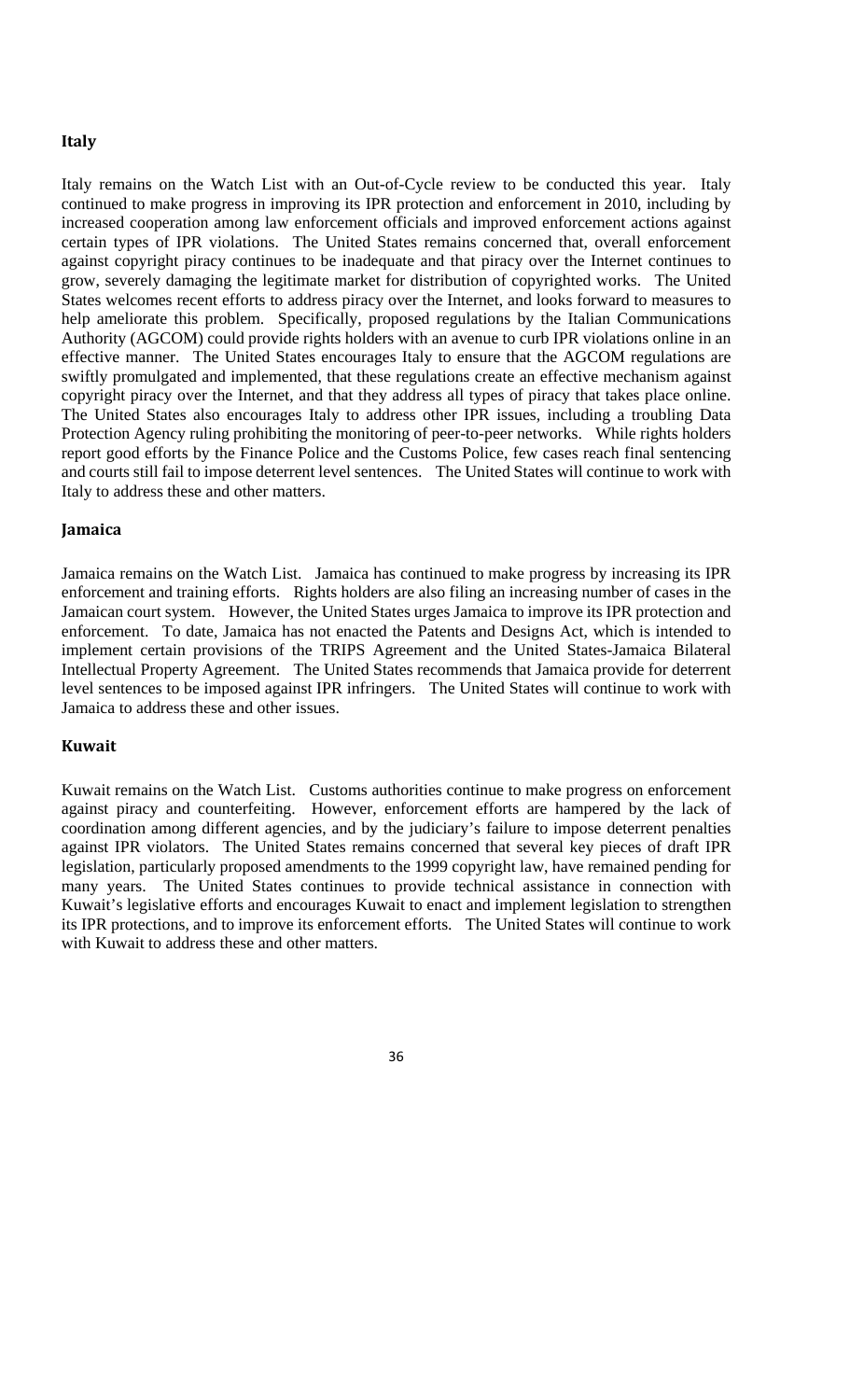### Italy

Italy remains on the Watch List with an Out-of-Cycle review to be conducted this year. Italy continued to make progress in improving its IPR protection and enforcement in 2010, including by increased cooperation among law enforcement officials and improved enforcement actions against certain types of IPR violations. The United States remains concerned that, overall enforcement against copyright piracy continues to be inadequate and that piracy over the Internet continues to grow, severely damaging the legitimate market for distribution of copyrighted works. The United States welcomes recent efforts to address piracy over the Internet, and looks forward to measures to help ameliorate this problem. Specifically, proposed regulations by the Italian Communications Authority (AGCOM) could provide rights holders with an avenue to curb IPR violations online in an effective manner. The United States encourages Italy to ensure that the AGCOM regulations are swiftly promulgated and implemented, that these regulations create an effective mechanism against copyright piracy over the Internet, and that they address all types of piracy that takes place online. The United States also encourages Italy to address other IPR issues, including a troubling Data Protection Agency ruling prohibiting the monitoring of peer-to-peer networks. While rights holders report good efforts by the Finance Police and the Customs Police, few cases reach final sentencing and courts still fail to impose deterrent level sentences. The United States will continue to work with Italy to address these and other matters.

### Jamaica

Jamaica remains on the Watch List. Jamaica has continued to make progress by increasing its IPR enforcement and training efforts. Rights holders are also filing an increasing number of cases in the Jamaican court system. However, the United States urges Jamaica to improve its IPR protection and enforcement. To date, Jamaica has not enacted the Patents and Designs Act, which is intended to implement certain provisions of the TRIPS Agreement and the United States-Jamaica Bilateral Intellectual Property Agreement. The United States recommends that Jamaica provide for deterrent level sentences to be imposed against IPR infringers. The United States will continue to work with Jamaica to address these and other issues.

### Kuwait

Kuwait remains on the Watch List. Customs authorities continue to make progress on enforcement against piracy and counterfeiting. However, enforcement efforts are hampered by the lack of coordination among different agencies, and by the judiciary's failure to impose deterrent penalties against IPR violators. The United States remains concerned that several key pieces of draft IPR legislation, particularly proposed amendments to the 1999 copyright law, have remained pending for many years. The United States continues to provide technical assistance in connection with Kuwait's legislative efforts and encourages Kuwait to enact and implement legislation to strengthen its IPR protections, and to improve its enforcement efforts. The United States will continue to work with Kuwait to address these and other matters.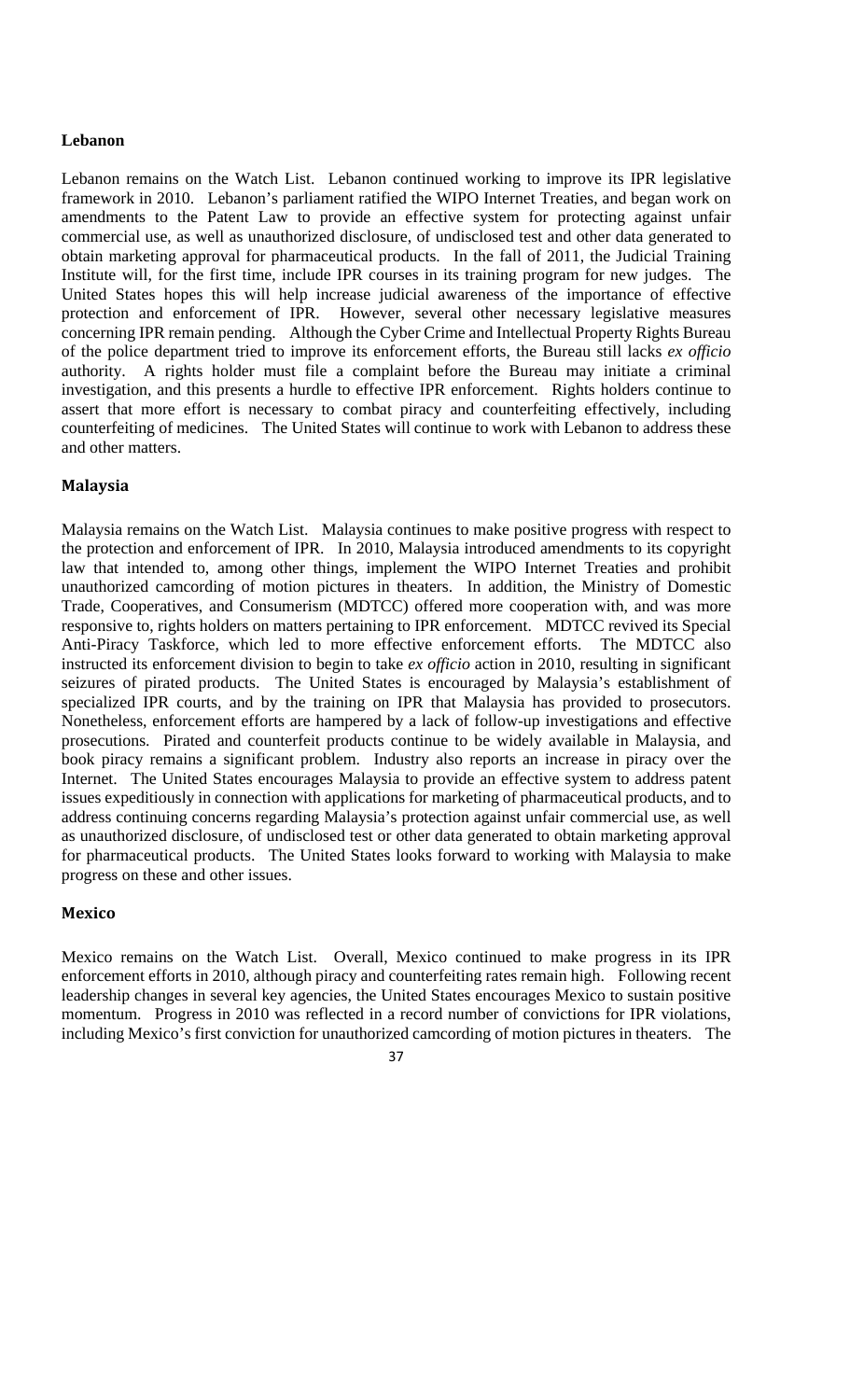## Lebanon

Lebanon remains on the Watch List. Lebanon continued working to improve its IPR legislative framework in 2010. Lebanon's parliament ratified the WIPO Internet Treaties, and began work on amendments to the Patent Law to provide an effective system for protecting against unfair commercial use, as well as unauthorized disclosure, of undisclosed test and other data generated to obtain marketing approval for pharmaceutical products. In the fall of 2011, the Judicial Training Institute will, for the first time, include IPR courses in its training program for new judges. The United States hopes this will help increase judicial awareness of the importance of effective protection and enforcement of IPR. However, several other necessary legislative measures concerning IPR remain pending. Although the Cyber Crime and Intellectual Property Rights Bureau of the police department tried to improve its enforcement efforts, the Bureau still lacks *ex officio* authority. A rights holder must file a complaint before the Bureau may initiate a criminal investigation, and this presents a hurdle to effective IPR enforcement. Rights holders continue to assert that more effort is necessary to combat piracy and counterfeiting effectively, including counterfeiting of medicines. The United States will continue to work with Lebanon to address these and other matters.

## Malaysia

Malaysia remains on the Watch List. Malaysia continues to make positive progress with respect to the protection and enforcement of IPR. In 2010, Malaysia introduced amendments to its copyright law that intended to, among other things, implement the WIPO Internet Treaties and prohibit unauthorized camcording of motion pictures in theaters. In addition, the Ministry of Domestic Trade, Cooperatives, and Consumerism (MDTCC) offered more cooperation with, and was more responsive to, rights holders on matters pertaining to IPR enforcement. MDTCC revived its Special Anti-Piracy Taskforce, which led to more effective enforcement efforts. The MDTCC also instructed its enforcement division to begin to take *ex officio* action in 2010, resulting in significant seizures of pirated products. The United States is encouraged by Malaysia's establishment of specialized IPR courts, and by the training on IPR that Malaysia has provided to prosecutors. Nonetheless, enforcement efforts are hampered by a lack of follow-up investigations and effective prosecutions. Pirated and counterfeit products continue to be widely available in Malaysia, and book piracy remains a significant problem. Industry also reports an increase in piracy over the Internet. The United States encourages Malaysia to provide an effective system to address patent issues expeditiously in connection with applications for marketing of pharmaceutical products, and to address continuing concerns regarding Malaysia's protection against unfair commercial use, as well as unauthorized disclosure, of undisclosed test or other data generated to obtain marketing approval for pharmaceutical products. The United States looks forward to working with Malaysia to make progress on these and other issues.

## Mexico

Mexico remains on the Watch List. Overall, Mexico continued to make progress in its IPR enforcement efforts in 2010, although piracy and counterfeiting rates remain high. Following recent leadership changes in several key agencies, the United States encourages Mexico to sustain positive momentum. Progress in 2010 was reflected in a record number of convictions for IPR violations, including Mexico's first conviction for unauthorized camcording of motion pictures in theaters. The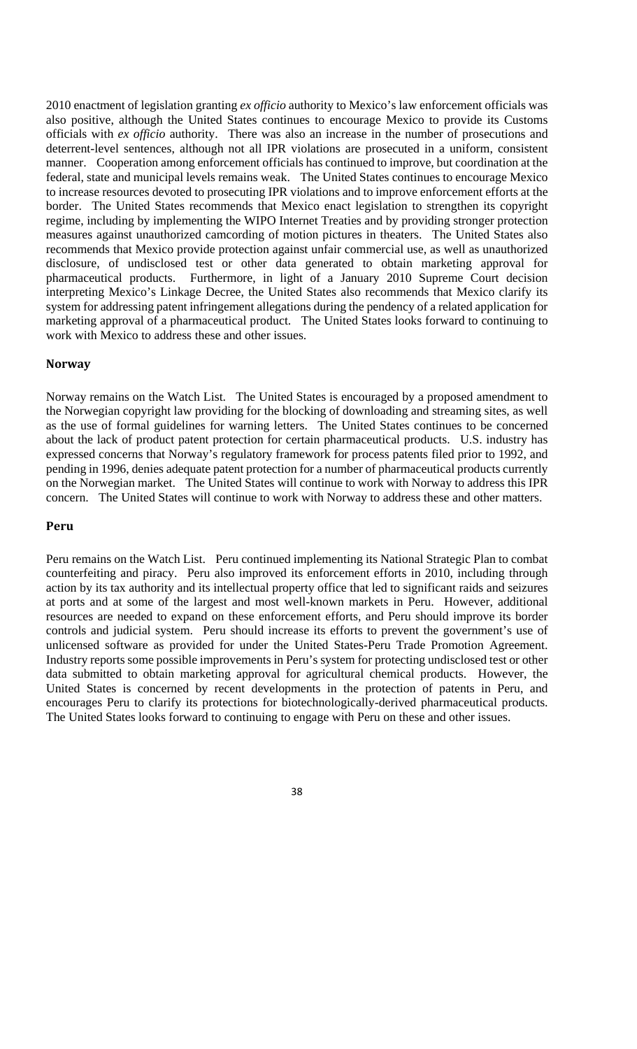2010 enactment of legislation granting *ex officio* authority to Mexico's law enforcement officials was also positive, although the United States continues to encourage Mexico to provide its Customs officials with *ex officio* authority. There was also an increase in the number of prosecutions and deterrent-level sentences, although not all IPR violations are prosecuted in a uniform, consistent manner. Cooperation among enforcement officials has continued to improve, but coordination at the federal, state and municipal levels remains weak. The United States continues to encourage Mexico to increase resources devoted to prosecuting IPR violations and to improve enforcement efforts at the border. The United States recommends that Mexico enact legislation to strengthen its copyright regime, including by implementing the WIPO Internet Treaties and by providing stronger protection measures against unauthorized camcording of motion pictures in theaters. The United States also recommends that Mexico provide protection against unfair commercial use, as well as unauthorized disclosure, of undisclosed test or other data generated to obtain marketing approval for pharmaceutical products. Furthermore, in light of a January 2010 Supreme Court decision interpreting Mexico's Linkage Decree, the United States also recommends that Mexico clarify its system for addressing patent infringement allegations during the pendency of a related application for marketing approval of a pharmaceutical product. The United States looks forward to continuing to work with Mexico to address these and other issues.

### Norway

Norway remains on the Watch List. The United States is encouraged by a proposed amendment to the Norwegian copyright law providing for the blocking of downloading and streaming sites, as well as the use of formal guidelines for warning letters. The United States continues to be concerned about the lack of product patent protection for certain pharmaceutical products. U.S. industry has expressed concerns that Norway's regulatory framework for process patents filed prior to 1992, and pending in 1996, denies adequate patent protection for a number of pharmaceutical products currently on the Norwegian market. The United States will continue to work with Norway to address this IPR concern. The United States will continue to work with Norway to address these and other matters.

### Peru

Peru remains on the Watch List. Peru continued implementing its National Strategic Plan to combat counterfeiting and piracy. Peru also improved its enforcement efforts in 2010, including through action by its tax authority and its intellectual property office that led to significant raids and seizures at ports and at some of the largest and most well-known markets in Peru. However, additional resources are needed to expand on these enforcement efforts, and Peru should improve its border controls and judicial system. Peru should increase its efforts to prevent the government's use of unlicensed software as provided for under the United States-Peru Trade Promotion Agreement. Industry reports some possible improvements in Peru's system for protecting undisclosed test or other data submitted to obtain marketing approval for agricultural chemical products. However, the United States is concerned by recent developments in the protection of patents in Peru, and encourages Peru to clarify its protections for biotechnologically-derived pharmaceutical products. The United States looks forward to continuing to engage with Peru on these and other issues.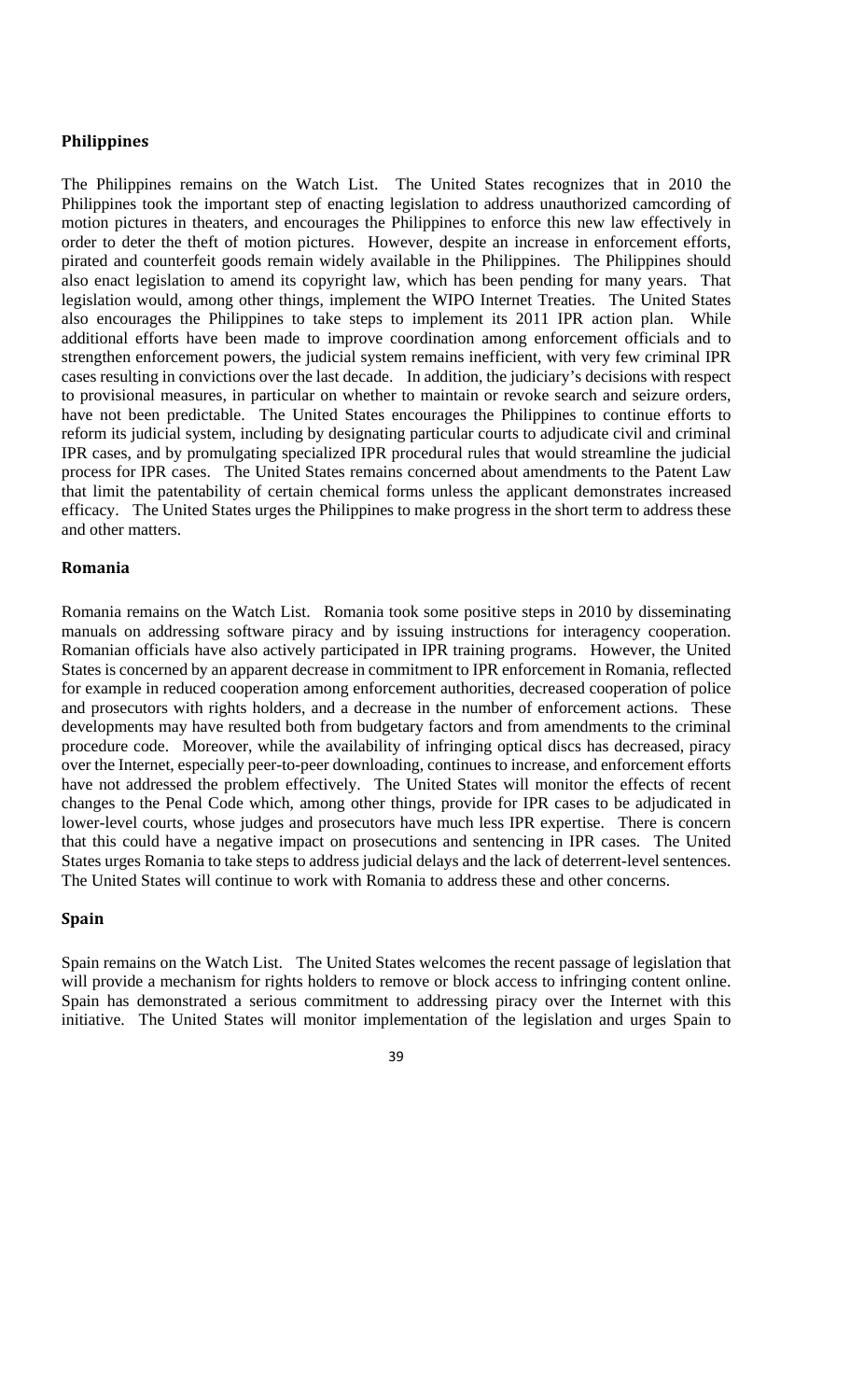### Philippines

The Philippines remains on the Watch List. The United States recognizes that in 2010 the Philippines took the important step of enacting legislation to address unauthorized camcording of motion pictures in theaters, and encourages the Philippines to enforce this new law effectively in order to deter the theft of motion pictures. However, despite an increase in enforcement efforts, pirated and counterfeit goods remain widely available in the Philippines. The Philippines should also enact legislation to amend its copyright law, which has been pending for many years. That legislation would, among other things, implement the WIPO Internet Treaties. The United States also encourages the Philippines to take steps to implement its 2011 IPR action plan. While additional efforts have been made to improve coordination among enforcement officials and to strengthen enforcement powers, the judicial system remains inefficient, with very few criminal IPR cases resulting in convictions over the last decade. In addition, the judiciary's decisions with respect to provisional measures, in particular on whether to maintain or revoke search and seizure orders, have not been predictable. The United States encourages the Philippines to continue efforts to reform its judicial system, including by designating particular courts to adjudicate civil and criminal IPR cases, and by promulgating specialized IPR procedural rules that would streamline the judicial process for IPR cases. The United States remains concerned about amendments to the Patent Law that limit the patentability of certain chemical forms unless the applicant demonstrates increased efficacy. The United States urges the Philippines to make progress in the short term to address these and other matters.

### Romania

Romania remains on the Watch List. Romania took some positive steps in 2010 by disseminating manuals on addressing software piracy and by issuing instructions for interagency cooperation. Romanian officials have also actively participated in IPR training programs. However, the United States is concerned by an apparent decrease in commitment to IPR enforcement in Romania, reflected for example in reduced cooperation among enforcement authorities, decreased cooperation of police and prosecutors with rights holders, and a decrease in the number of enforcement actions. These developments may have resulted both from budgetary factors and from amendments to the criminal procedure code. Moreover, while the availability of infringing optical discs has decreased, piracy over the Internet, especially peer-to-peer downloading, continues to increase, and enforcement efforts have not addressed the problem effectively. The United States will monitor the effects of recent changes to the Penal Code which, among other things, provide for IPR cases to be adjudicated in lower-level courts, whose judges and prosecutors have much less IPR expertise. There is concern that this could have a negative impact on prosecutions and sentencing in IPR cases. The United States urges Romania to take steps to address judicial delays and the lack of deterrent-level sentences. The United States will continue to work with Romania to address these and other concerns.

### Spain

Spain remains on the Watch List. The United States welcomes the recent passage of legislation that will provide a mechanism for rights holders to remove or block access to infringing content online. Spain has demonstrated a serious commitment to addressing piracy over the Internet with this initiative. The United States will monitor implementation of the legislation and urges Spain to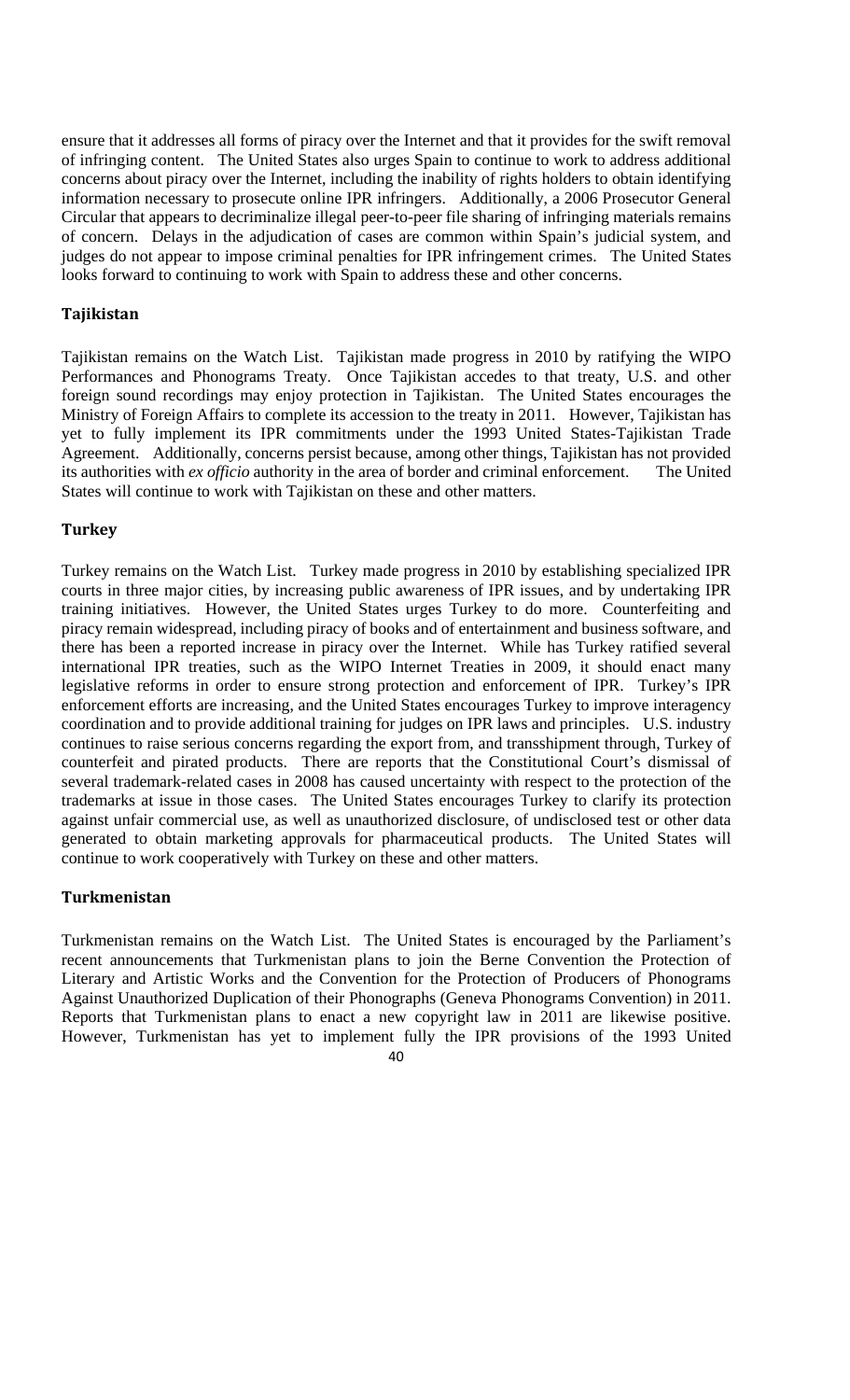ensure that it addresses all forms of piracy over the Internet and that it provides for the swift removal of infringing content. The United States also urges Spain to continue to work to address additional concerns about piracy over the Internet, including the inability of rights holders to obtain identifying information necessary to prosecute online IPR infringers. Additionally, a 2006 Prosecutor General Circular that appears to decriminalize illegal peer-to-peer file sharing of infringing materials remains of concern. Delays in the adjudication of cases are common within Spain's judicial system, and judges do not appear to impose criminal penalties for IPR infringement crimes. The United States looks forward to continuing to work with Spain to address these and other concerns.

### Tajikistan

Tajikistan remains on the Watch List. Tajikistan made progress in 2010 by ratifying the WIPO Performances and Phonograms Treaty. Once Tajikistan accedes to that treaty, U.S. and other foreign sound recordings may enjoy protection in Tajikistan. The United States encourages the Ministry of Foreign Affairs to complete its accession to the treaty in 2011. However, Tajikistan has yet to fully implement its IPR commitments under the 1993 United States-Tajikistan Trade Agreement. Additionally, concerns persist because, among other things, Tajikistan has not provided its authorities with *ex officio* authority in the area of border and criminal enforcement. The United States will continue to work with Tajikistan on these and other matters.

### Turkey

Turkey remains on the Watch List. Turkey made progress in 2010 by establishing specialized IPR courts in three major cities, by increasing public awareness of IPR issues, and by undertaking IPR training initiatives. However, the United States urges Turkey to do more. Counterfeiting and piracy remain widespread, including piracy of books and of entertainment and business software, and there has been a reported increase in piracy over the Internet. While has Turkey ratified several international IPR treaties, such as the WIPO Internet Treaties in 2009, it should enact many legislative reforms in order to ensure strong protection and enforcement of IPR. Turkey's IPR enforcement efforts are increasing, and the United States encourages Turkey to improve interagency coordination and to provide additional training for judges on IPR laws and principles. U.S. industry continues to raise serious concerns regarding the export from, and transshipment through, Turkey of counterfeit and pirated products. There are reports that the Constitutional Court's dismissal of several trademark-related cases in 2008 has caused uncertainty with respect to the protection of the trademarks at issue in those cases. The United States encourages Turkey to clarify its protection against unfair commercial use, as well as unauthorized disclosure, of undisclosed test or other data generated to obtain marketing approvals for pharmaceutical products. The United States will continue to work cooperatively with Turkey on these and other matters.

### Turkmenistan

Turkmenistan remains on the Watch List. The United States is encouraged by the Parliament's recent announcements that Turkmenistan plans to join the Berne Convention the Protection of Literary and Artistic Works and the Convention for the Protection of Producers of Phonograms Against Unauthorized Duplication of their Phonographs (Geneva Phonograms Convention) in 2011. Reports that Turkmenistan plans to enact a new copyright law in 2011 are likewise positive. However, Turkmenistan has yet to implement fully the IPR provisions of the 1993 United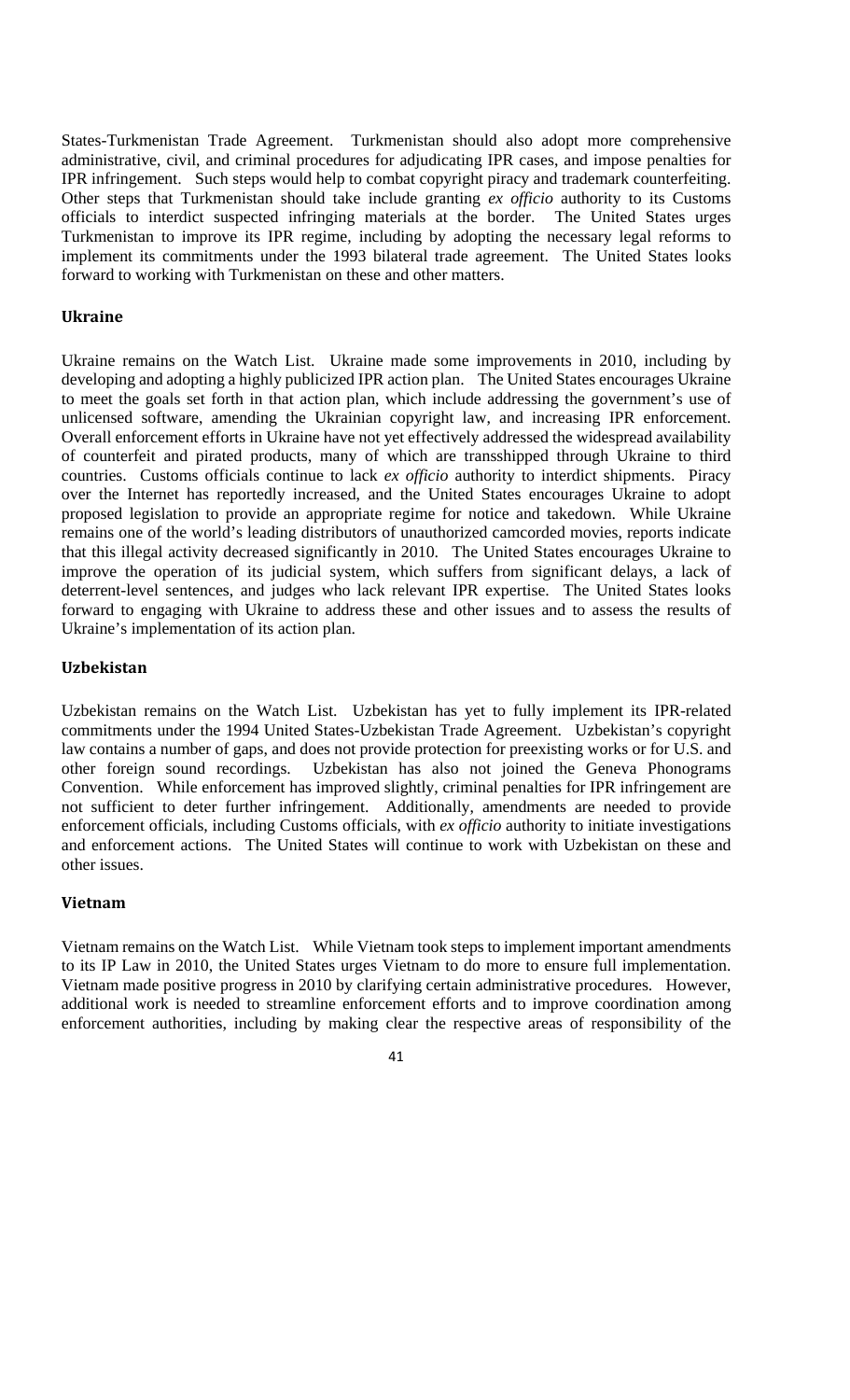States-Turkmenistan Trade Agreement. Turkmenistan should also adopt more comprehensive administrative, civil, and criminal procedures for adjudicating IPR cases, and impose penalties for IPR infringement. Such steps would help to combat copyright piracy and trademark counterfeiting. Other steps that Turkmenistan should take include granting *ex officio* authority to its Customs officials to interdict suspected infringing materials at the border. The United States urges Turkmenistan to improve its IPR regime, including by adopting the necessary legal reforms to implement its commitments under the 1993 bilateral trade agreement. The United States looks forward to working with Turkmenistan on these and other matters.

### Ukraine

Ukraine remains on the Watch List. Ukraine made some improvements in 2010, including by developing and adopting a highly publicized IPR action plan. The United States encourages Ukraine to meet the goals set forth in that action plan, which include addressing the government's use of unlicensed software, amending the Ukrainian copyright law, and increasing IPR enforcement. Overall enforcement efforts in Ukraine have not yet effectively addressed the widespread availability of counterfeit and pirated products, many of which are transshipped through Ukraine to third countries. Customs officials continue to lack *ex officio* authority to interdict shipments. Piracy over the Internet has reportedly increased, and the United States encourages Ukraine to adopt proposed legislation to provide an appropriate regime for notice and takedown. While Ukraine remains one of the world's leading distributors of unauthorized camcorded movies, reports indicate that this illegal activity decreased significantly in 2010. The United States encourages Ukraine to improve the operation of its judicial system, which suffers from significant delays, a lack of deterrent-level sentences, and judges who lack relevant IPR expertise. The United States looks forward to engaging with Ukraine to address these and other issues and to assess the results of Ukraine's implementation of its action plan.

### Uzbekistan

Uzbekistan remains on the Watch List. Uzbekistan has yet to fully implement its IPR-related commitments under the 1994 United States-Uzbekistan Trade Agreement. Uzbekistan's copyright law contains a number of gaps, and does not provide protection for preexisting works or for U.S. and other foreign sound recordings. Uzbekistan has also not joined the Geneva Phonograms Convention. While enforcement has improved slightly, criminal penalties for IPR infringement are not sufficient to deter further infringement. Additionally, amendments are needed to provide enforcement officials, including Customs officials, with *ex officio* authority to initiate investigations and enforcement actions. The United States will continue to work with Uzbekistan on these and other issues.

### Vietnam

Vietnam remains on the Watch List. While Vietnam took steps to implement important amendments to its IP Law in 2010, the United States urges Vietnam to do more to ensure full implementation. Vietnam made positive progress in 2010 by clarifying certain administrative procedures. However, additional work is needed to streamline enforcement efforts and to improve coordination among enforcement authorities, including by making clear the respective areas of responsibility of the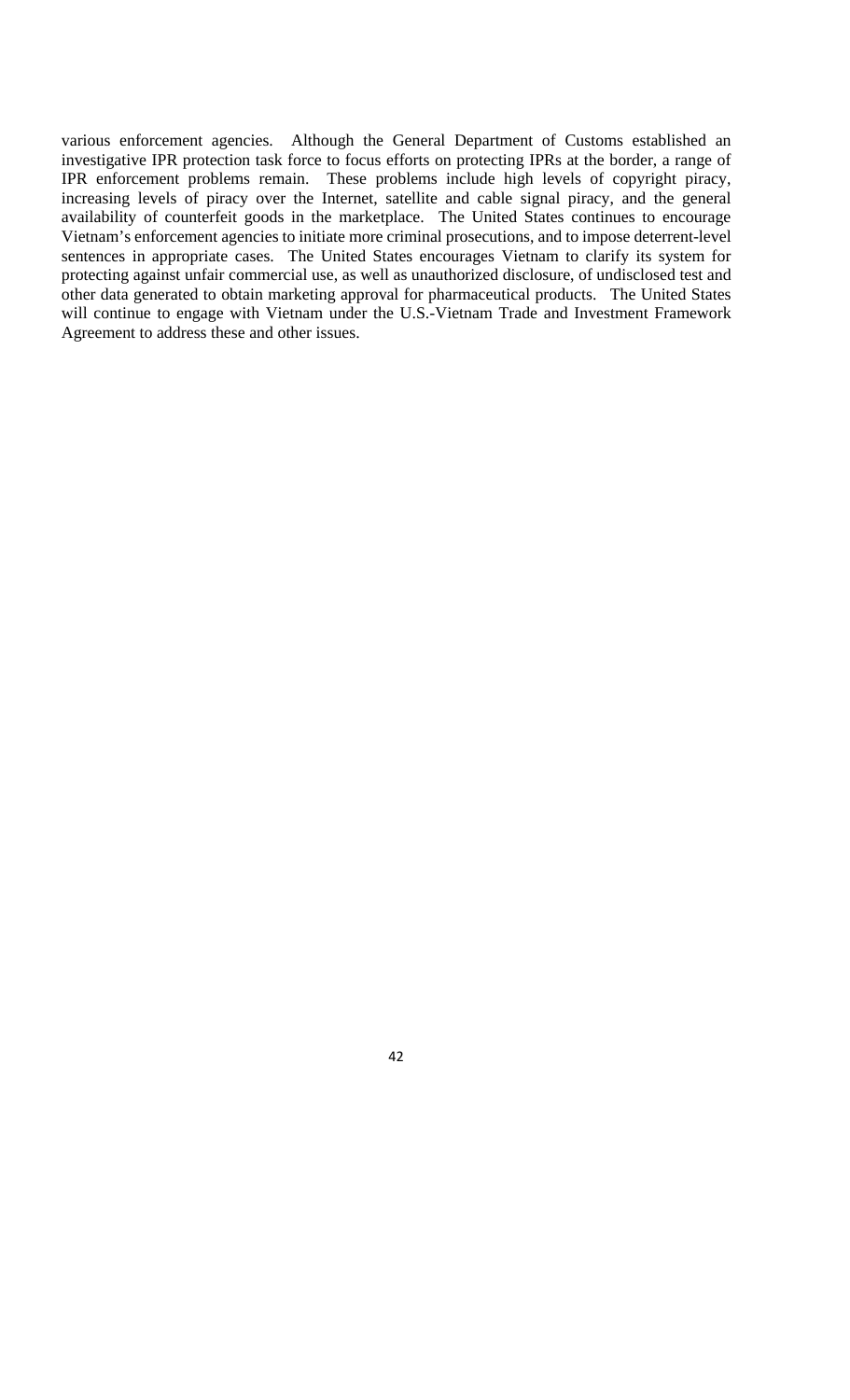various enforcement agencies. Although the General Department of Customs established an investigative IPR protection task force to focus efforts on protecting IPRs at the border, a range of IPR enforcement problems remain. These problems include high levels of copyright piracy, increasing levels of piracy over the Internet, satellite and cable signal piracy, and the general availability of counterfeit goods in the marketplace. The United States continues to encourage Vietnam's enforcement agencies to initiate more criminal prosecutions, and to impose deterrent-level sentences in appropriate cases. The United States encourages Vietnam to clarify its system for protecting against unfair commercial use, as well as unauthorized disclosure, of undisclosed test and other data generated to obtain marketing approval for pharmaceutical products. The United States will continue to engage with Vietnam under the U.S.-Vietnam Trade and Investment Framework Agreement to address these and other issues.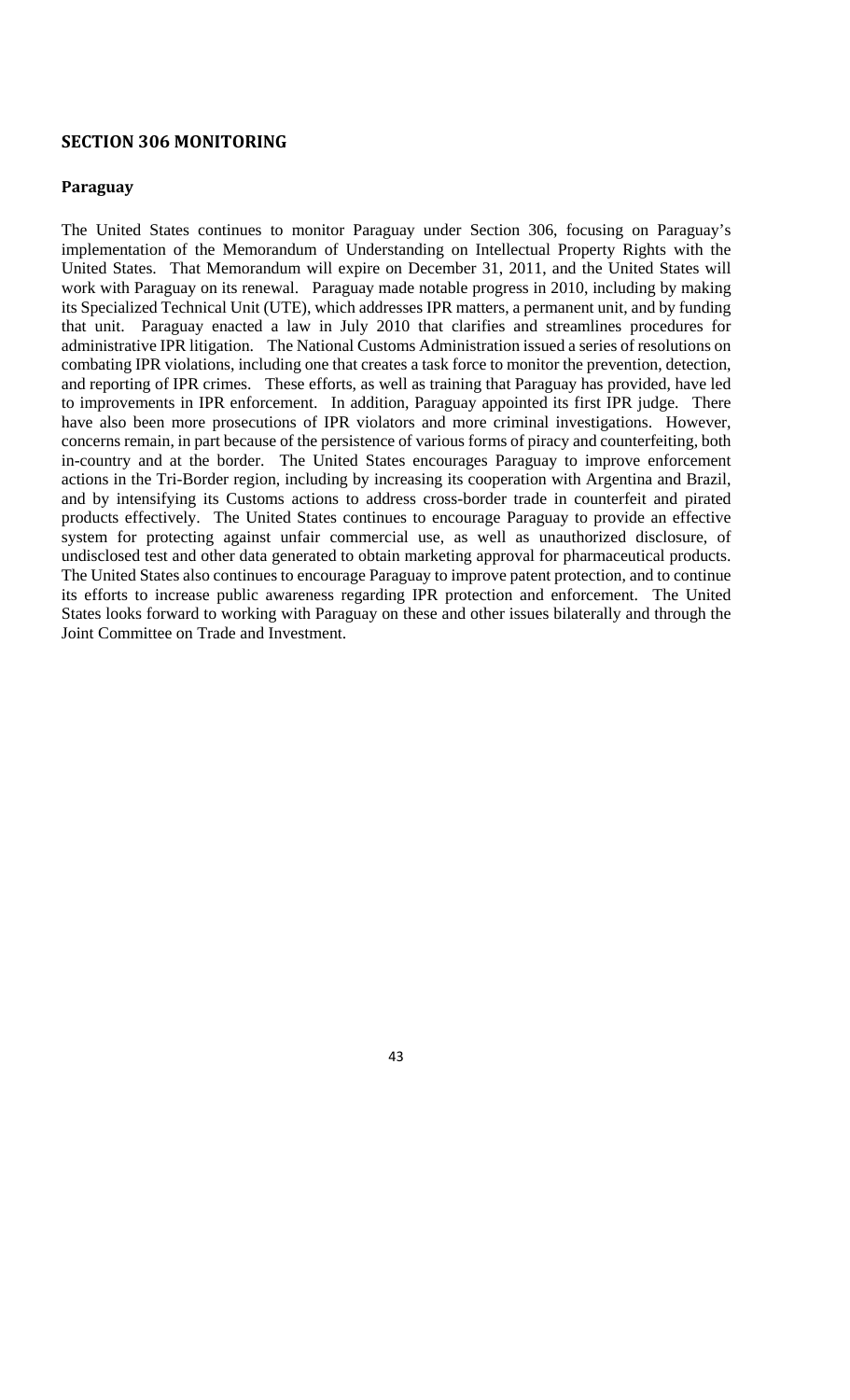## SECTION 306 MONITORING

### Paraguay

The United States continues to monitor Paraguay under Section 306, focusing on Paraguay's implementation of the Memorandum of Understanding on Intellectual Property Rights with the United States. That Memorandum will expire on December 31, 2011, and the United States will work with Paraguay on its renewal. Paraguay made notable progress in 2010, including by making its Specialized Technical Unit (UTE), which addresses IPR matters, a permanent unit, and by funding that unit. Paraguay enacted a law in July 2010 that clarifies and streamlines procedures for administrative IPR litigation. The National Customs Administration issued a series of resolutions on combating IPR violations, including one that creates a task force to monitor the prevention, detection, and reporting of IPR crimes. These efforts, as well as training that Paraguay has provided, have led to improvements in IPR enforcement. In addition, Paraguay appointed its first IPR judge. There have also been more prosecutions of IPR violators and more criminal investigations. However, concerns remain, in part because of the persistence of various forms of piracy and counterfeiting, both in-country and at the border. The United States encourages Paraguay to improve enforcement actions in the Tri-Border region, including by increasing its cooperation with Argentina and Brazil, and by intensifying its Customs actions to address cross-border trade in counterfeit and pirated products effectively. The United States continues to encourage Paraguay to provide an effective system for protecting against unfair commercial use, as well as unauthorized disclosure, of undisclosed test and other data generated to obtain marketing approval for pharmaceutical products. The United States also continues to encourage Paraguay to improve patent protection, and to continue its efforts to increase public awareness regarding IPR protection and enforcement. The United States looks forward to working with Paraguay on these and other issues bilaterally and through the Joint Committee on Trade and Investment.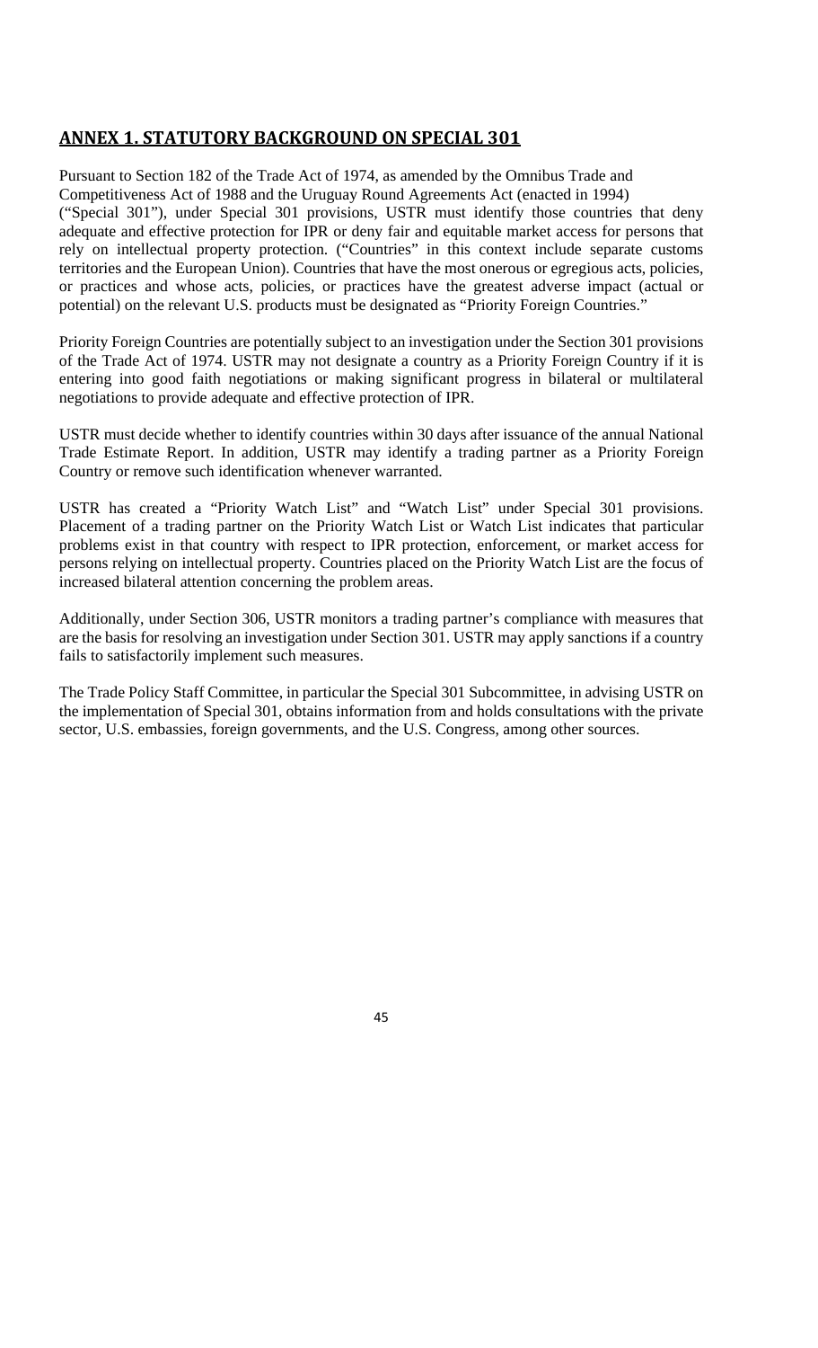## ANNEX 1. STATUTORY BACKGROUND ON SPECIAL 301

Pursuant to Section 182 of the Trade Act of 1974, as amended by the Omnibus Trade and Competitiveness Act of 1988 and the Uruguay Round Agreements Act (enacted in 1994) ("Special 301"), under Special 301 provisions, USTR must identify those countries that deny adequate and effective protection for IPR or deny fair and equitable market access for persons that rely on intellectual property protection. ("Countries" in this context include separate customs territories and the European Union). Countries that have the most onerous or egregious acts, policies, or practices and whose acts, policies, or practices have the greatest adverse impact (actual or potential) on the relevant U.S. products must be designated as "Priority Foreign Countries."

Priority Foreign Countries are potentially subject to an investigation under the Section 301 provisions of the Trade Act of 1974. USTR may not designate a country as a Priority Foreign Country if it is entering into good faith negotiations or making significant progress in bilateral or multilateral negotiations to provide adequate and effective protection of IPR.

USTR must decide whether to identify countries within 30 days after issuance of the annual National Trade Estimate Report. In addition, USTR may identify a trading partner as a Priority Foreign Country or remove such identification whenever warranted.

USTR has created a "Priority Watch List" and "Watch List" under Special 301 provisions. Placement of a trading partner on the Priority Watch List or Watch List indicates that particular problems exist in that country with respect to IPR protection, enforcement, or market access for persons relying on intellectual property. Countries placed on the Priority Watch List are the focus of increased bilateral attention concerning the problem areas.

Additionally, under Section 306, USTR monitors a trading partner's compliance with measures that are the basis for resolving an investigation under Section 301. USTR may apply sanctions if a country fails to satisfactorily implement such measures.

The Trade Policy Staff Committee, in particular the Special 301 Subcommittee, in advising USTR on the implementation of Special 301, obtains information from and holds consultations with the private sector, U.S. embassies, foreign governments, and the U.S. Congress, among other sources.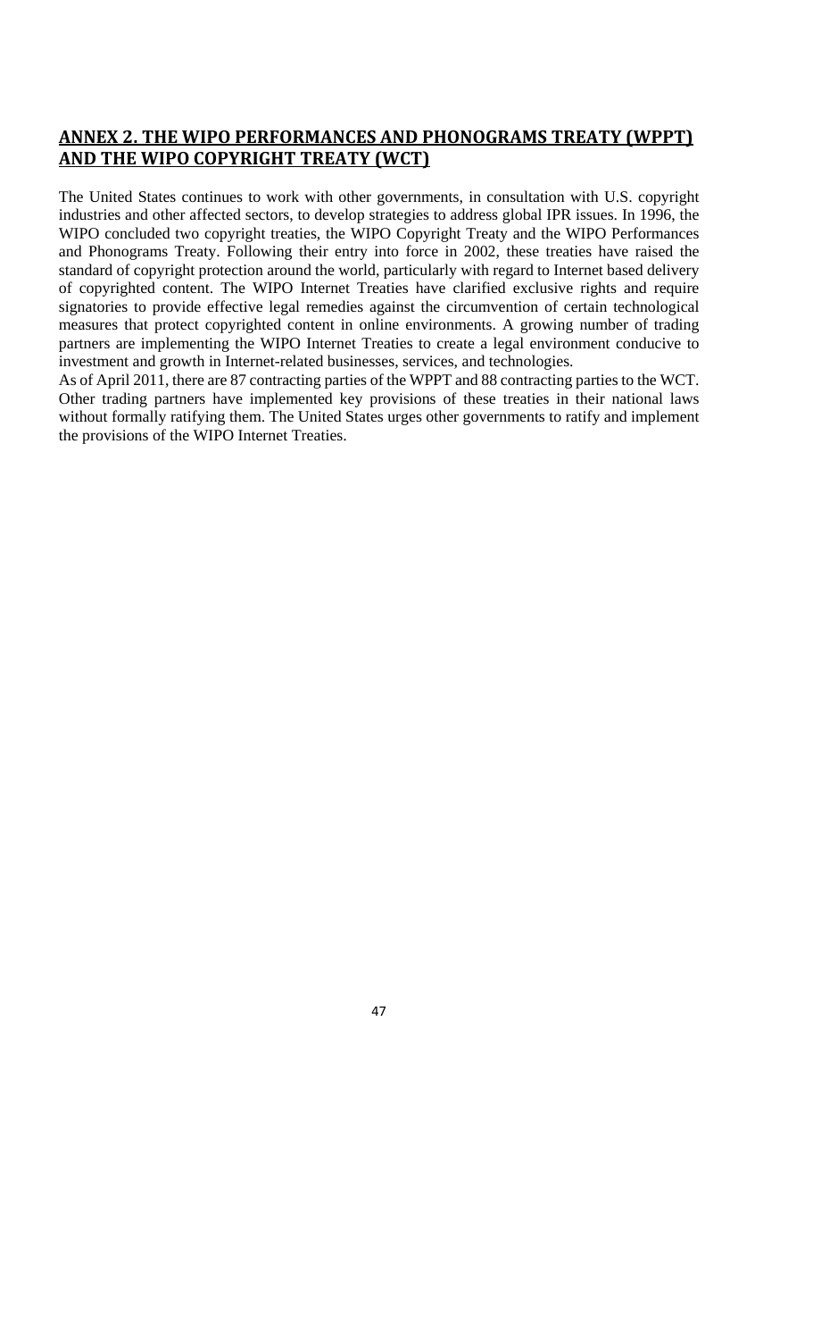## ANNEX 2. THE WIPO PERFORMANCES AND PHONOGRAMS TREATY (WPPT) AND THE WIPO COPYRIGHT TREATY (WCT)

The United States continues to work with other governments, in consultation with U.S. copyright industries and other affected sectors, to develop strategies to address global IPR issues. In 1996, the WIPO concluded two copyright treaties, the WIPO Copyright Treaty and the WIPO Performances and Phonograms Treaty. Following their entry into force in 2002, these treaties have raised the standard of copyright protection around the world, particularly with regard to Internet based delivery of copyrighted content. The WIPO Internet Treaties have clarified exclusive rights and require signatories to provide effective legal remedies against the circumvention of certain technological measures that protect copyrighted content in online environments. A growing number of trading partners are implementing the WIPO Internet Treaties to create a legal environment conducive to investment and growth in Internet-related businesses, services, and technologies.

As of April 2011, there are 87 contracting parties of the WPPT and 88 contracting parties to the WCT. Other trading partners have implemented key provisions of these treaties in their national laws without formally ratifying them. The United States urges other governments to ratify and implement the provisions of the WIPO Internet Treaties.